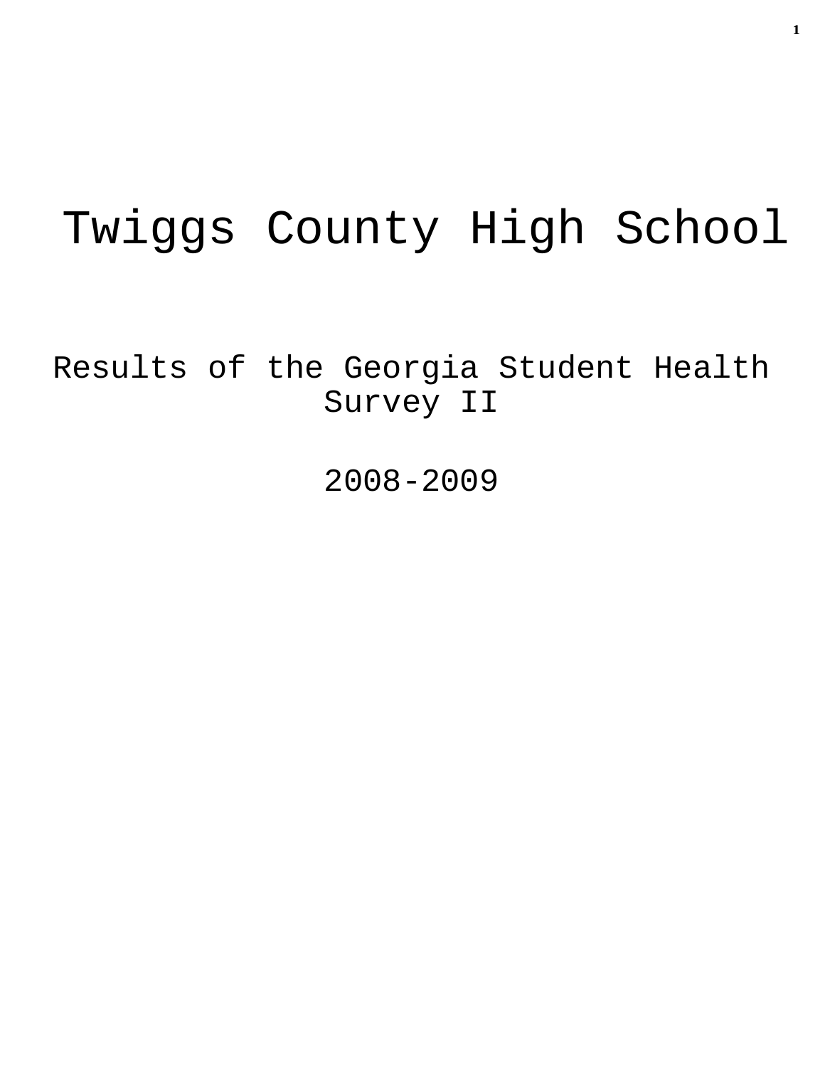# Twiggs County High School

## Results of the Georgia Student Health Survey II

## 2008-2009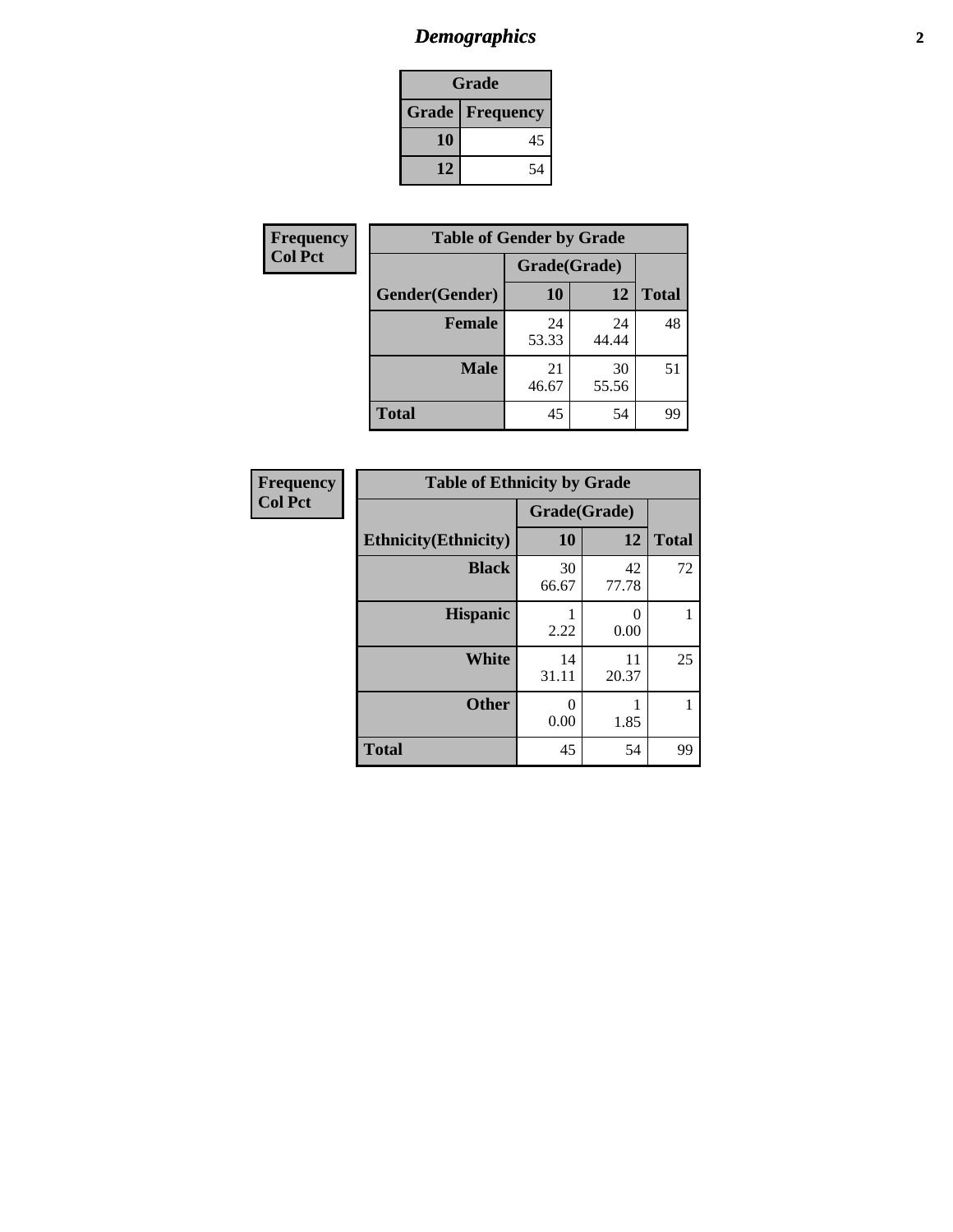| Grade | |
|---|---|
| **Grade** | **Frequency** |
| **10** | 45 |
| **12** | 54 |

**Frequency**
**Col Pct**

| Table of Gender by Grade | | | |
|---|---|---|---|
| | Grade(Grade) | | |
| **Gender(Gender)** | **10** | **12** | **Total** |
| **Female** | 24<br>53.33 | 24<br>44.44 | 48 |
| **Male** | 21<br>46.67 | 30<br>55.56 | 51 |
| **Total** | 45 | 54 | 99 |

**Frequency**
**Col Pct**

| Table of Ethnicity by Grade | | | |
|---|---|---|---|
| | Grade(Grade) | | |
| **Ethnicity(Ethnicity)** | **10** | **12** | **Total** |
| **Black** | 30<br>66.67 | 42<br>77.78 | 72 |
| **Hispanic** | 1<br>2.22 | 0<br>0.00 | 1 |
| **White** | 14<br>31.11 | 11<br>20.37 | 25 |
| **Other** | 0<br>0.00 | 1<br>1.85 | 1 |
| **Total** | 45 | 54 | 99 |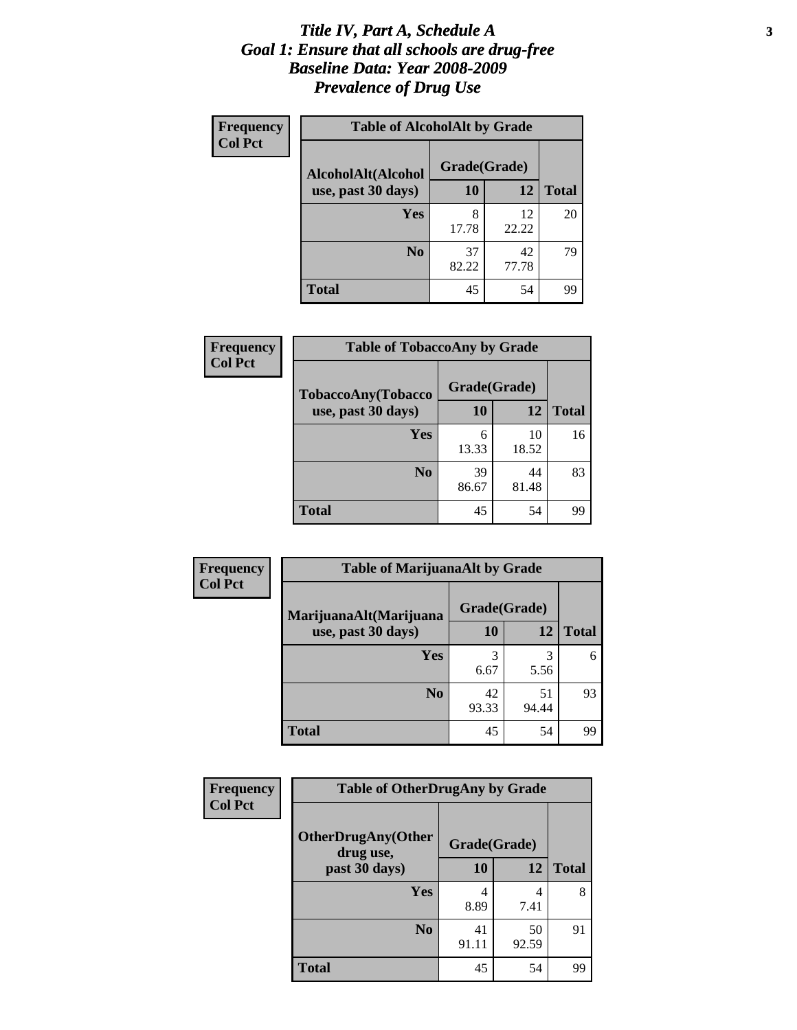# *Title IV, Part A, Schedule A*
# *Goal 1: Ensure that all schools are drug-free*
# *Baseline Data: Year 2008-2009*
# *Prevalence of Drug Use*

**Frequency**
**Col Pct**

**Table of AlcoholAlt by Grade**

| AlcoholAlt(Alcohol use, past 30 days) | Grade(Grade) | | Total |
|---|---|---|---|
| | 10 | 12 | |
| **Yes** | 8<br>17.78 | 12<br>22.22 | 20 |
| **No** | 37<br>82.22 | 42<br>77.78 | 79 |
| **Total** | 45 | 54 | 99 |

**Frequency**
**Col Pct**

**Table of TobaccoAny by Grade**

| TobaccoAny(Tobacco use, past 30 days) | Grade(Grade) | | Total |
|---|---|---|---|
| | 10 | 12 | |
| **Yes** | 6<br>13.33 | 10<br>18.52 | 16 |
| **No** | 39<br>86.67 | 44<br>81.48 | 83 |
| **Total** | 45 | 54 | 99 |

**Frequency**
**Col Pct**

**Table of MarijuanaAlt by Grade**

| MarijuanaAlt(Marijuana use, past 30 days) | Grade(Grade) | | Total |
|---|---|---|---|
| | 10 | 12 | |
| **Yes** | 3<br>6.67 | 3<br>5.56 | 6 |
| **No** | 42<br>93.33 | 51<br>94.44 | 93 |
| **Total** | 45 | 54 | 99 |

**Frequency**
**Col Pct**

**Table of OtherDrugAny by Grade**

| OtherDrugAny(Other drug use, past 30 days) | Grade(Grade) | | Total |
|---|---|---|---|
| | 10 | 12 | |
| **Yes** | 4<br>8.89 | 4<br>7.41 | 8 |
| **No** | 41<br>91.11 | 50<br>92.59 | 91 |
| **Total** | 45 | 54 | 99 |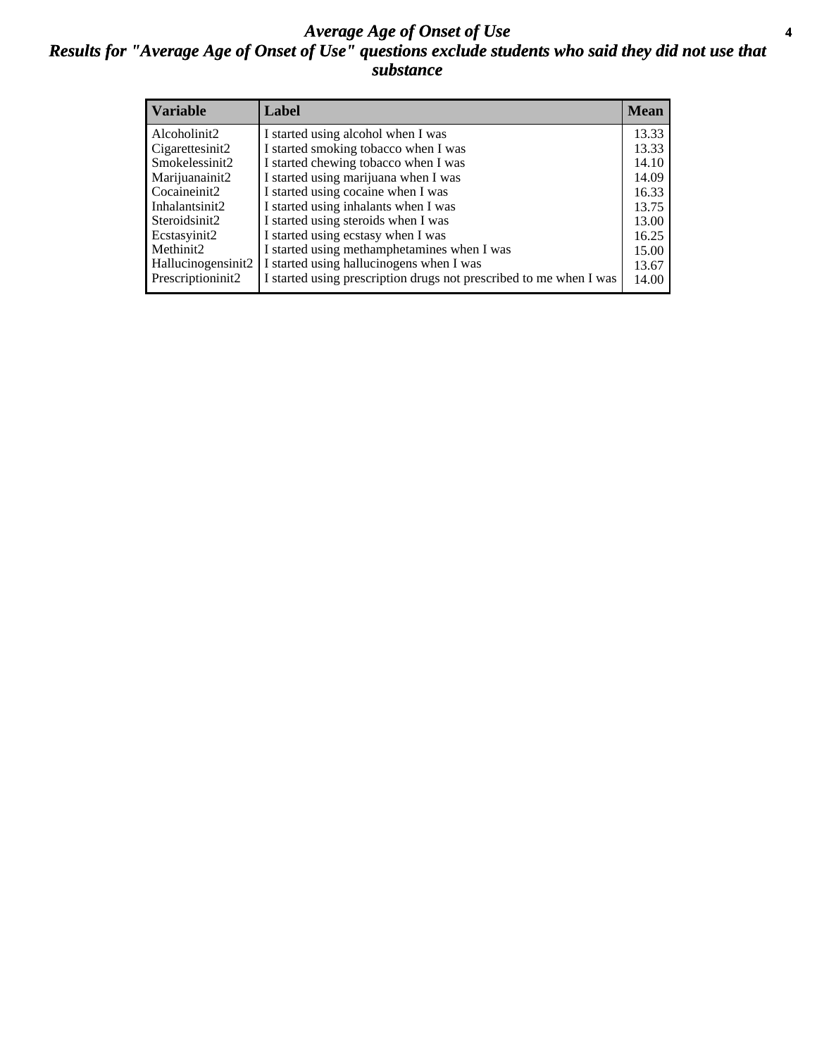# *Average Age of Onset of Use*

## *Results for "Average Age of Onset of Use" questions exclude students who said they did not use that substance*

| Variable | Label | Mean |
|---|---|---|
| Alcoholinit2 | I started using alcohol when I was | 13.33 |
| Cigarettesinit2 | I started smoking tobacco when I was | 13.33 |
| Smokelessinit2 | I started chewing tobacco when I was | 14.10 |
| Marijuanainit2 | I started using marijuana when I was | 14.09 |
| Cocaineinit2 | I started using cocaine when I was | 16.33 |
| Inhalantsinit2 | I started using inhalants when I was | 13.75 |
| Steroidsinit2 | I started using steroids when I was | 13.00 |
| Ecstasyinit2 | I started using ecstasy when I was | 16.25 |
| Methinit2 | I started using methamphetamines when I was | 15.00 |
| Hallucinogensinit2 | I started using hallucinogens when I was | 13.67 |
| Prescriptioninit2 | I started using prescription drugs not prescribed to me when I was | 14.00 |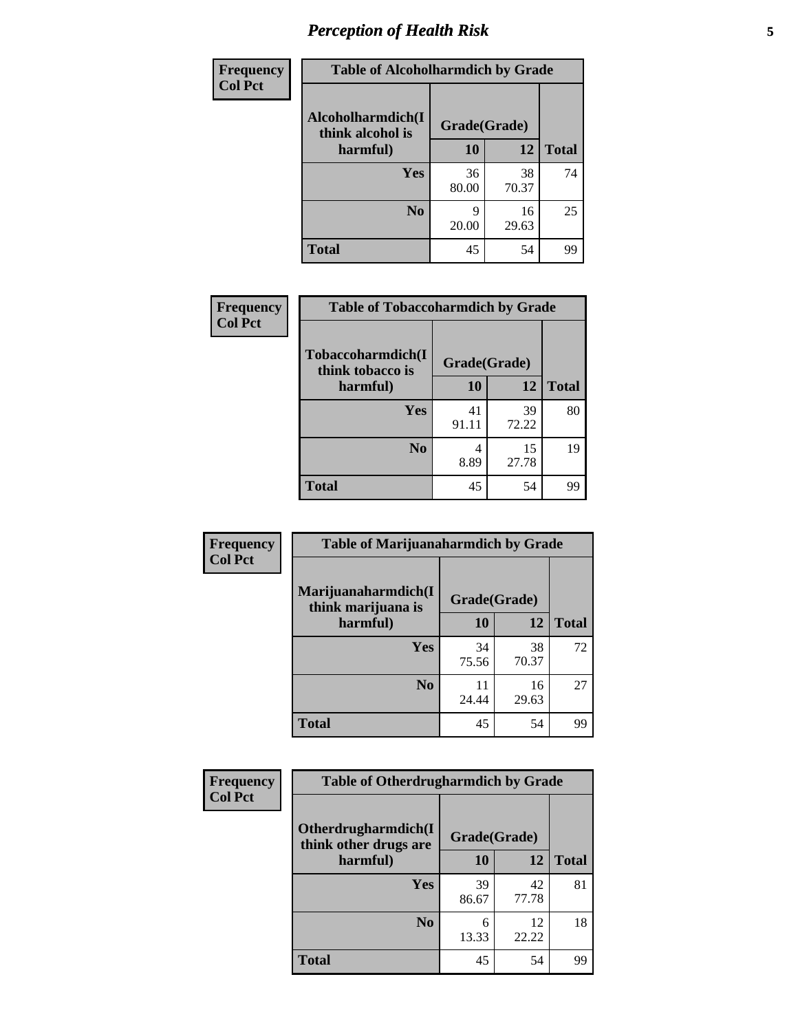## Perception of Health Risk

| Frequency Col Pct | Table of Alcoholharmdich by Grade | | |
|---|---|---|---|
| Alcoholharmdich(I think alcohol is harmful) | Grade(Grade) | | |
| | 10 | 12 | Total |
| Yes | 36<br>80.00 | 38<br>70.37 | 74 |
| No | 9<br>20.00 | 16<br>29.63 | 25 |
| Total | 45 | 54 | 99 |

| Frequency Col Pct | Table of Tobaccoharmdich by Grade | | |
|---|---|---|---|
| Tobaccoharmdich(I think tobacco is harmful) | Grade(Grade) | | |
| | 10 | 12 | Total |
| Yes | 41<br>91.11 | 39<br>72.22 | 80 |
| No | 4<br>8.89 | 15<br>27.78 | 19 |
| Total | 45 | 54 | 99 |

| Frequency Col Pct | Table of Marijuanaharmdich by Grade | | |
|---|---|---|---|
| Marijuanaharmdich(I think marijuana is harmful) | Grade(Grade) | | |
| | 10 | 12 | Total |
| Yes | 34<br>75.56 | 38<br>70.37 | 72 |
| No | 11<br>24.44 | 16<br>29.63 | 27 |
| Total | 45 | 54 | 99 |

| Frequency Col Pct | Table of Otherdrugharmdich by Grade | | |
|---|---|---|---|
| Otherdrugharmdich(I think other drugs are harmful) | Grade(Grade) | | |
| | 10 | 12 | Total |
| Yes | 39<br>86.67 | 42<br>77.78 | 81 |
| No | 6<br>13.33 | 12<br>22.22 | 18 |
| Total | 45 | 54 | 99 |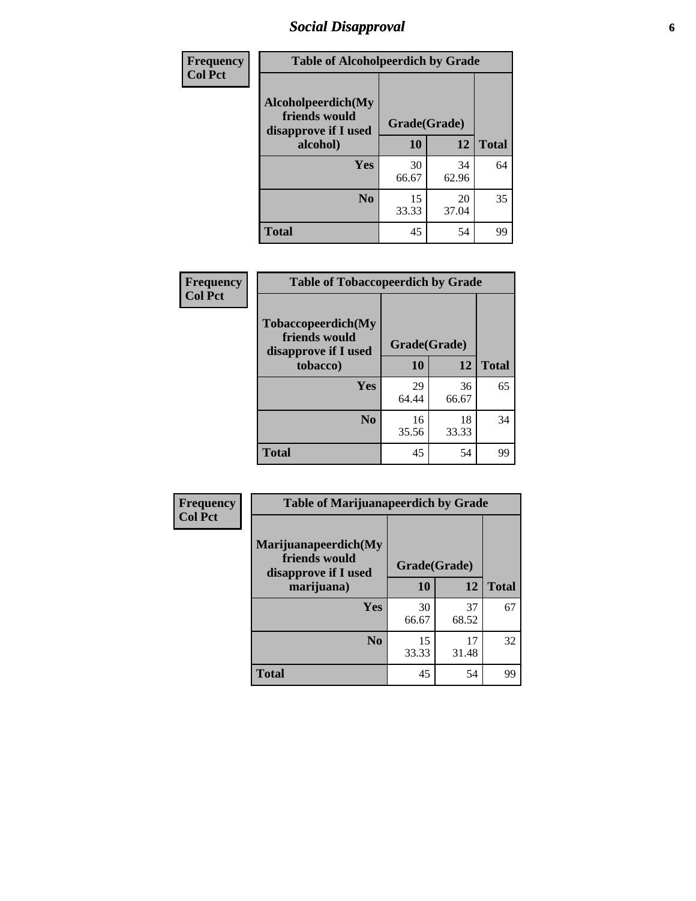# Social Disapproval

| Frequency<br>Col Pct | | | |
|---|---|---|---|

**Table of Alcoholpeerdich by Grade**

| Alcoholpeerdich(My friends would disapprove if I used alcohol) | Grade(Grade) 10 | 12 | Total |
|---|---|---|---|
| Yes | 30<br>66.67 | 34<br>62.96 | 64 |
| No | 15<br>33.33 | 20<br>37.04 | 35 |
| Total | 45 | 54 | 99 |

| Frequency<br>Col Pct | | | |
|---|---|---|---|

**Table of Tobaccopeerdich by Grade**

| Tobaccopeerdich(My friends would disapprove if I used tobacco) | Grade(Grade) 10 | 12 | Total |
|---|---|---|---|
| Yes | 29<br>64.44 | 36<br>66.67 | 65 |
| No | 16<br>35.56 | 18<br>33.33 | 34 |
| Total | 45 | 54 | 99 |

| Frequency<br>Col Pct | | | |
|---|---|---|---|

**Table of Marijuanapeerdich by Grade**

| Marijuanapeerdich(My friends would disapprove if I used marijuana) | Grade(Grade) 10 | 12 | Total |
|---|---|---|---|
| Yes | 30<br>66.67 | 37<br>68.52 | 67 |
| No | 15<br>33.33 | 17<br>31.48 | 32 |
| Total | 45 | 54 | 99 |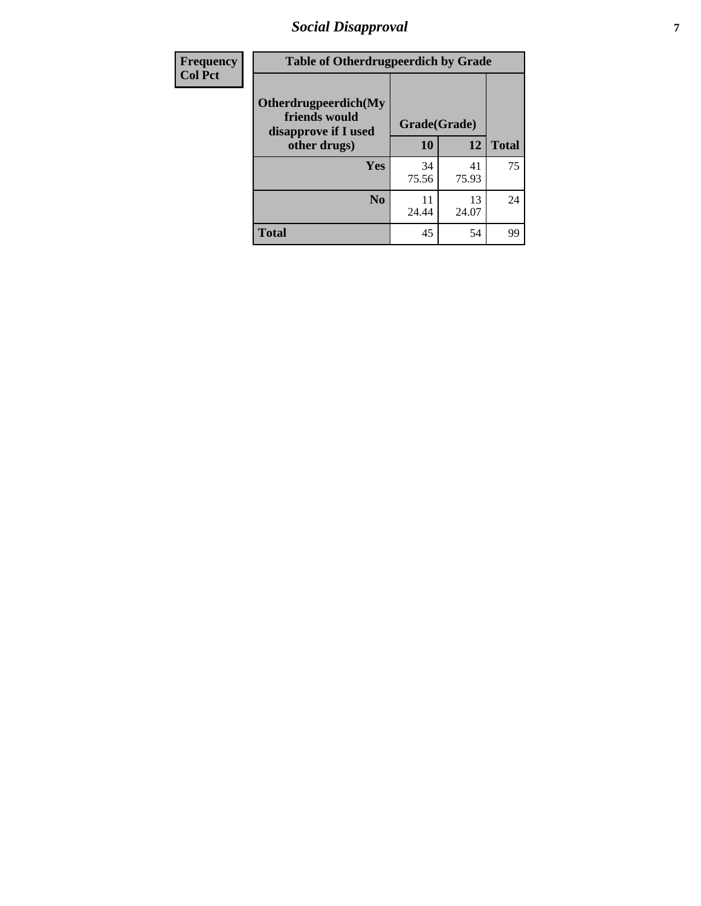| Frequency<br>Col Pct | Table of Otherdrugpeerdich by Grade | | |
|---|---|---|---|
| Otherdrugpeerdich(My friends would disapprove if I used other drugs) | Grade(Grade) | | |
| | 10 | 12 | Total |
| Yes | 34<br>75.56 | 41<br>75.93 | 75 |
| No | 11<br>24.44 | 13<br>24.07 | 24 |
| Total | 45 | 54 | 99 |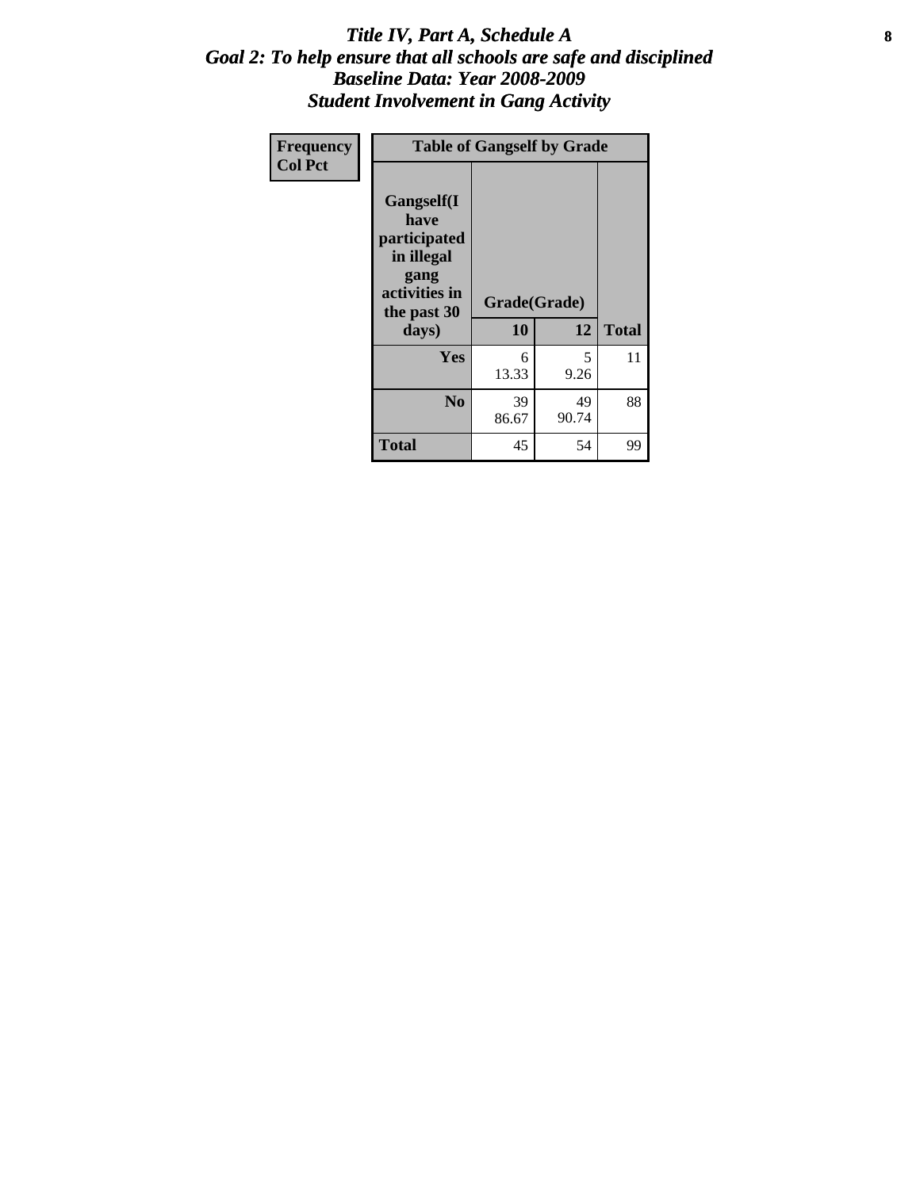# *Title IV, Part A, Schedule A*
## *Goal 2: To help ensure that all schools are safe and disciplined*
## *Baseline Data: Year 2008-2009*
## *Student Involvement in Gang Activity*

| Frequency<br>Col Pct | Table of Gangself by Grade | | |
|---|---|---|---|
| Gangself(I have participated in illegal gang activities in the past 30 days) | Grade(Grade) | | |
| | 10 | 12 | Total |
| Yes | 6<br>13.33 | 5<br>9.26 | 11 |
| No | 39<br>86.67 | 49<br>90.74 | 88 |
| Total | 45 | 54 | 99 |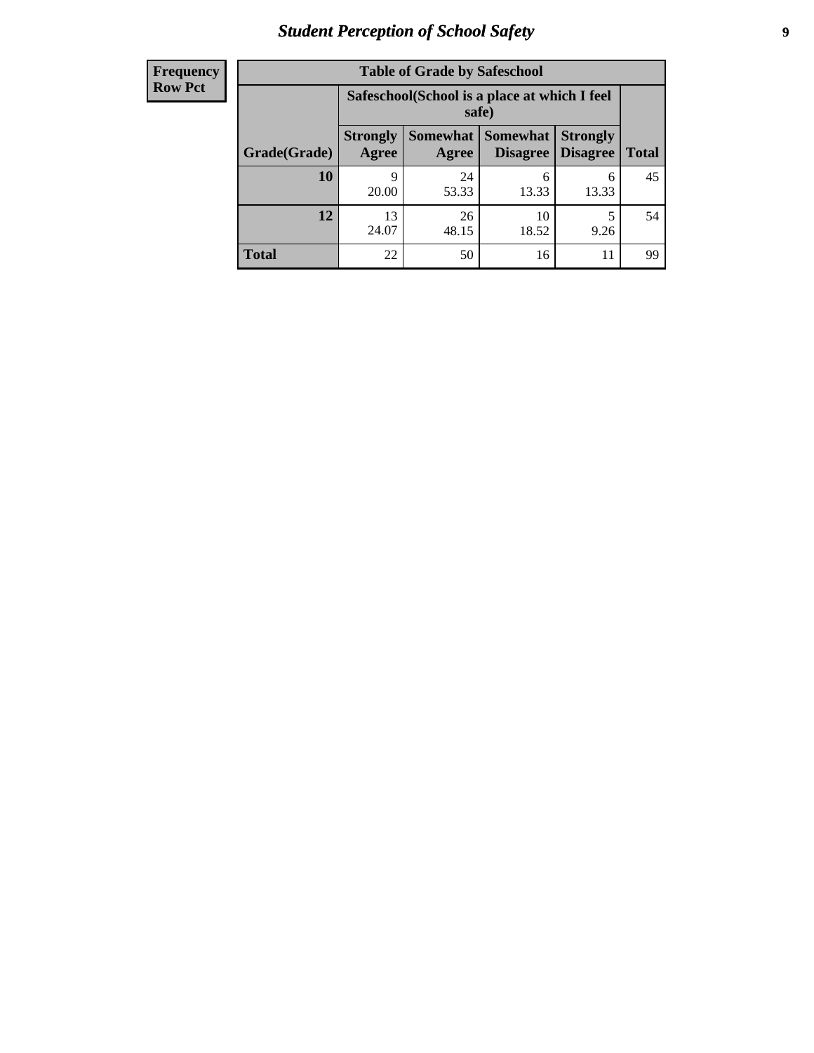| Frequency |
|---|
| Row Pct |

| Table of Grade by Safeschool | | | | | |
|---|---|---|---|---|---|
| | Safeschool(School is a place at which I feel safe) | | | | |
| Grade(Grade) | Strongly Agree | Somewhat Agree | Somewhat Disagree | Strongly Disagree | Total |
| 10 | 9<br>20.00 | 24<br>53.33 | 6<br>13.33 | 6<br>13.33 | 45 |
| 12 | 13<br>24.07 | 26<br>48.15 | 10<br>18.52 | 5<br>9.26 | 54 |
| Total | 22 | 50 | 16 | 11 | 99 |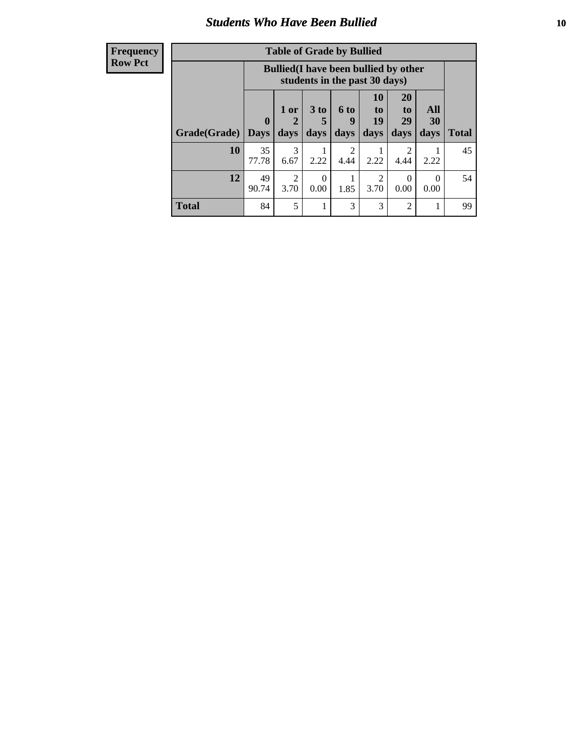## Students Who Have Been Bullied

| Frequency<br>Row Pct |
|---|

**Table of Grade by Bullied**

| Grade(Grade) | Bullied(I have been bullied by other students in the past 30 days) | | | | | | | Total |
|---|---|---|---|---|---|---|---|---|
| | 0 Days | 1 or 2 days | 3 to 5 days | 6 to 9 days | 10 to 19 days | 20 to 29 days | All 30 days | |
| **10** | 35<br>77.78 | 3<br>6.67 | 1<br>2.22 | 2<br>4.44 | 1<br>2.22 | 2<br>4.44 | 1<br>2.22 | 45 |
| **12** | 49<br>90.74 | 2<br>3.70 | 0<br>0.00 | 1<br>1.85 | 2<br>3.70 | 0<br>0.00 | 0<br>0.00 | 54 |
| **Total** | 84 | 5 | 1 | 3 | 3 | 2 | 1 | 99 |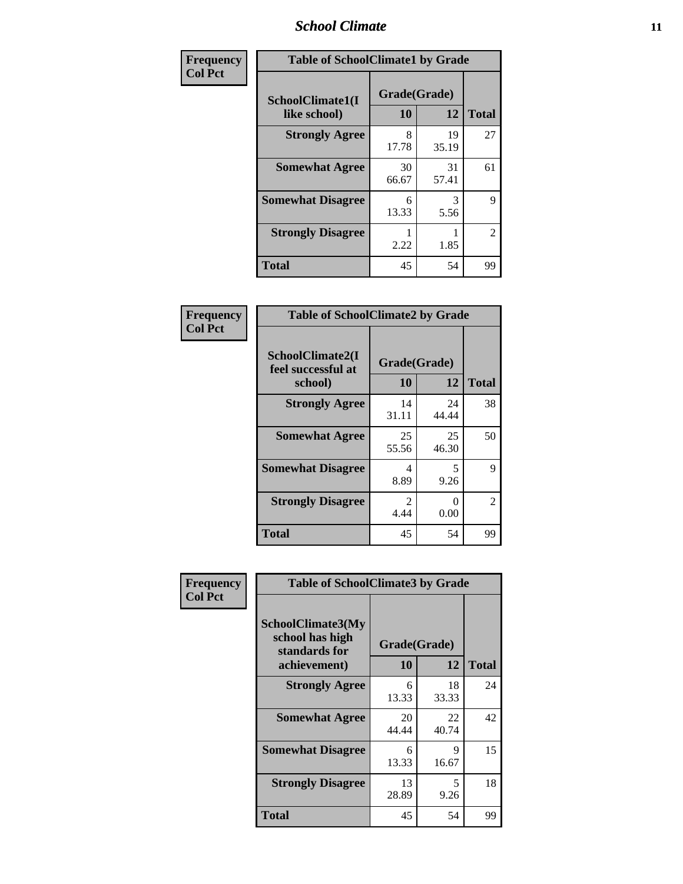# School Climate

**Frequency**
**Col Pct**

| Table of SchoolClimate1 by Grade | | | |
|---|---|---|---|
| SchoolClimate1(I like school) | Grade(Grade) | | Total |
| | 10 | 12 | |
| **Strongly Agree** | 8<br>17.78 | 19<br>35.19 | 27 |
| **Somewhat Agree** | 30<br>66.67 | 31<br>57.41 | 61 |
| **Somewhat Disagree** | 6<br>13.33 | 3<br>5.56 | 9 |
| **Strongly Disagree** | 1<br>2.22 | 1<br>1.85 | 2 |
| **Total** | 45 | 54 | 99 |

**Frequency**
**Col Pct**

| Table of SchoolClimate2 by Grade | | | |
|---|---|---|---|
| SchoolClimate2(I feel successful at school) | Grade(Grade) | | Total |
| | 10 | 12 | |
| **Strongly Agree** | 14<br>31.11 | 24<br>44.44 | 38 |
| **Somewhat Agree** | 25<br>55.56 | 25<br>46.30 | 50 |
| **Somewhat Disagree** | 4<br>8.89 | 5<br>9.26 | 9 |
| **Strongly Disagree** | 2<br>4.44 | 0<br>0.00 | 2 |
| **Total** | 45 | 54 | 99 |

**Frequency**
**Col Pct**

| Table of SchoolClimate3 by Grade | | | |
|---|---|---|---|
| SchoolClimate3(My school has high standards for achievement) | Grade(Grade) | | Total |
| | 10 | 12 | |
| **Strongly Agree** | 6<br>13.33 | 18<br>33.33 | 24 |
| **Somewhat Agree** | 20<br>44.44 | 22<br>40.74 | 42 |
| **Somewhat Disagree** | 6<br>13.33 | 9<br>16.67 | 15 |
| **Strongly Disagree** | 13<br>28.89 | 5<br>9.26 | 18 |
| **Total** | 45 | 54 | 99 |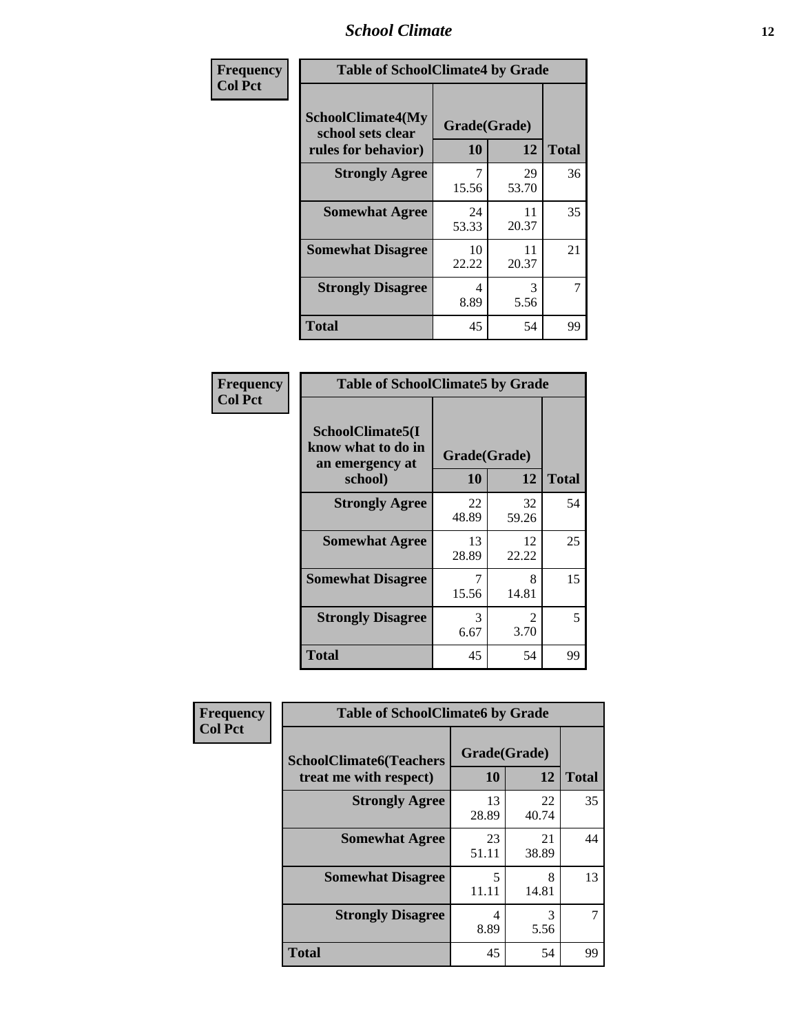# School Climate

**Frequency**
**Col Pct**

| Table of SchoolClimate4 by Grade | | | |
|---|---|---|---|
| SchoolClimate4(My school sets clear rules for behavior) | Grade(Grade) | | |
| | 10 | 12 | Total |
| **Strongly Agree** | 7<br>15.56 | 29<br>53.70 | 36 |
| **Somewhat Agree** | 24<br>53.33 | 11<br>20.37 | 35 |
| **Somewhat Disagree** | 10<br>22.22 | 11<br>20.37 | 21 |
| **Strongly Disagree** | 4<br>8.89 | 3<br>5.56 | 7 |
| **Total** | 45 | 54 | 99 |

**Frequency**
**Col Pct**

| Table of SchoolClimate5 by Grade | | | |
|---|---|---|---|
| SchoolClimate5(I know what to do in an emergency at school) | Grade(Grade) | | |
| | 10 | 12 | Total |
| **Strongly Agree** | 22<br>48.89 | 32<br>59.26 | 54 |
| **Somewhat Agree** | 13<br>28.89 | 12<br>22.22 | 25 |
| **Somewhat Disagree** | 7<br>15.56 | 8<br>14.81 | 15 |
| **Strongly Disagree** | 3<br>6.67 | 2<br>3.70 | 5 |
| **Total** | 45 | 54 | 99 |

**Frequency**
**Col Pct**

| Table of SchoolClimate6 by Grade | | | |
|---|---|---|---|
| SchoolClimate6(Teachers treat me with respect) | Grade(Grade) | | |
| | 10 | 12 | Total |
| **Strongly Agree** | 13<br>28.89 | 22<br>40.74 | 35 |
| **Somewhat Agree** | 23<br>51.11 | 21<br>38.89 | 44 |
| **Somewhat Disagree** | 5<br>11.11 | 8<br>14.81 | 13 |
| **Strongly Disagree** | 4<br>8.89 | 3<br>5.56 | 7 |
| **Total** | 45 | 54 | 99 |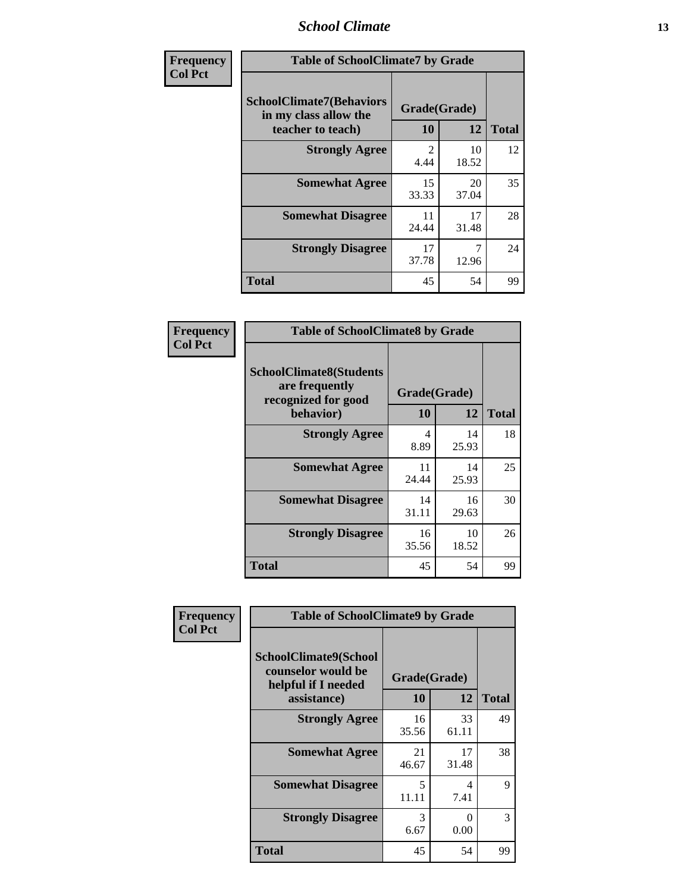| Frequency<br>Col Pct | Table of SchoolClimate7 by Grade | | |
|---|---|---|---|
| SchoolClimate7(Behaviors in my class allow the teacher to teach) | Grade(Grade) | | |
| | 10 | 12 | Total |
| Strongly Agree | 2<br>4.44 | 10<br>18.52 | 12 |
| Somewhat Agree | 15<br>33.33 | 20<br>37.04 | 35 |
| Somewhat Disagree | 11<br>24.44 | 17<br>31.48 | 28 |
| Strongly Disagree | 17<br>37.78 | 7<br>12.96 | 24 |
| Total | 45 | 54 | 99 |

| Frequency<br>Col Pct | Table of SchoolClimate8 by Grade | | |
|---|---|---|---|
| SchoolClimate8(Students are frequently recognized for good behavior) | Grade(Grade) | | |
| | 10 | 12 | Total |
| Strongly Agree | 4<br>8.89 | 14<br>25.93 | 18 |
| Somewhat Agree | 11<br>24.44 | 14<br>25.93 | 25 |
| Somewhat Disagree | 14<br>31.11 | 16<br>29.63 | 30 |
| Strongly Disagree | 16<br>35.56 | 10<br>18.52 | 26 |
| Total | 45 | 54 | 99 |

| Frequency<br>Col Pct | Table of SchoolClimate9 by Grade | | |
|---|---|---|---|
| SchoolClimate9(School counselor would be helpful if I needed assistance) | Grade(Grade) | | |
| | 10 | 12 | Total |
| Strongly Agree | 16<br>35.56 | 33<br>61.11 | 49 |
| Somewhat Agree | 21<br>46.67 | 17<br>31.48 | 38 |
| Somewhat Disagree | 5<br>11.11 | 4<br>7.41 | 9 |
| Strongly Disagree | 3<br>6.67 | 0<br>0.00 | 3 |
| Total | 45 | 54 | 99 |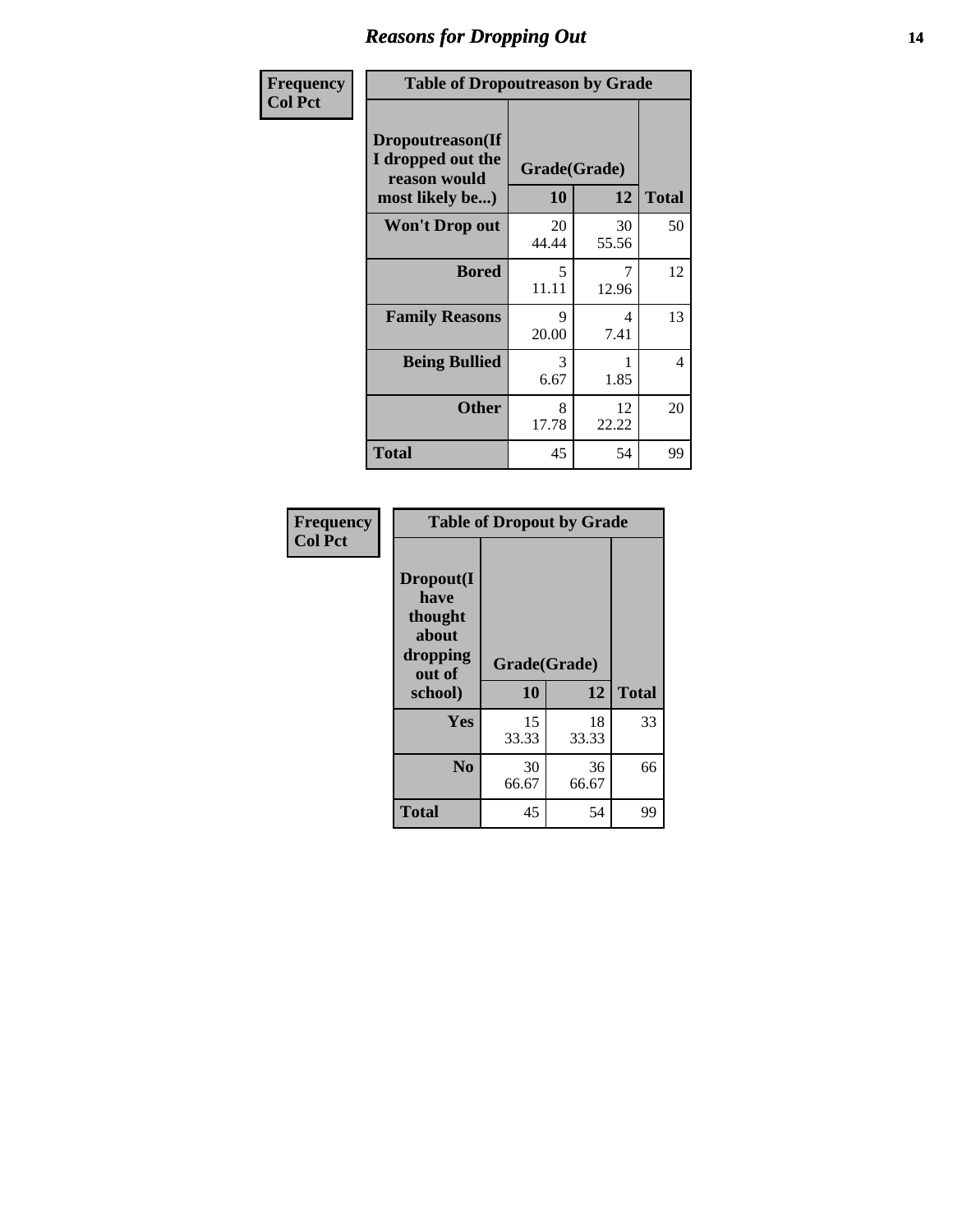## Reasons for Dropping Out

Frequency
Col Pct

**Table of Dropoutreason by Grade**

| Dropoutreason(If I dropped out the reason would most likely be...) | Grade(Grade) | | |
|---|---|---|---|
| | 10 | 12 | Total |
| Won't Drop out | 20<br>44.44 | 30<br>55.56 | 50 |
| Bored | 5<br>11.11 | 7<br>12.96 | 12 |
| Family Reasons | 9<br>20.00 | 4<br>7.41 | 13 |
| Being Bullied | 3<br>6.67 | 1<br>1.85 | 4 |
| Other | 8<br>17.78 | 12<br>22.22 | 20 |
| Total | 45 | 54 | 99 |

Frequency
Col Pct

**Table of Dropout by Grade**

| Dropout(I have thought about dropping out of school) | Grade(Grade) | | |
|---|---|---|---|
| | 10 | 12 | Total |
| Yes | 15<br>33.33 | 18<br>33.33 | 33 |
| No | 30<br>66.67 | 36<br>66.67 | 66 |
| Total | 45 | 54 | 99 |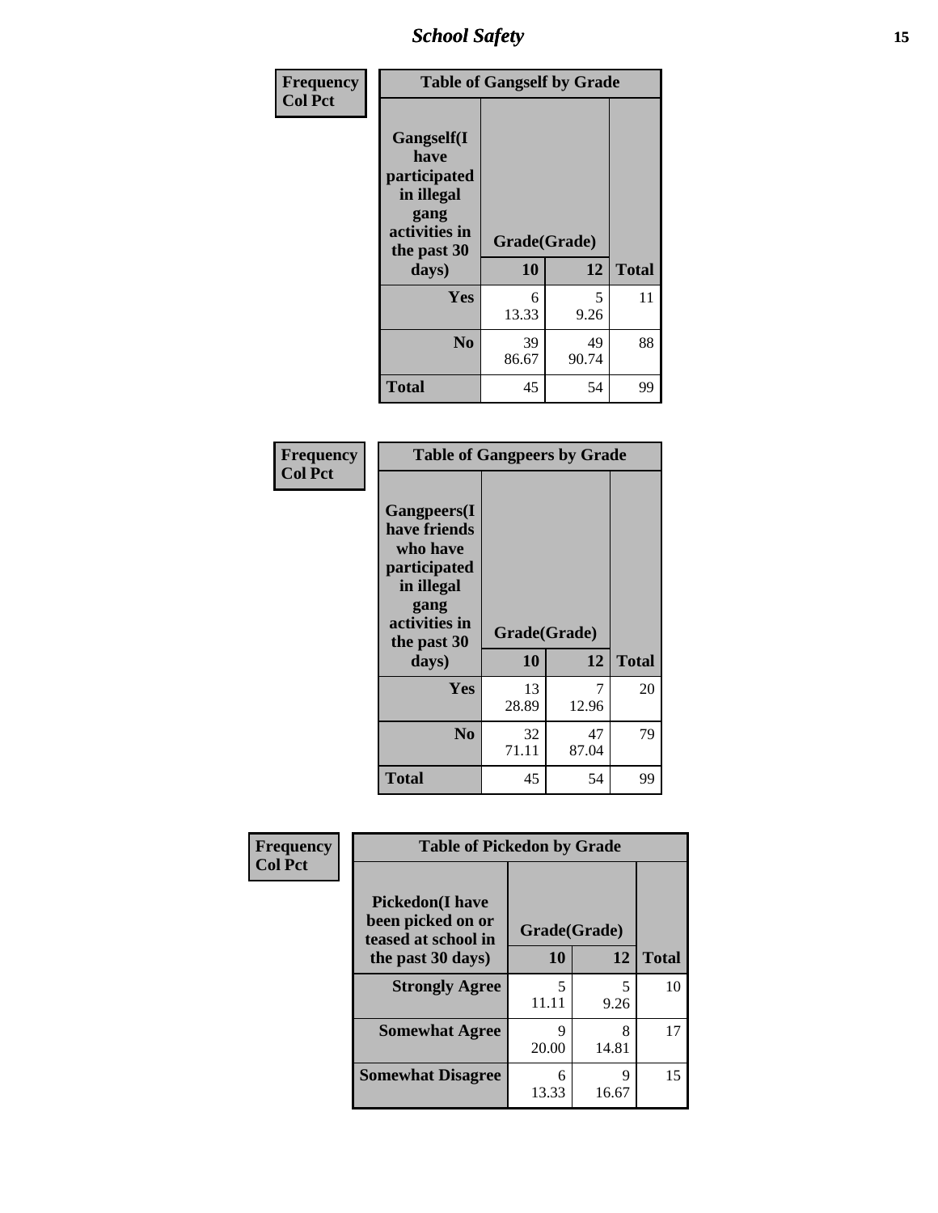| Frequency<br>Col Pct | Table of Gangself by Grade | | |
|---|---|---|---|
| Gangself(I have participated in illegal gang activities in the past 30 days) | Grade(Grade) | | |
| | 10 | 12 | Total |
| Yes | 6<br>13.33 | 5<br>9.26 | 11 |
| No | 39<br>86.67 | 49<br>90.74 | 88 |
| Total | 45 | 54 | 99 |

| Frequency<br>Col Pct | Table of Gangpeers by Grade | | |
|---|---|---|---|
| Gangpeers(I have friends who have participated in illegal gang activities in the past 30 days) | Grade(Grade) | | |
| | 10 | 12 | Total |
| Yes | 13<br>28.89 | 7<br>12.96 | 20 |
| No | 32<br>71.11 | 47<br>87.04 | 79 |
| Total | 45 | 54 | 99 |

| Frequency<br>Col Pct | Table of Pickedon by Grade | | |
|---|---|---|---|
| Pickedon(I have been picked on or teased at school in the past 30 days) | Grade(Grade) | | |
| | 10 | 12 | Total |
| Strongly Agree | 5<br>11.11 | 5<br>9.26 | 10 |
| Somewhat Agree | 9<br>20.00 | 8<br>14.81 | 17 |
| Somewhat Disagree | 6<br>13.33 | 9<br>16.67 | 15 |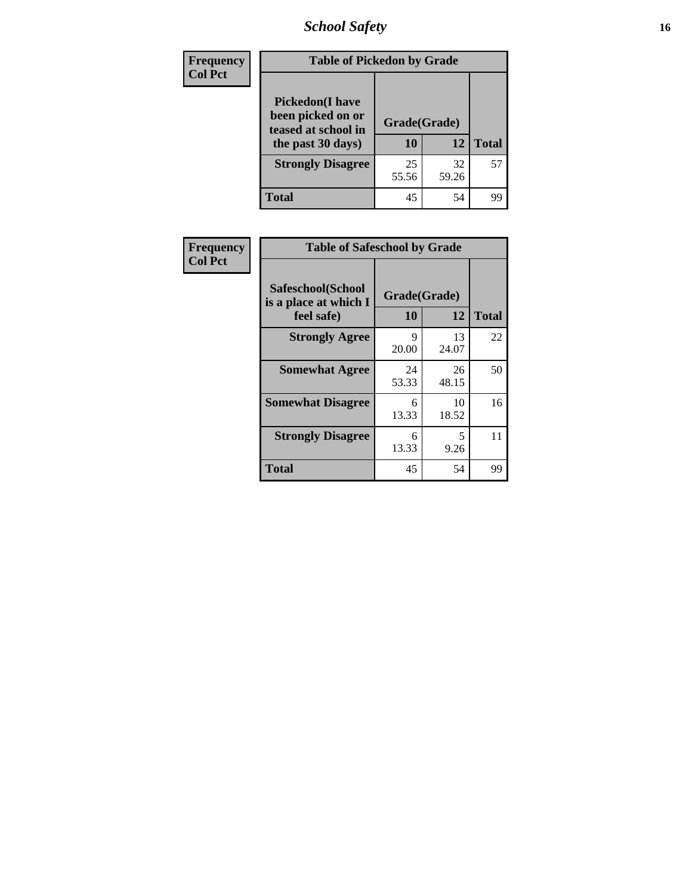| Frequency |
|---|
| Col Pct |

| Table of Pickedon by Grade | | | |
|---|---|---|---|
| Pickedon(I have been picked on or teased at school in the past 30 days) | Grade(Grade) | | |
| | 10 | 12 | Total |
| Strongly Disagree | 25<br>55.56 | 32<br>59.26 | 57 |
| Total | 45 | 54 | 99 |

| Frequency |
|---|
| Col Pct |

| Table of Safeschool by Grade | | | |
|---|---|---|---|
| Safeschool(School is a place at which I feel safe) | Grade(Grade) | | |
| | 10 | 12 | Total |
| Strongly Agree | 9<br>20.00 | 13<br>24.07 | 22 |
| Somewhat Agree | 24<br>53.33 | 26<br>48.15 | 50 |
| Somewhat Disagree | 6<br>13.33 | 10<br>18.52 | 16 |
| Strongly Disagree | 6<br>13.33 | 5<br>9.26 | 11 |
| Total | 45 | 54 | 99 |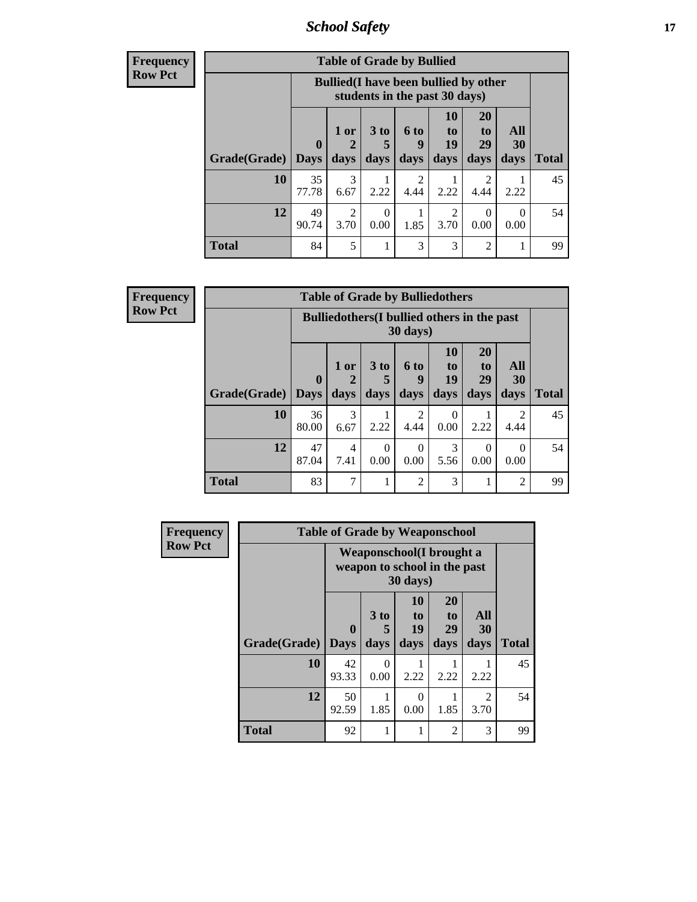| Frequency<br>Row Pct | | | | | | | | |
|---|---|---|---|---|---|---|---|---|
| **Table of Grade by Bullied** | | | | | | | | |
| | **Bullied(I have been bullied by other students in the past 30 days)** | | | | | | | |
| **Grade(Grade)** | **0 Days** | **1 or 2 days** | **3 to 5 days** | **6 to 9 days** | **10 to 19 days** | **20 to 29 days** | **All 30 days** | **Total** |
| **10** | 35<br>77.78 | 3<br>6.67 | 1<br>2.22 | 2<br>4.44 | 1<br>2.22 | 2<br>4.44 | 1<br>2.22 | 45 |
| **12** | 49<br>90.74 | 2<br>3.70 | 0<br>0.00 | 1<br>1.85 | 2<br>3.70 | 0<br>0.00 | 0<br>0.00 | 54 |
| **Total** | 84 | 5 | 1 | 3 | 3 | 2 | 1 | 99 |

| Frequency<br>Row Pct | | | | | | | | |
|---|---|---|---|---|---|---|---|---|
| **Table of Grade by Bulliedothers** | | | | | | | | |
| | **Bulliedothers(I bullied others in the past 30 days)** | | | | | | | |
| **Grade(Grade)** | **0 Days** | **1 or 2 days** | **3 to 5 days** | **6 to 9 days** | **10 to 19 days** | **20 to 29 days** | **All 30 days** | **Total** |
| **10** | 36<br>80.00 | 3<br>6.67 | 1<br>2.22 | 2<br>4.44 | 0<br>0.00 | 1<br>2.22 | 2<br>4.44 | 45 |
| **12** | 47<br>87.04 | 4<br>7.41 | 0<br>0.00 | 0<br>0.00 | 3<br>5.56 | 0<br>0.00 | 0<br>0.00 | 54 |
| **Total** | 83 | 7 | 1 | 2 | 3 | 1 | 2 | 99 |

| Frequency<br>Row Pct | | | | | | |
|---|---|---|---|---|---|---|
| **Table of Grade by Weaponschool** | | | | | | |
| | **Weaponschool(I brought a weapon to school in the past 30 days)** | | | | | |
| **Grade(Grade)** | **0 Days** | **3 to 5 days** | **10 to 19 days** | **20 to 29 days** | **All 30 days** | **Total** |
| **10** | 42<br>93.33 | 0<br>0.00 | 1<br>2.22 | 1<br>2.22 | 1<br>2.22 | 45 |
| **12** | 50<br>92.59 | 1<br>1.85 | 0<br>0.00 | 1<br>1.85 | 2<br>3.70 | 54 |
| **Total** | 92 | 1 | 1 | 2 | 3 | 99 |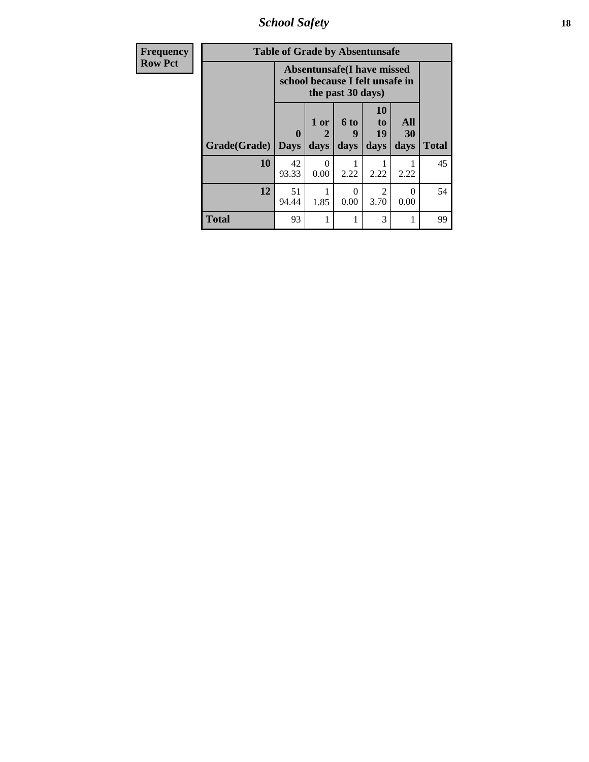| Frequency Row Pct |
|---|

| Table of Grade by Absentunsafe | | | | | | |
|---|---|---|---|---|---|---|
| | Absentunsafe(I have missed school because I felt unsafe in the past 30 days) | | | | | |
| Grade(Grade) | 0 Days | 1 or 2 days | 6 to 9 days | 10 to 19 days | All 30 days | Total |
| 10 | 42<br>93.33 | 0<br>0.00 | 1<br>2.22 | 1<br>2.22 | 1<br>2.22 | 45 |
| 12 | 51<br>94.44 | 1<br>1.85 | 0<br>0.00 | 2<br>3.70 | 0<br>0.00 | 54 |
| Total | 93 | 1 | 1 | 3 | 1 | 99 |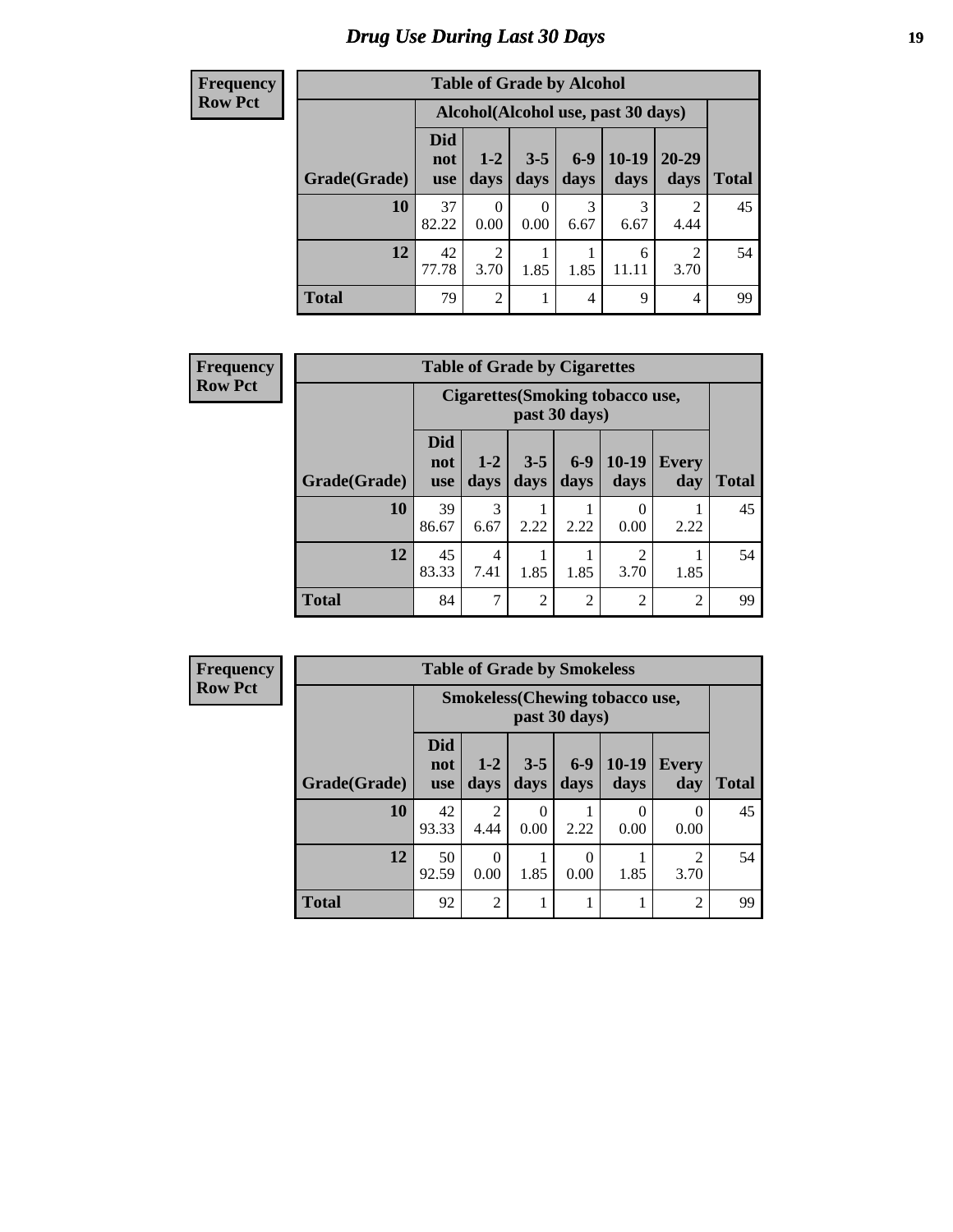# Drug Use During Last 30 Days

**Frequency**
**Row Pct**

| Table of Grade by Alcohol | | | | | | | |
|---|---|---|---|---|---|---|---|
| | Alcohol(Alcohol use, past 30 days) | | | | | | |
| Grade(Grade) | Did not use | 1-2 days | 3-5 days | 6-9 days | 10-19 days | 20-29 days | Total |
| 10 | 37<br>82.22 | 0<br>0.00 | 0<br>0.00 | 3<br>6.67 | 3<br>6.67 | 2<br>4.44 | 45 |
| 12 | 42<br>77.78 | 2<br>3.70 | 1<br>1.85 | 1<br>1.85 | 6<br>11.11 | 2<br>3.70 | 54 |
| Total | 79 | 2 | 1 | 4 | 9 | 4 | 99 |

**Frequency**
**Row Pct**

| Table of Grade by Cigarettes | | | | | | | |
|---|---|---|---|---|---|---|---|
| | Cigarettes(Smoking tobacco use, past 30 days) | | | | | | |
| Grade(Grade) | Did not use | 1-2 days | 3-5 days | 6-9 days | 10-19 days | Every day | Total |
| 10 | 39<br>86.67 | 3<br>6.67 | 1<br>2.22 | 1<br>2.22 | 0<br>0.00 | 1<br>2.22 | 45 |
| 12 | 45<br>83.33 | 4<br>7.41 | 1<br>1.85 | 1<br>1.85 | 2<br>3.70 | 1<br>1.85 | 54 |
| Total | 84 | 7 | 2 | 2 | 2 | 2 | 99 |

**Frequency**
**Row Pct**

| Table of Grade by Smokeless | | | | | | | |
|---|---|---|---|---|---|---|---|
| | Smokeless(Chewing tobacco use, past 30 days) | | | | | | |
| Grade(Grade) | Did not use | 1-2 days | 3-5 days | 6-9 days | 10-19 days | Every day | Total |
| 10 | 42<br>93.33 | 2<br>4.44 | 0<br>0.00 | 1<br>2.22 | 0<br>0.00 | 0<br>0.00 | 45 |
| 12 | 50<br>92.59 | 0<br>0.00 | 1<br>1.85 | 0<br>0.00 | 1<br>1.85 | 2<br>3.70 | 54 |
| Total | 92 | 2 | 1 | 1 | 1 | 2 | 99 |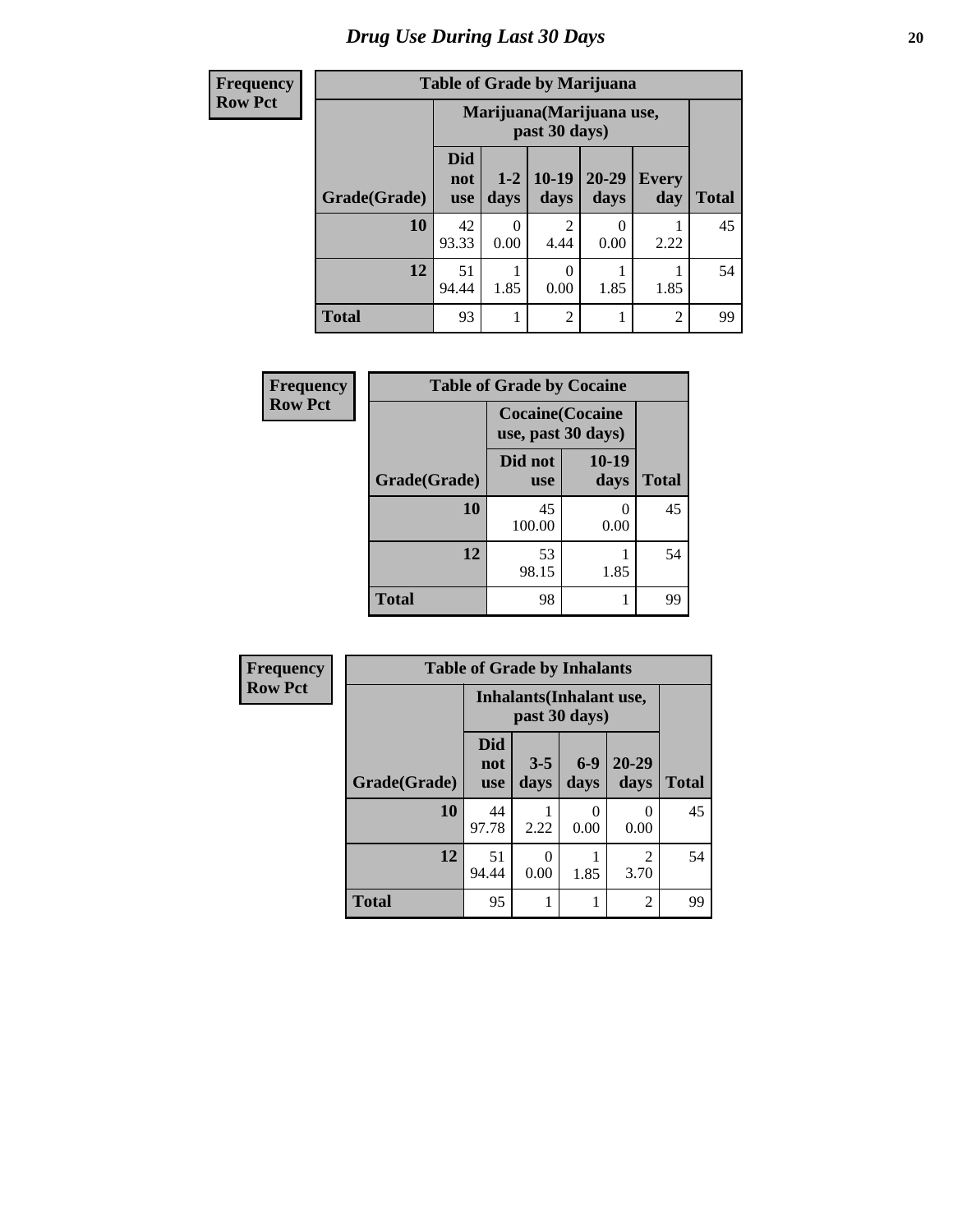# Drug Use During Last 30 Days

**Frequency**
**Row Pct**

| Table of Grade by Marijuana | | | | | | |
|---|---|---|---|---|---|---|
| | Marijuana(Marijuana use, past 30 days) | | | | | |
| Grade(Grade) | Did not use | 1-2 days | 10-19 days | 20-29 days | Every day | Total |
| 10 | 42<br>93.33 | 0<br>0.00 | 2<br>4.44 | 0<br>0.00 | 1<br>2.22 | 45 |
| 12 | 51<br>94.44 | 1<br>1.85 | 0<br>0.00 | 1<br>1.85 | 1<br>1.85 | 54 |
| Total | 93 | 1 | 2 | 1 | 2 | 99 |

**Frequency**
**Row Pct**

| Table of Grade by Cocaine | | | |
|---|---|---|---|
| | Cocaine(Cocaine use, past 30 days) | | |
| Grade(Grade) | Did not use | 10-19 days | Total |
| 10 | 45<br>100.00 | 0<br>0.00 | 45 |
| 12 | 53<br>98.15 | 1<br>1.85 | 54 |
| Total | 98 | 1 | 99 |

**Frequency**
**Row Pct**

| Table of Grade by Inhalants | | | | | |
|---|---|---|---|---|---|
| | Inhalants(Inhalant use, past 30 days) | | | | |
| Grade(Grade) | Did not use | 3-5 days | 6-9 days | 20-29 days | Total |
| 10 | 44<br>97.78 | 1<br>2.22 | 0<br>0.00 | 0<br>0.00 | 45 |
| 12 | 51<br>94.44 | 0<br>0.00 | 1<br>1.85 | 2<br>3.70 | 54 |
| Total | 95 | 1 | 1 | 2 | 99 |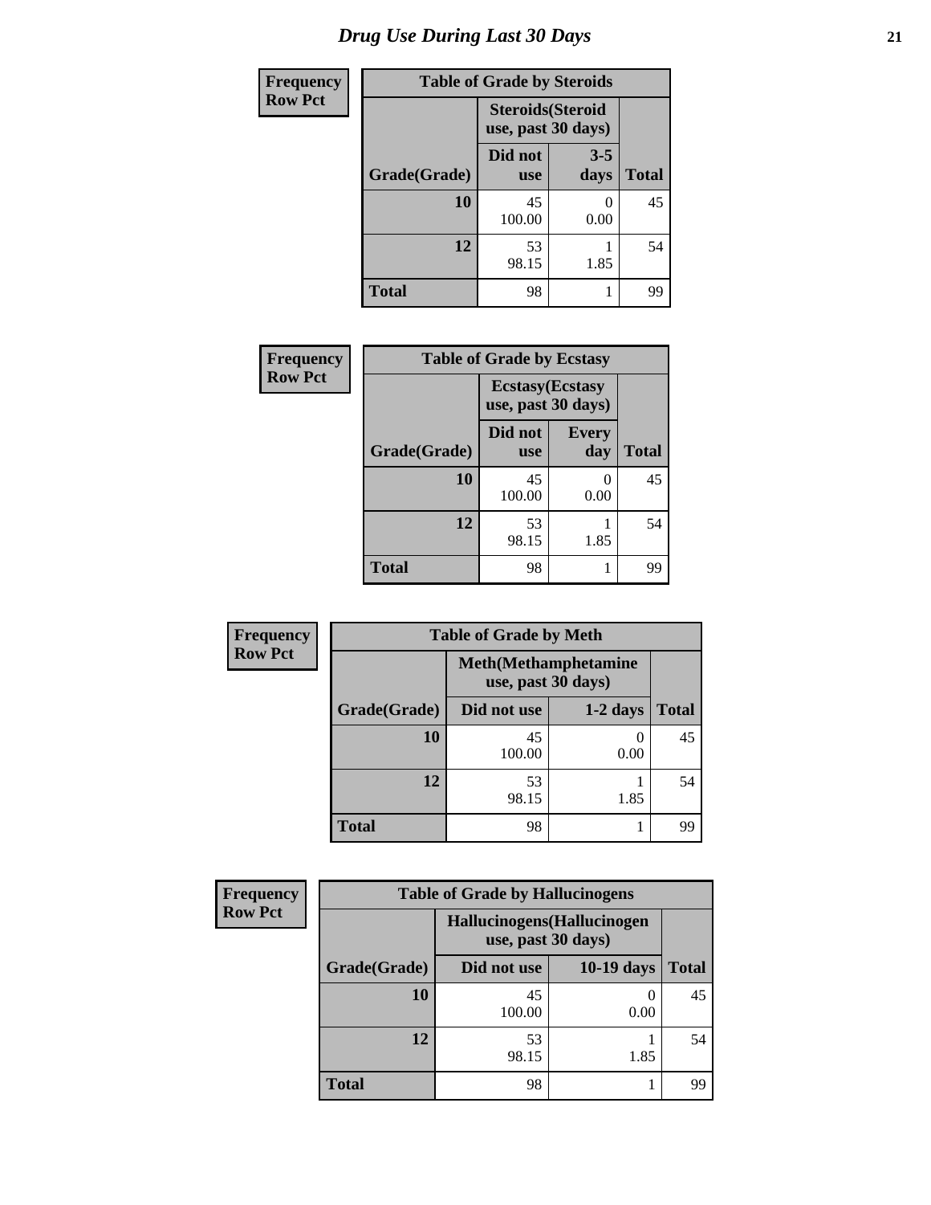# Drug Use During Last 30 Days

**Frequency**
**Row Pct**

| Table of Grade by Steroids | | | |
|---|---|---|---|
| | Steroids(Steroid use, past 30 days) | | |
| Grade(Grade) | Did not use | 3-5 days | Total |
| 10 | 45<br>100.00 | 0<br>0.00 | 45 |
| 12 | 53<br>98.15 | 1<br>1.85 | 54 |
| Total | 98 | 1 | 99 |

**Frequency**
**Row Pct**

| Table of Grade by Ecstasy | | | |
|---|---|---|---|
| | Ecstasy(Ecstasy use, past 30 days) | | |
| Grade(Grade) | Did not use | Every day | Total |
| 10 | 45<br>100.00 | 0<br>0.00 | 45 |
| 12 | 53<br>98.15 | 1<br>1.85 | 54 |
| Total | 98 | 1 | 99 |

**Frequency**
**Row Pct**

| Table of Grade by Meth | | | |
|---|---|---|---|
| | Meth(Methamphetamine use, past 30 days) | | |
| Grade(Grade) | Did not use | 1-2 days | Total |
| 10 | 45<br>100.00 | 0<br>0.00 | 45 |
| 12 | 53<br>98.15 | 1<br>1.85 | 54 |
| Total | 98 | 1 | 99 |

**Frequency**
**Row Pct**

| Table of Grade by Hallucinogens | | | |
|---|---|---|---|
| | Hallucinogens(Hallucinogen use, past 30 days) | | |
| Grade(Grade) | Did not use | 10-19 days | Total |
| 10 | 45<br>100.00 | 0<br>0.00 | 45 |
| 12 | 53<br>98.15 | 1<br>1.85 | 54 |
| Total | 98 | 1 | 99 |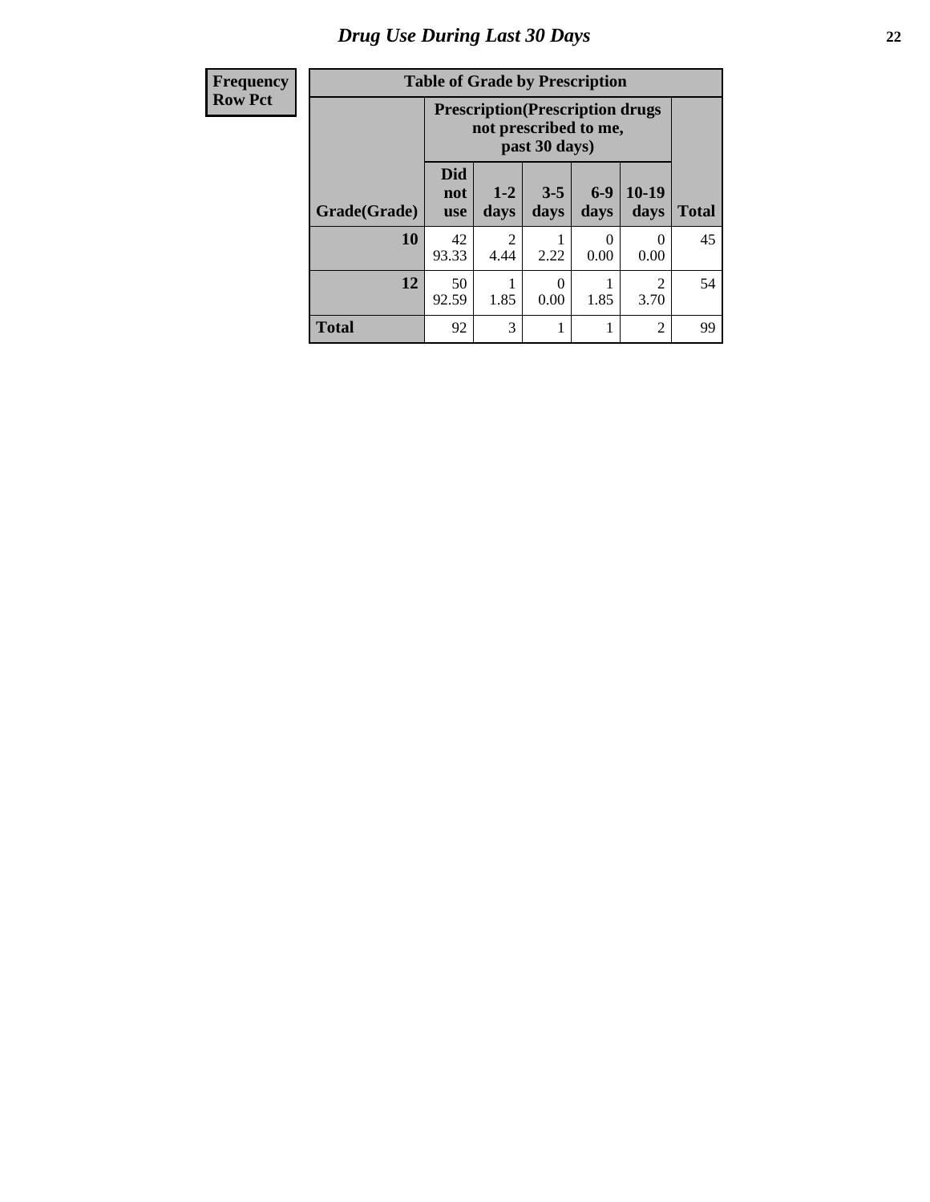# Drug Use During Last 30 Days

| Frequency<br>Row Pct | Table of Grade by Prescription | | | | | |
|---|---|---|---|---|---|---|
| | Prescription(Prescription drugs not prescribed to me, past 30 days) | | | | | |
| Grade(Grade) | Did not use | 1-2 days | 3-5 days | 6-9 days | 10-19 days | Total |
| 10 | 42<br>93.33 | 2<br>4.44 | 1<br>2.22 | 0<br>0.00 | 0<br>0.00 | 45 |
| 12 | 50<br>92.59 | 1<br>1.85 | 0<br>0.00 | 1<br>1.85 | 2<br>3.70 | 54 |
| Total | 92 | 3 | 1 | 1 | 2 | 99 |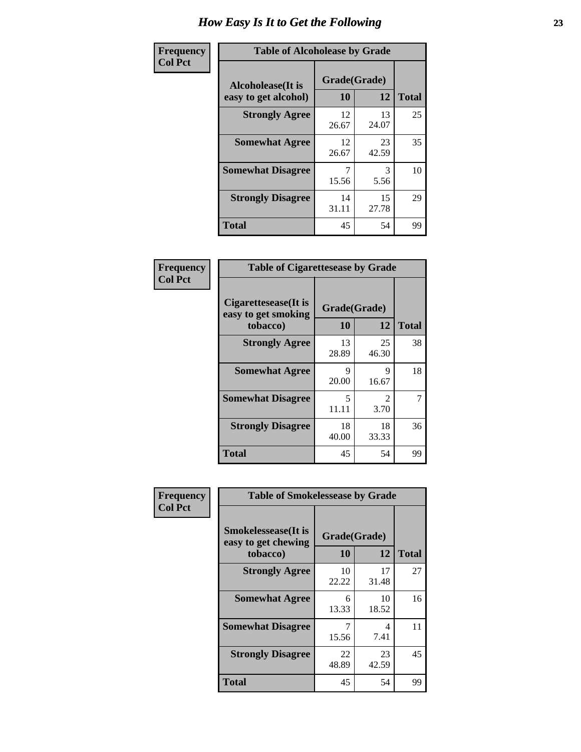# How Easy Is It to Get the Following

**Frequency**
**Col Pct**

| Table of Alcoholease by Grade | | | |
|---|---|---|---|
| Alcoholease(It is easy to get alcohol) | Grade(Grade) | | Total |
| | 10 | 12 | |
| **Strongly Agree** | 12<br>26.67 | 13<br>24.07 | 25 |
| **Somewhat Agree** | 12<br>26.67 | 23<br>42.59 | 35 |
| **Somewhat Disagree** | 7<br>15.56 | 3<br>5.56 | 10 |
| **Strongly Disagree** | 14<br>31.11 | 15<br>27.78 | 29 |
| **Total** | 45 | 54 | 99 |

**Frequency**
**Col Pct**

| Table of Cigarettesease by Grade | | | |
|---|---|---|---|
| Cigarettesease(It is easy to get smoking tobacco) | Grade(Grade) | | Total |
| | 10 | 12 | |
| **Strongly Agree** | 13<br>28.89 | 25<br>46.30 | 38 |
| **Somewhat Agree** | 9<br>20.00 | 9<br>16.67 | 18 |
| **Somewhat Disagree** | 5<br>11.11 | 2<br>3.70 | 7 |
| **Strongly Disagree** | 18<br>40.00 | 18<br>33.33 | 36 |
| **Total** | 45 | 54 | 99 |

**Frequency**
**Col Pct**

| Table of Smokelessease by Grade | | | |
|---|---|---|---|
| Smokelessease(It is easy to get chewing tobacco) | Grade(Grade) | | Total |
| | 10 | 12 | |
| **Strongly Agree** | 10<br>22.22 | 17<br>31.48 | 27 |
| **Somewhat Agree** | 6<br>13.33 | 10<br>18.52 | 16 |
| **Somewhat Disagree** | 7<br>15.56 | 4<br>7.41 | 11 |
| **Strongly Disagree** | 22<br>48.89 | 23<br>42.59 | 45 |
| **Total** | 45 | 54 | 99 |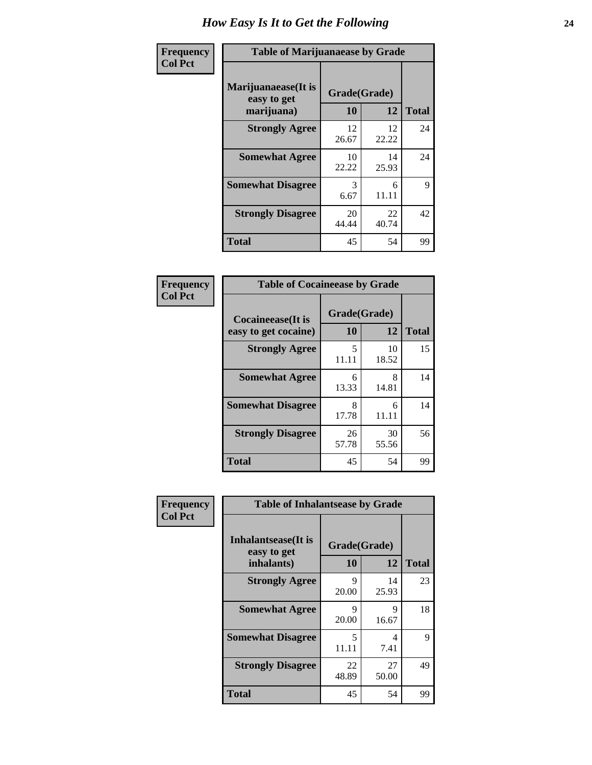# How Easy Is It to Get the Following

**Frequency**
**Col Pct**

| Table of Marijuanaease by Grade | | | |
|---|---|---|---|
| Marijuanaease(It is easy to get marijuana) | Grade(Grade) | | Total |
| | 10 | 12 | |
| **Strongly Agree** | 12<br>26.67 | 12<br>22.22 | 24 |
| **Somewhat Agree** | 10<br>22.22 | 14<br>25.93 | 24 |
| **Somewhat Disagree** | 3<br>6.67 | 6<br>11.11 | 9 |
| **Strongly Disagree** | 20<br>44.44 | 22<br>40.74 | 42 |
| **Total** | 45 | 54 | 99 |

**Frequency**
**Col Pct**

| Table of Cocaineease by Grade | | | |
|---|---|---|---|
| Cocaineease(It is easy to get cocaine) | Grade(Grade) | | Total |
| | 10 | 12 | |
| **Strongly Agree** | 5<br>11.11 | 10<br>18.52 | 15 |
| **Somewhat Agree** | 6<br>13.33 | 8<br>14.81 | 14 |
| **Somewhat Disagree** | 8<br>17.78 | 6<br>11.11 | 14 |
| **Strongly Disagree** | 26<br>57.78 | 30<br>55.56 | 56 |
| **Total** | 45 | 54 | 99 |

**Frequency**
**Col Pct**

| Table of Inhalantsease by Grade | | | |
|---|---|---|---|
| Inhalantsease(It is easy to get inhalants) | Grade(Grade) | | Total |
| | 10 | 12 | |
| **Strongly Agree** | 9<br>20.00 | 14<br>25.93 | 23 |
| **Somewhat Agree** | 9<br>20.00 | 9<br>16.67 | 18 |
| **Somewhat Disagree** | 5<br>11.11 | 4<br>7.41 | 9 |
| **Strongly Disagree** | 22<br>48.89 | 27<br>50.00 | 49 |
| **Total** | 45 | 54 | 99 |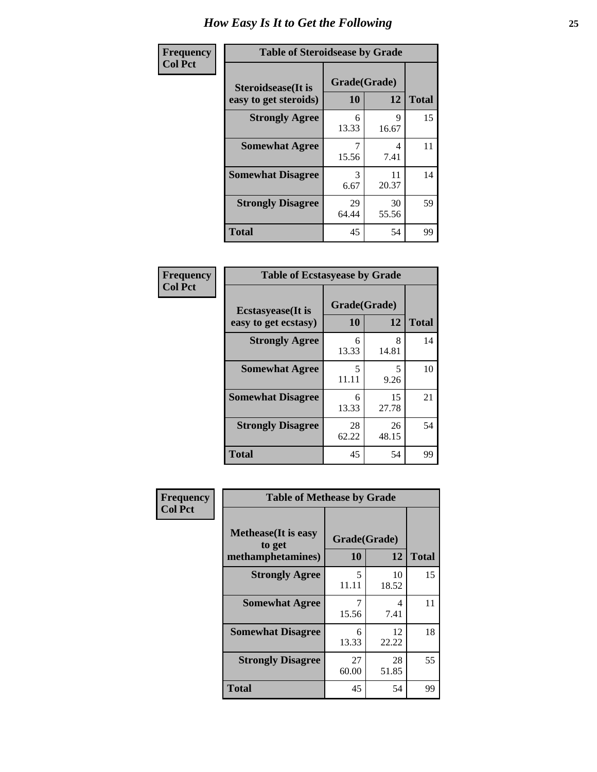# How Easy Is It to Get the Following

**Frequency**
**Col Pct**

| Table of Steroidsease by Grade | | | |
|---|---|---|---|
| **Steroidsease(It is easy to get steroids)** | **Grade(Grade)** | | **Total** |
| | **10** | **12** | |
| **Strongly Agree** | 6<br>13.33 | 9<br>16.67 | 15 |
| **Somewhat Agree** | 7<br>15.56 | 4<br>7.41 | 11 |
| **Somewhat Disagree** | 3<br>6.67 | 11<br>20.37 | 14 |
| **Strongly Disagree** | 29<br>64.44 | 30<br>55.56 | 59 |
| **Total** | 45 | 54 | 99 |

**Frequency**
**Col Pct**

| Table of Ecstasyease by Grade | | | |
|---|---|---|---|
| **Ecstasyease(It is easy to get ecstasy)** | **Grade(Grade)** | | **Total** |
| | **10** | **12** | |
| **Strongly Agree** | 6<br>13.33 | 8<br>14.81 | 14 |
| **Somewhat Agree** | 5<br>11.11 | 5<br>9.26 | 10 |
| **Somewhat Disagree** | 6<br>13.33 | 15<br>27.78 | 21 |
| **Strongly Disagree** | 28<br>62.22 | 26<br>48.15 | 54 |
| **Total** | 45 | 54 | 99 |

**Frequency**
**Col Pct**

| Table of Methease by Grade | | | |
|---|---|---|---|
| **Methease(It is easy to get methamphetamines)** | **Grade(Grade)** | | **Total** |
| | **10** | **12** | |
| **Strongly Agree** | 5<br>11.11 | 10<br>18.52 | 15 |
| **Somewhat Agree** | 7<br>15.56 | 4<br>7.41 | 11 |
| **Somewhat Disagree** | 6<br>13.33 | 12<br>22.22 | 18 |
| **Strongly Disagree** | 27<br>60.00 | 28<br>51.85 | 55 |
| **Total** | 45 | 54 | 99 |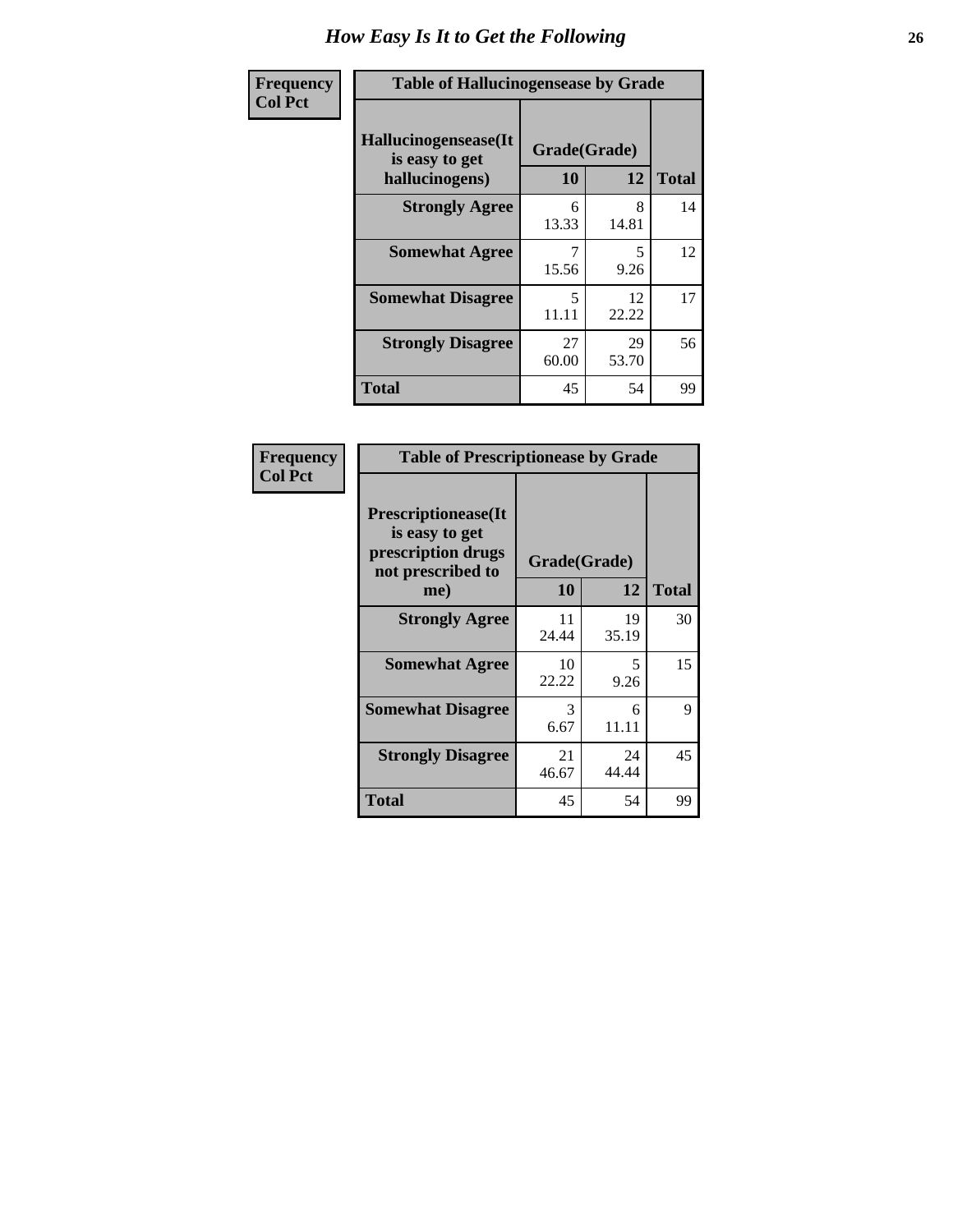# How Easy Is It to Get the Following

**Frequency**
**Col Pct**

**Table of Hallucinogensease by Grade**

| Hallucinogensease(It is easy to get hallucinogens) | Grade(Grade) 10 | 12 | Total |
|---|---|---|---|
| **Strongly Agree** | 6<br>13.33 | 8<br>14.81 | 14 |
| **Somewhat Agree** | 7<br>15.56 | 5<br>9.26 | 12 |
| **Somewhat Disagree** | 5<br>11.11 | 12<br>22.22 | 17 |
| **Strongly Disagree** | 27<br>60.00 | 29<br>53.70 | 56 |
| **Total** | 45 | 54 | 99 |

**Frequency**
**Col Pct**

**Table of Prescriptionease by Grade**

| Prescriptionease(It is easy to get prescription drugs not prescribed to me) | Grade(Grade) 10 | 12 | Total |
|---|---|---|---|
| **Strongly Agree** | 11<br>24.44 | 19<br>35.19 | 30 |
| **Somewhat Agree** | 10<br>22.22 | 5<br>9.26 | 15 |
| **Somewhat Disagree** | 3<br>6.67 | 6<br>11.11 | 9 |
| **Strongly Disagree** | 21<br>46.67 | 24<br>44.44 | 45 |
| **Total** | 45 | 54 | 99 |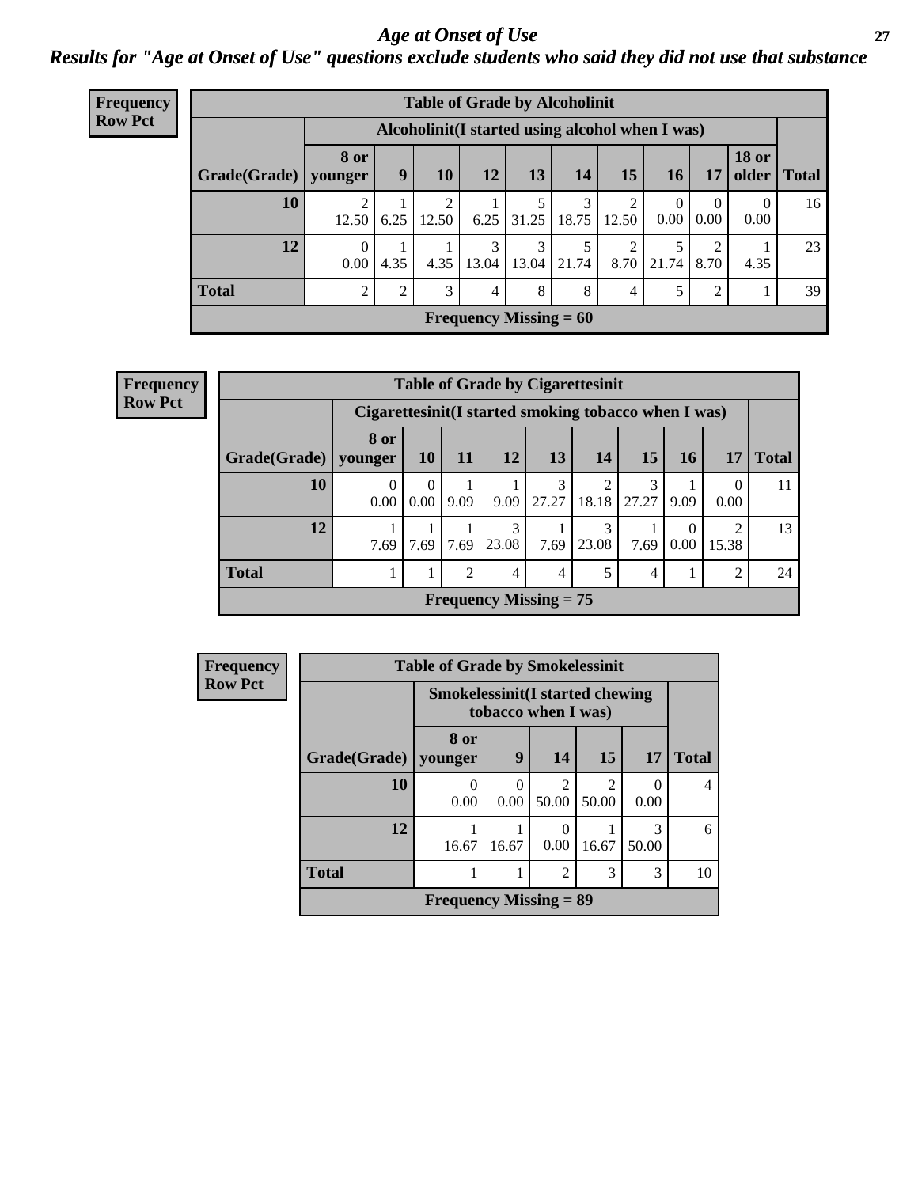# *Age at Onset of Use*

## *Results for "Age at Onset of Use" questions exclude students who said they did not use that substance*

**Frequency**
**Row Pct**

**Table of Grade by Alcoholinit**

| Grade(Grade) | Alcoholinit(I started using alcohol when I was) | | | | | | | | | | Total |
|---|---|---|---|---|---|---|---|---|---|---|---|
| | 8 or younger | 9 | 10 | 12 | 13 | 14 | 15 | 16 | 17 | 18 or older | |
| 10 | 2<br>12.50 | 1<br>6.25 | 2<br>12.50 | 1<br>6.25 | 5<br>31.25 | 3<br>18.75 | 2<br>12.50 | 0<br>0.00 | 0<br>0.00 | 0<br>0.00 | 16 |
| 12 | 0<br>0.00 | 1<br>4.35 | 1<br>4.35 | 3<br>13.04 | 3<br>13.04 | 5<br>21.74 | 2<br>8.70 | 5<br>21.74 | 2<br>8.70 | 1<br>4.35 | 23 |
| Total | 2 | 2 | 3 | 4 | 8 | 8 | 4 | 5 | 2 | 1 | 39 |

**Frequency Missing = 60**

**Frequency**
**Row Pct**

**Table of Grade by Cigarettesinit**

| Grade(Grade) | Cigarettesinit(I started smoking tobacco when I was) | | | | | | | | | Total |
|---|---|---|---|---|---|---|---|---|---|---|
| | 8 or younger | 10 | 11 | 12 | 13 | 14 | 15 | 16 | 17 | |
| 10 | 0<br>0.00 | 0<br>0.00 | 1<br>9.09 | 1<br>9.09 | 3<br>27.27 | 2<br>18.18 | 3<br>27.27 | 1<br>9.09 | 0<br>0.00 | 11 |
| 12 | 1<br>7.69 | 1<br>7.69 | 1<br>7.69 | 3<br>23.08 | 1<br>7.69 | 3<br>23.08 | 1<br>7.69 | 0<br>0.00 | 2<br>15.38 | 13 |
| Total | 1 | 1 | 2 | 4 | 4 | 5 | 4 | 1 | 2 | 24 |

**Frequency Missing = 75**

**Frequency**
**Row Pct**

**Table of Grade by Smokelessinit**

| Grade(Grade) | Smokelessinit(I started chewing tobacco when I was) | | | | | Total |
|---|---|---|---|---|---|---|
| | 8 or younger | 9 | 14 | 15 | 17 | |
| 10 | 0<br>0.00 | 0<br>0.00 | 2<br>50.00 | 2<br>50.00 | 0<br>0.00 | 4 |
| 12 | 1<br>16.67 | 1<br>16.67 | 0<br>0.00 | 1<br>16.67 | 3<br>50.00 | 6 |
| Total | 1 | 1 | 2 | 3 | 3 | 10 |

**Frequency Missing = 89**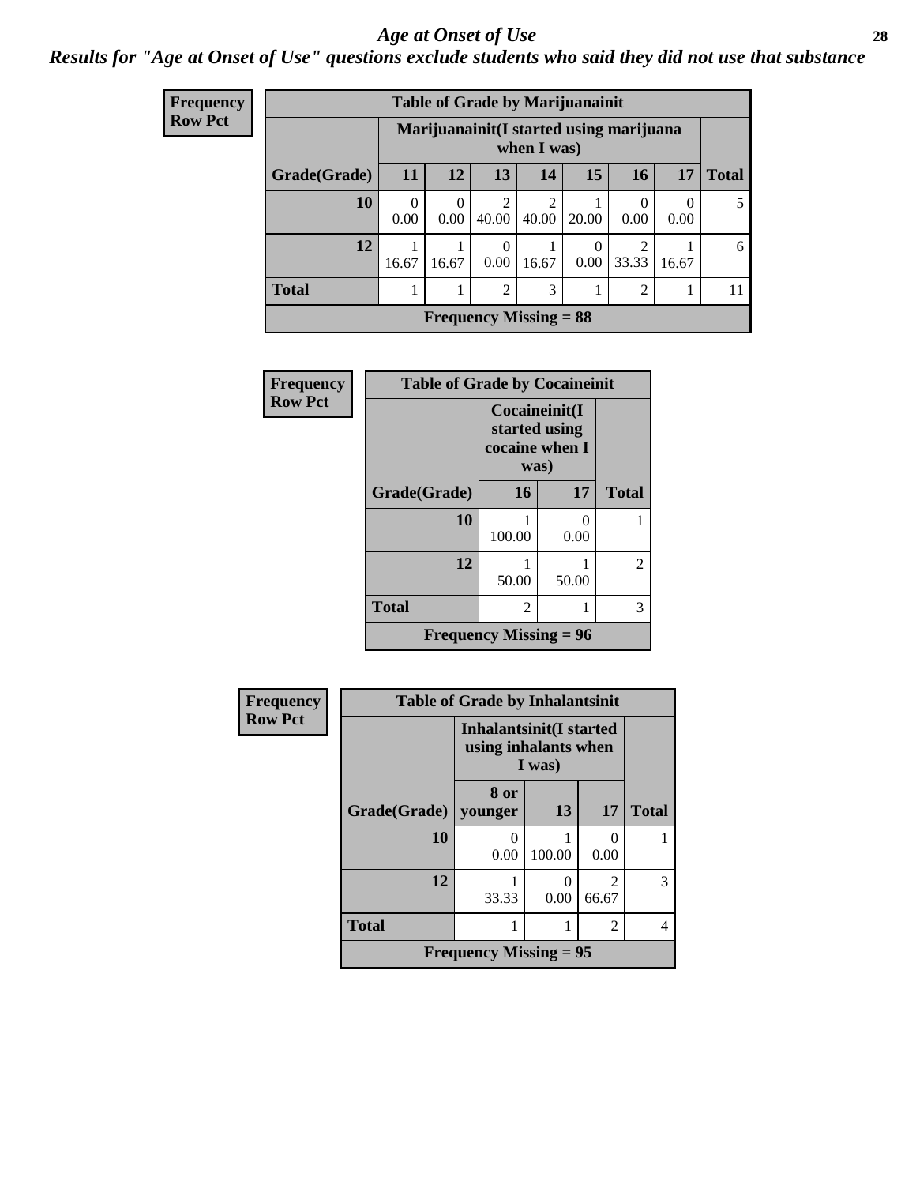# Age at Onset of Use

*Results for "Age at Onset of Use" questions exclude students who said they did not use that substance*

**Frequency Row Pct**

| Table of Grade by Marijuanainit | | | | | | | | |
|---|---|---|---|---|---|---|---|---|
| | Marijuanainit(I started using marijuana when I was) | | | | | | | |
| Grade(Grade) | 11 | 12 | 13 | 14 | 15 | 16 | 17 | Total |
| 10 | 0<br>0.00 | 0<br>0.00 | 2<br>40.00 | 2<br>40.00 | 1<br>20.00 | 0<br>0.00 | 0<br>0.00 | 5 |
| 12 | 1<br>16.67 | 1<br>16.67 | 0<br>0.00 | 1<br>16.67 | 0<br>0.00 | 2<br>33.33 | 1<br>16.67 | 6 |
| Total | 1 | 1 | 2 | 3 | 1 | 2 | 1 | 11 |
| Frequency Missing = 88 | | | | | | | | |

**Frequency Row Pct**

| Table of Grade by Cocaineinit | | | |
|---|---|---|---|
| | Cocaineinit(I started using cocaine when I was) | | |
| Grade(Grade) | 16 | 17 | Total |
| 10 | 1<br>100.00 | 0<br>0.00 | 1 |
| 12 | 1<br>50.00 | 1<br>50.00 | 2 |
| Total | 2 | 1 | 3 |
| Frequency Missing = 96 | | | |

**Frequency Row Pct**

| Table of Grade by Inhalantsinit | | | | |
|---|---|---|---|---|
| | Inhalantsinit(I started using inhalants when I was) | | | |
| Grade(Grade) | 8 or younger | 13 | 17 | Total |
| 10 | 0<br>0.00 | 1<br>100.00 | 0<br>0.00 | 1 |
| 12 | 1<br>33.33 | 0<br>0.00 | 2<br>66.67 | 3 |
| Total | 1 | 1 | 2 | 4 |
| Frequency Missing = 95 | | | | |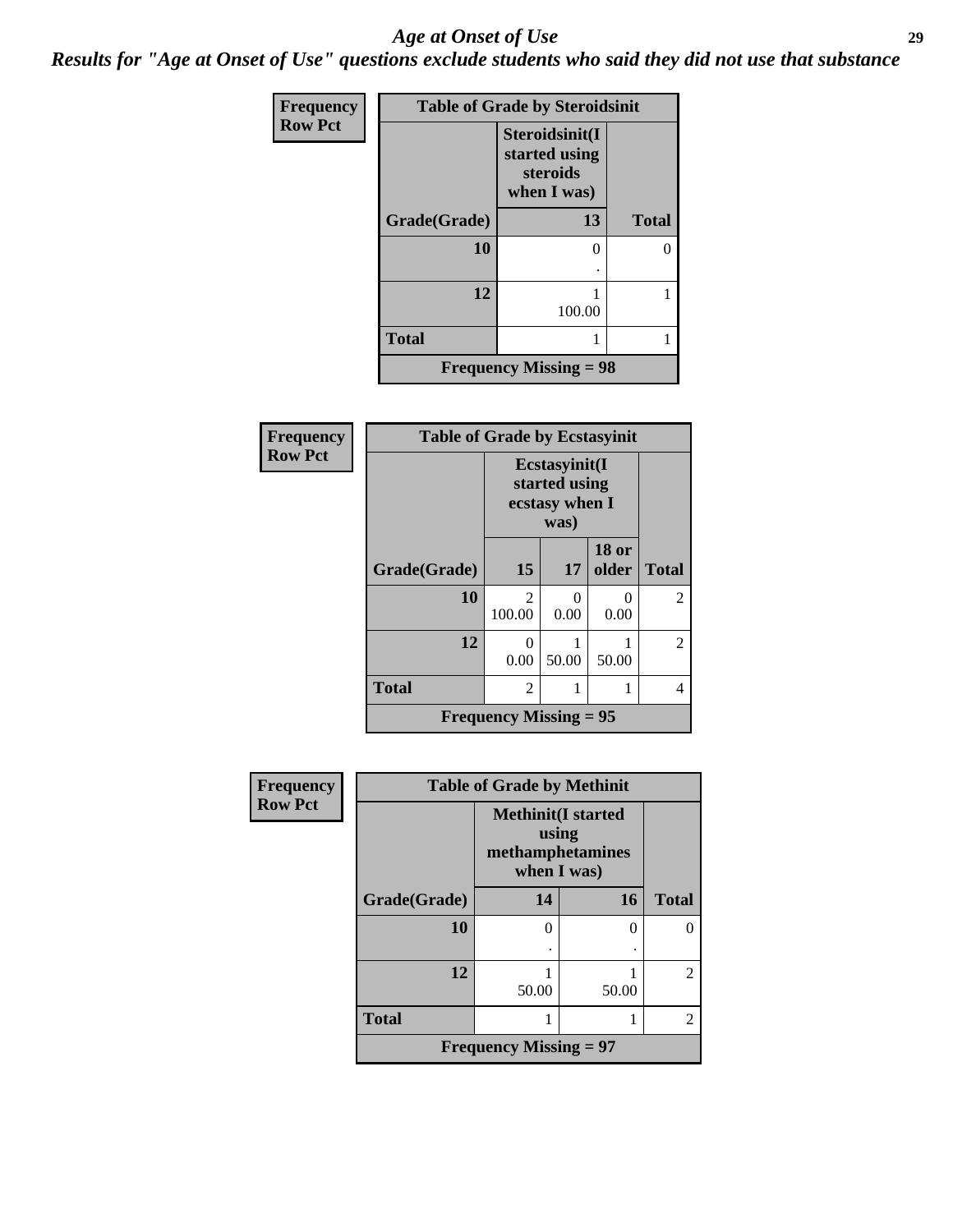# *Age at Onset of Use*

***Results for "Age at Onset of Use" questions exclude students who said they did not use that substance***

**Frequency**
**Row Pct**

| Table of Grade by Steroidsinit | | |
|---|---|---|
| | **Steroidsinit(I started using steroids when I was)** | |
| **Grade(Grade)** | **13** | **Total** |
| **10** | 0<br>. | 0 |
| **12** | 1<br>100.00 | 1 |
| **Total** | 1 | 1 |
| **Frequency Missing = 98** | | |

**Frequency**
**Row Pct**

| Table of Grade by Ecstasyinit | | | | |
|---|---|---|---|---|
| | **Ecstasyinit(I started using ecstasy when I was)** | | | |
| **Grade(Grade)** | **15** | **17** | **18 or older** | **Total** |
| **10** | 2<br>100.00 | 0<br>0.00 | 0<br>0.00 | 2 |
| **12** | 0<br>0.00 | 1<br>50.00 | 1<br>50.00 | 2 |
| **Total** | 2 | 1 | 1 | 4 |
| **Frequency Missing = 95** | | | | |

**Frequency**
**Row Pct**

| Table of Grade by Methinit | | | |
|---|---|---|---|
| | **Methinit(I started using methamphetamines when I was)** | | |
| **Grade(Grade)** | **14** | **16** | **Total** |
| **10** | 0<br>. | 0<br>. | 0 |
| **12** | 1<br>50.00 | 1<br>50.00 | 2 |
| **Total** | 1 | 1 | 2 |
| **Frequency Missing = 97** | | | |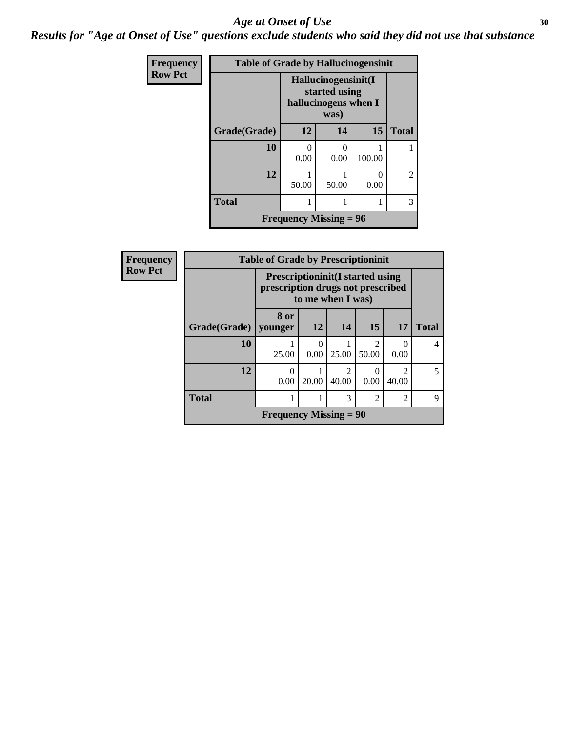## Age at Onset of Use

### Results for "Age at Onset of Use" questions exclude students who said they did not use that substance

**Frequency**
**Row Pct**

| Table of Grade by Hallucinogensinit | | | | |
|---|---|---|---|---|
| | Hallucinogensinit(I started using hallucinogens when I was) | | | |
| Grade(Grade) | 12 | 14 | 15 | Total |
| 10 | 0<br>0.00 | 0<br>0.00 | 1<br>100.00 | 1 |
| 12 | 1<br>50.00 | 1<br>50.00 | 0<br>0.00 | 2 |
| Total | 1 | 1 | 1 | 3 |
| Frequency Missing = 96 | | | | |

**Frequency**
**Row Pct**

| Table of Grade by Prescriptioninit | | | | | | |
|---|---|---|---|---|---|---|
| | Prescriptioninit(I started using prescription drugs not prescribed to me when I was) | | | | | |
| Grade(Grade) | 8 or younger | 12 | 14 | 15 | 17 | Total |
| 10 | 1<br>25.00 | 0<br>0.00 | 1<br>25.00 | 2<br>50.00 | 0<br>0.00 | 4 |
| 12 | 0<br>0.00 | 1<br>20.00 | 2<br>40.00 | 0<br>0.00 | 2<br>40.00 | 5 |
| Total | 1 | 1 | 3 | 2 | 2 | 9 |
| Frequency Missing = 90 | | | | | | |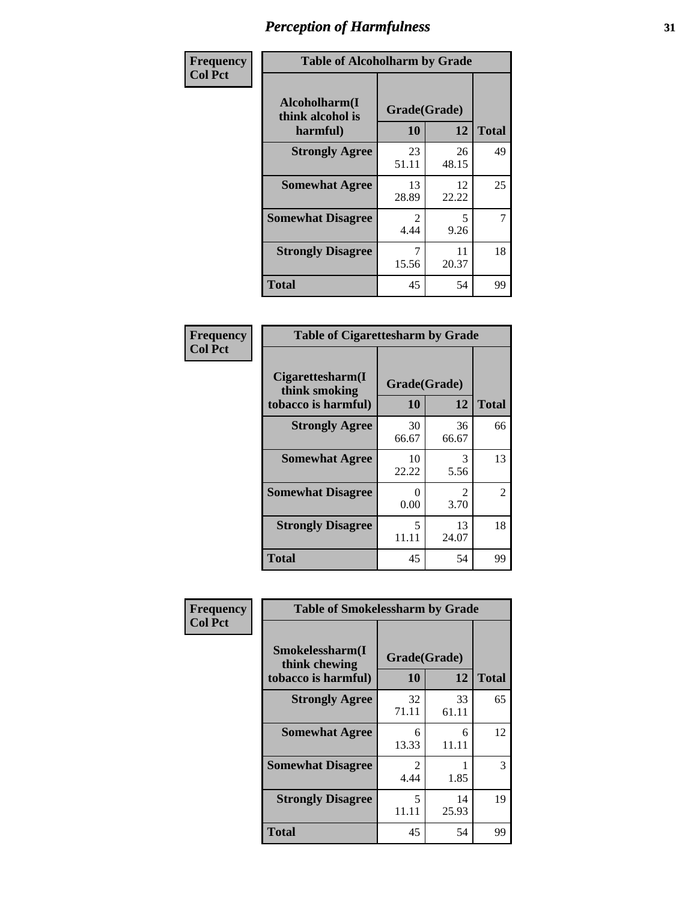# Perception of Harmfulness

**Frequency**
**Col Pct**

| Table of Alcoholharm by Grade | | | |
|---|---|---|---|
| Alcoholharm(I think alcohol is harmful) | Grade(Grade) | | Total |
| | 10 | 12 | |
| **Strongly Agree** | 23<br>51.11 | 26<br>48.15 | 49 |
| **Somewhat Agree** | 13<br>28.89 | 12<br>22.22 | 25 |
| **Somewhat Disagree** | 2<br>4.44 | 5<br>9.26 | 7 |
| **Strongly Disagree** | 7<br>15.56 | 11<br>20.37 | 18 |
| **Total** | 45 | 54 | 99 |

**Frequency**
**Col Pct**

| Table of Cigarettesharm by Grade | | | |
|---|---|---|---|
| Cigarettesharm(I think smoking tobacco is harmful) | Grade(Grade) | | Total |
| | 10 | 12 | |
| **Strongly Agree** | 30<br>66.67 | 36<br>66.67 | 66 |
| **Somewhat Agree** | 10<br>22.22 | 3<br>5.56 | 13 |
| **Somewhat Disagree** | 0<br>0.00 | 2<br>3.70 | 2 |
| **Strongly Disagree** | 5<br>11.11 | 13<br>24.07 | 18 |
| **Total** | 45 | 54 | 99 |

**Frequency**
**Col Pct**

| Table of Smokelessharm by Grade | | | |
|---|---|---|---|
| Smokelessharm(I think chewing tobacco is harmful) | Grade(Grade) | | Total |
| | 10 | 12 | |
| **Strongly Agree** | 32<br>71.11 | 33<br>61.11 | 65 |
| **Somewhat Agree** | 6<br>13.33 | 6<br>11.11 | 12 |
| **Somewhat Disagree** | 2<br>4.44 | 1<br>1.85 | 3 |
| **Strongly Disagree** | 5<br>11.11 | 14<br>25.93 | 19 |
| **Total** | 45 | 54 | 99 |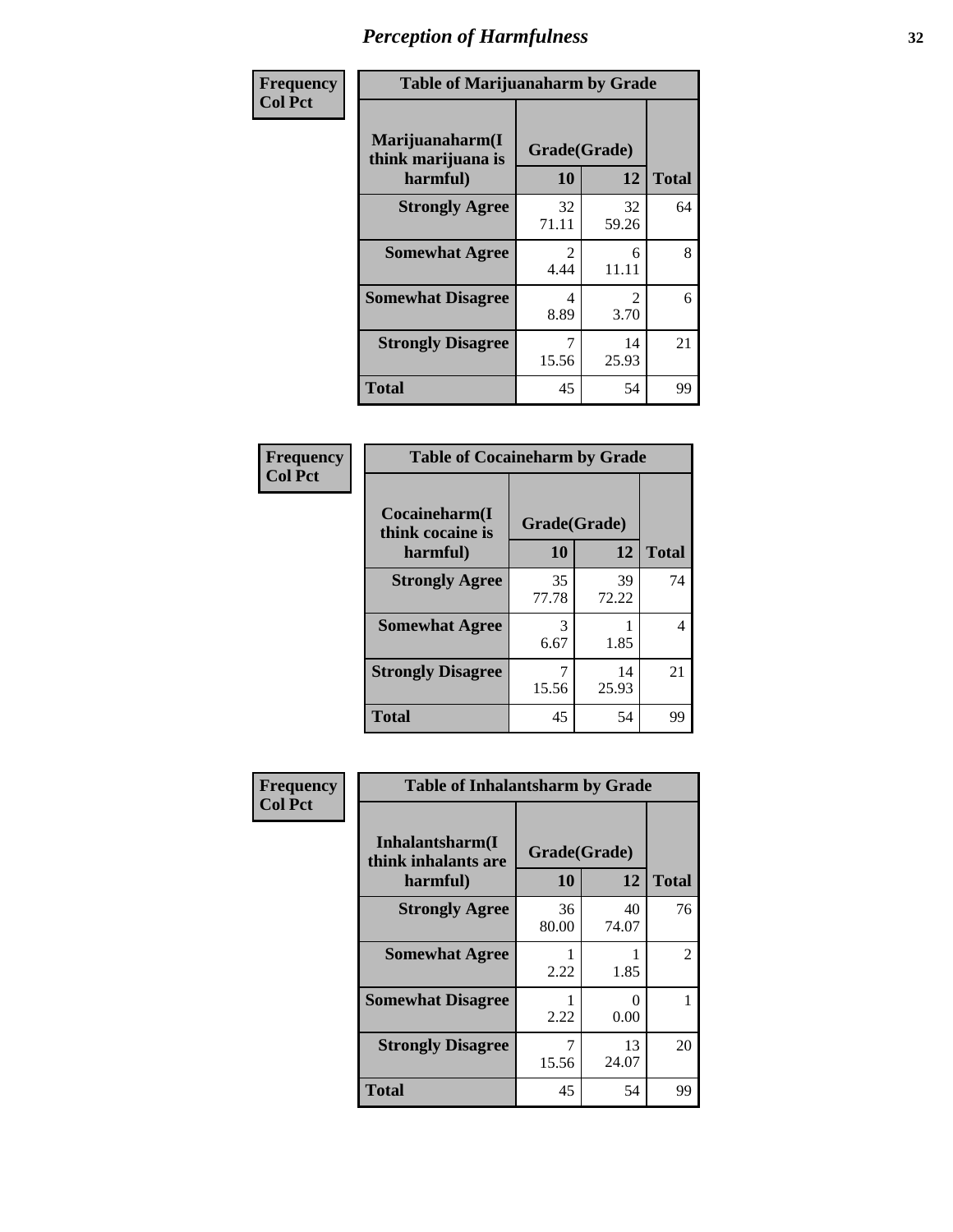# Perception of Harmfulness

| Frequency<br>Col Pct | Table of Marijuanaharm by Grade | | |
|---|---|---|---|
| Marijuanaharm(I think marijuana is harmful) | Grade(Grade) | | |
| | 10 | 12 | Total |
| Strongly Agree | 32<br>71.11 | 32<br>59.26 | 64 |
| Somewhat Agree | 2<br>4.44 | 6<br>11.11 | 8 |
| Somewhat Disagree | 4<br>8.89 | 2<br>3.70 | 6 |
| Strongly Disagree | 7<br>15.56 | 14<br>25.93 | 21 |
| Total | 45 | 54 | 99 |

| Frequency<br>Col Pct | Table of Cocaineharm by Grade | | |
|---|---|---|---|
| Cocaineharm(I think cocaine is harmful) | Grade(Grade) | | |
| | 10 | 12 | Total |
| Strongly Agree | 35<br>77.78 | 39<br>72.22 | 74 |
| Somewhat Agree | 3<br>6.67 | 1<br>1.85 | 4 |
| Strongly Disagree | 7<br>15.56 | 14<br>25.93 | 21 |
| Total | 45 | 54 | 99 |

| Frequency<br>Col Pct | Table of Inhalantsharm by Grade | | |
|---|---|---|---|
| Inhalantsharm(I think inhalants are harmful) | Grade(Grade) | | |
| | 10 | 12 | Total |
| Strongly Agree | 36<br>80.00 | 40<br>74.07 | 76 |
| Somewhat Agree | 1<br>2.22 | 1<br>1.85 | 2 |
| Somewhat Disagree | 1<br>2.22 | 0<br>0.00 | 1 |
| Strongly Disagree | 7<br>15.56 | 13<br>24.07 | 20 |
| Total | 45 | 54 | 99 |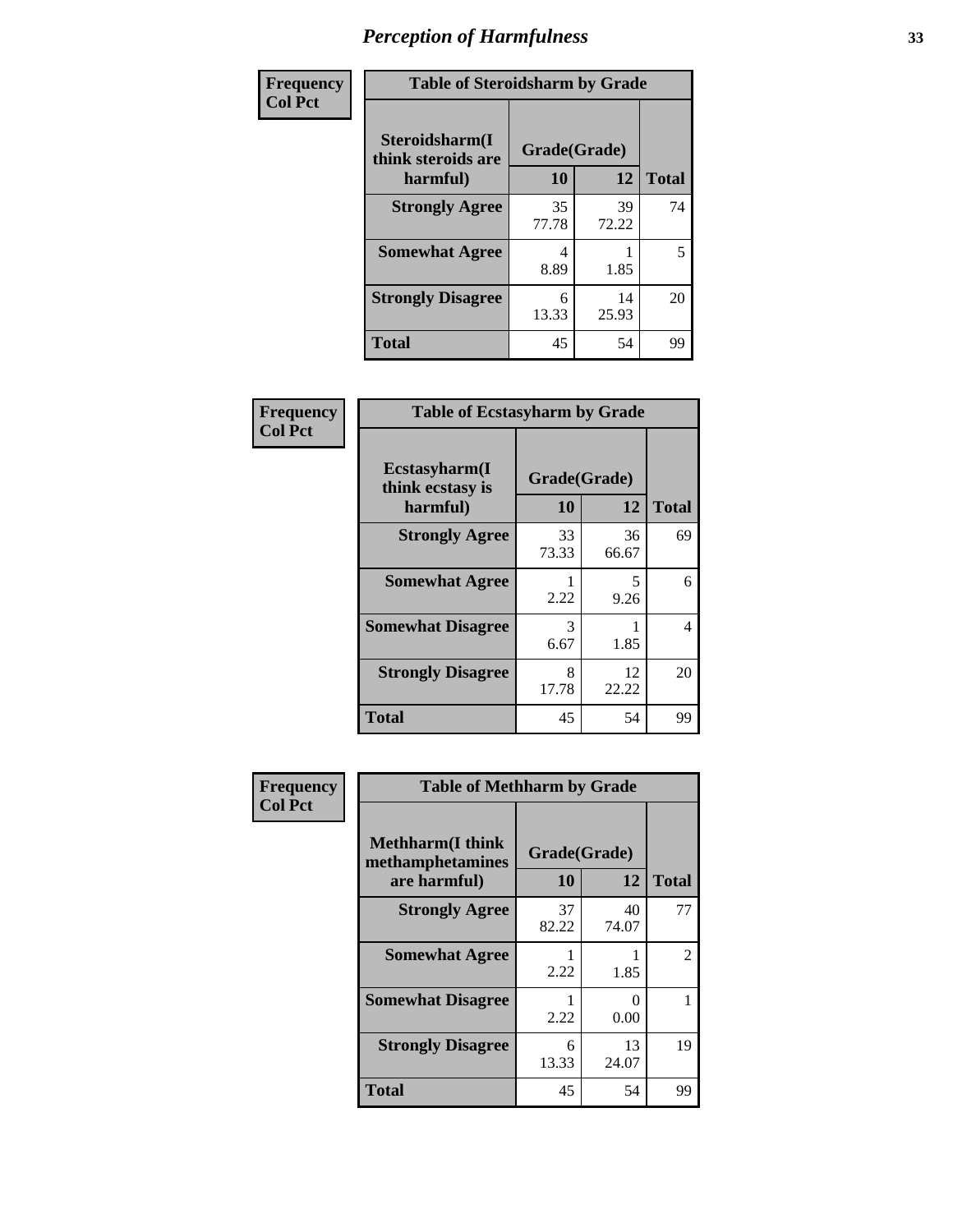| Frequency Col Pct | Table of Steroidsharm by Grade | | |
|---|---|---|---|
| Steroidsharm(I think steroids are harmful) | Grade(Grade) | | |
| | 10 | 12 | Total |
| Strongly Agree | 35<br>77.78 | 39<br>72.22 | 74 |
| Somewhat Agree | 4<br>8.89 | 1<br>1.85 | 5 |
| Strongly Disagree | 6<br>13.33 | 14<br>25.93 | 20 |
| Total | 45 | 54 | 99 |

| Frequency Col Pct | Table of Ecstasyharm by Grade | | |
|---|---|---|---|
| Ecstasyharm(I think ecstasy is harmful) | Grade(Grade) | | |
| | 10 | 12 | Total |
| Strongly Agree | 33<br>73.33 | 36<br>66.67 | 69 |
| Somewhat Agree | 1<br>2.22 | 5<br>9.26 | 6 |
| Somewhat Disagree | 3<br>6.67 | 1<br>1.85 | 4 |
| Strongly Disagree | 8<br>17.78 | 12<br>22.22 | 20 |
| Total | 45 | 54 | 99 |

| Frequency Col Pct | Table of Methharm by Grade | | |
|---|---|---|---|
| Methharm(I think methamphetamines are harmful) | Grade(Grade) | | |
| | 10 | 12 | Total |
| Strongly Agree | 37<br>82.22 | 40<br>74.07 | 77 |
| Somewhat Agree | 1<br>2.22 | 1<br>1.85 | 2 |
| Somewhat Disagree | 1<br>2.22 | 0<br>0.00 | 1 |
| Strongly Disagree | 6<br>13.33 | 13<br>24.07 | 19 |
| Total | 45 | 54 | 99 |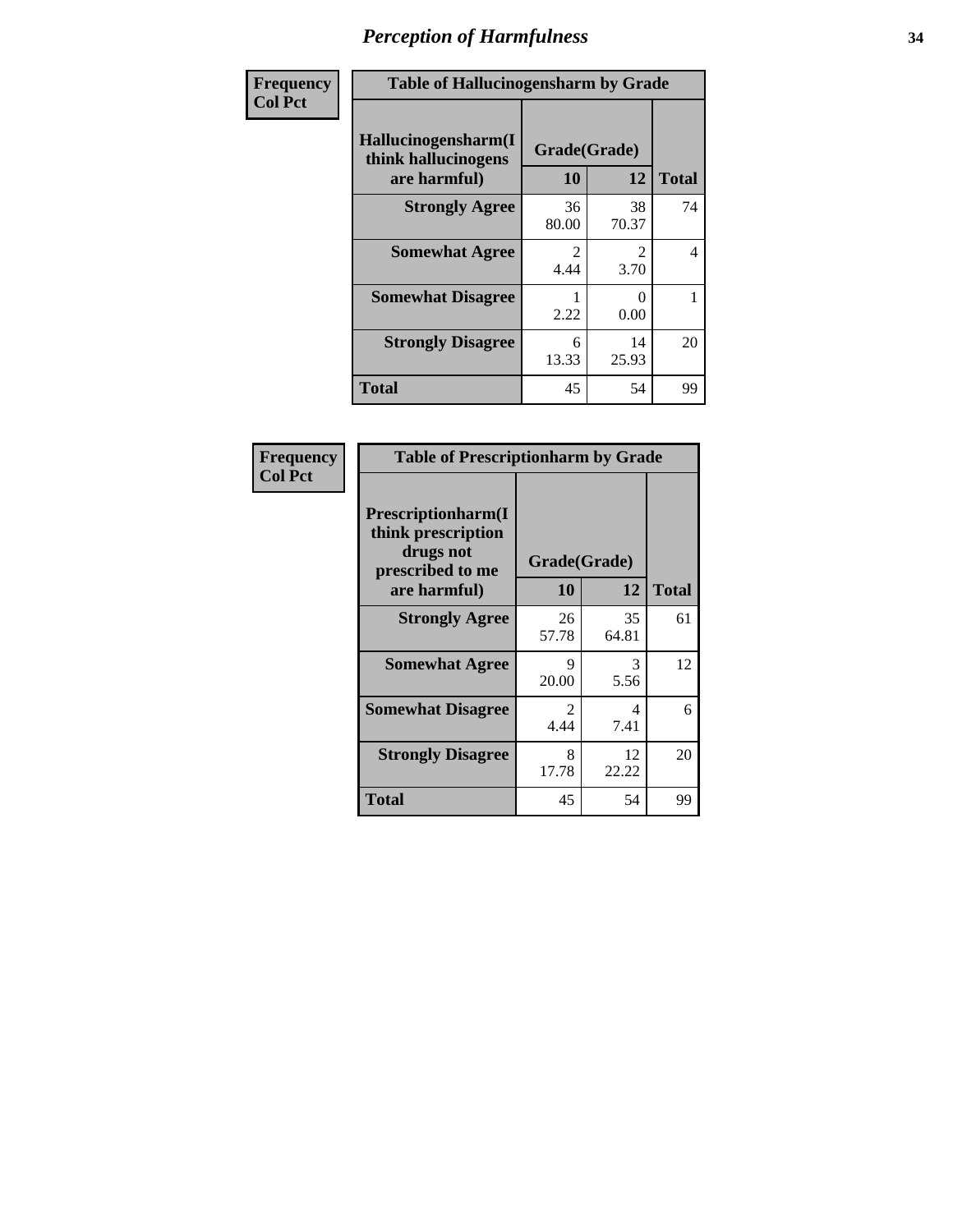# Perception of Harmfulness

**Frequency**
**Col Pct**

| Table of Hallucinogensharm by Grade | | | |
|---|---|---|---|
| Hallucinogensharm(I think hallucinogens are harmful) | Grade(Grade) | | Total |
| | 10 | 12 | |
| Strongly Agree | 36<br>80.00 | 38<br>70.37 | 74 |
| Somewhat Agree | 2<br>4.44 | 2<br>3.70 | 4 |
| Somewhat Disagree | 1<br>2.22 | 0<br>0.00 | 1 |
| Strongly Disagree | 6<br>13.33 | 14<br>25.93 | 20 |
| Total | 45 | 54 | 99 |

**Frequency**
**Col Pct**

| Table of Prescriptionharm by Grade | | | |
|---|---|---|---|
| Prescriptionharm(I think prescription drugs not prescribed to me are harmful) | Grade(Grade) | | Total |
| | 10 | 12 | |
| Strongly Agree | 26<br>57.78 | 35<br>64.81 | 61 |
| Somewhat Agree | 9<br>20.00 | 3<br>5.56 | 12 |
| Somewhat Disagree | 2<br>4.44 | 4<br>7.41 | 6 |
| Strongly Disagree | 8<br>17.78 | 12<br>22.22 | 20 |
| Total | 45 | 54 | 99 |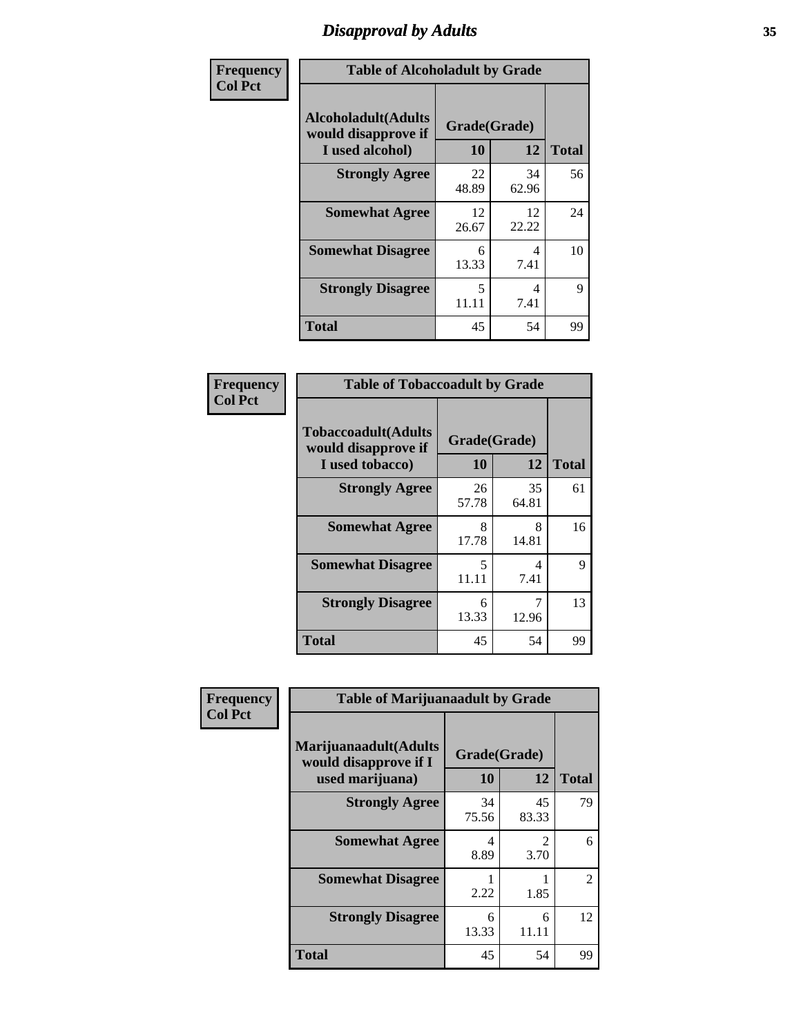# Disapproval by Adults

| Frequency<br>Col Pct | | | |
|---|---|---|---|

**Table of Alcoholadult by Grade**

| Alcoholadult(Adults would disapprove if I used alcohol) | Grade(Grade) 10 | 12 | Total |
|---|---|---|---|
| **Strongly Agree** | 22<br>48.89 | 34<br>62.96 | 56 |
| **Somewhat Agree** | 12<br>26.67 | 12<br>22.22 | 24 |
| **Somewhat Disagree** | 6<br>13.33 | 4<br>7.41 | 10 |
| **Strongly Disagree** | 5<br>11.11 | 4<br>7.41 | 9 |
| **Total** | 45 | 54 | 99 |

| Frequency<br>Col Pct | | | |
|---|---|---|---|

**Table of Tobaccoadult by Grade**

| Tobaccoadult(Adults would disapprove if I used tobacco) | Grade(Grade) 10 | 12 | Total |
|---|---|---|---|
| **Strongly Agree** | 26<br>57.78 | 35<br>64.81 | 61 |
| **Somewhat Agree** | 8<br>17.78 | 8<br>14.81 | 16 |
| **Somewhat Disagree** | 5<br>11.11 | 4<br>7.41 | 9 |
| **Strongly Disagree** | 6<br>13.33 | 7<br>12.96 | 13 |
| **Total** | 45 | 54 | 99 |

| Frequency<br>Col Pct | | | |
|---|---|---|---|

**Table of Marijuanaadult by Grade**

| Marijuanaadult(Adults would disapprove if I used marijuana) | Grade(Grade) 10 | 12 | Total |
|---|---|---|---|
| **Strongly Agree** | 34<br>75.56 | 45<br>83.33 | 79 |
| **Somewhat Agree** | 4<br>8.89 | 2<br>3.70 | 6 |
| **Somewhat Disagree** | 1<br>2.22 | 1<br>1.85 | 2 |
| **Strongly Disagree** | 6<br>13.33 | 6<br>11.11 | 12 |
| **Total** | 45 | 54 | 99 |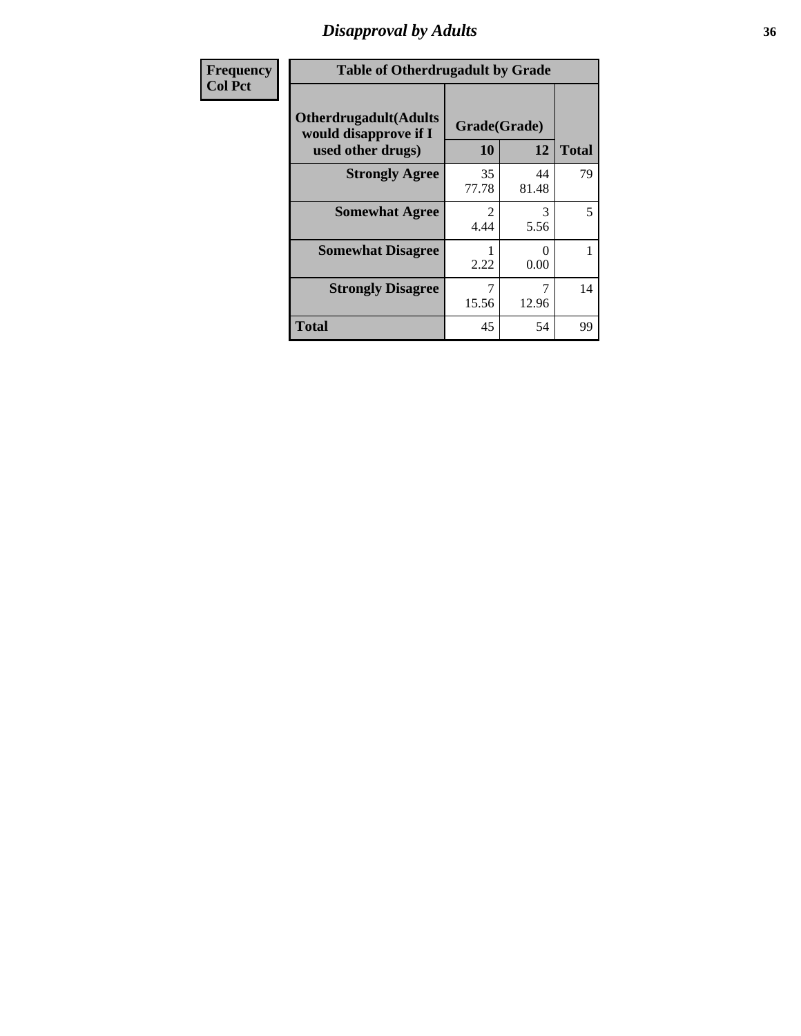## Disapproval by Adults

| Frequency<br>Col Pct | Table of Otherdrugadult by Grade | | |
|---|---|---|---|
| **Otherdrugadult(Adults would disapprove if I used other drugs)** | **Grade(Grade)** | | |
| | **10** | **12** | **Total** |
| **Strongly Agree** | 35<br>77.78 | 44<br>81.48 | 79 |
| **Somewhat Agree** | 2<br>4.44 | 3<br>5.56 | 5 |
| **Somewhat Disagree** | 1<br>2.22 | 0<br>0.00 | 1 |
| **Strongly Disagree** | 7<br>15.56 | 7<br>12.96 | 14 |
| **Total** | 45 | 54 | 99 |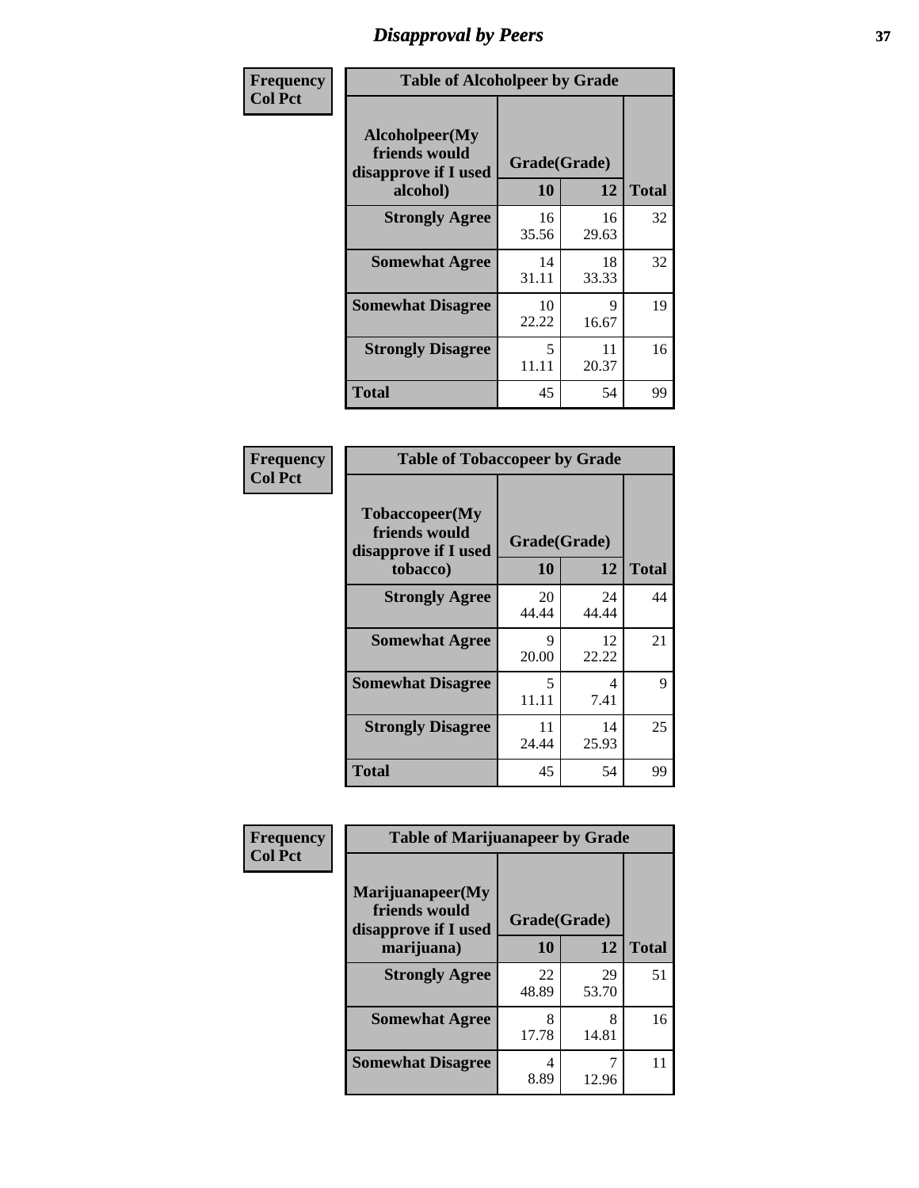# Disapproval by Peers

**Frequency**
**Col Pct**

**Table of Alcoholpeer by Grade**

| Alcoholpeer(My friends would disapprove if I used alcohol) | Grade(Grade) | | Total |
|---|---|---|---|
| | 10 | 12 | |
| **Strongly Agree** | 16<br>35.56 | 16<br>29.63 | 32 |
| **Somewhat Agree** | 14<br>31.11 | 18<br>33.33 | 32 |
| **Somewhat Disagree** | 10<br>22.22 | 9<br>16.67 | 19 |
| **Strongly Disagree** | 5<br>11.11 | 11<br>20.37 | 16 |
| **Total** | 45 | 54 | 99 |

**Frequency**
**Col Pct**

**Table of Tobaccopeer by Grade**

| Tobaccopeer(My friends would disapprove if I used tobacco) | Grade(Grade) | | Total |
|---|---|---|---|
| | 10 | 12 | |
| **Strongly Agree** | 20<br>44.44 | 24<br>44.44 | 44 |
| **Somewhat Agree** | 9<br>20.00 | 12<br>22.22 | 21 |
| **Somewhat Disagree** | 5<br>11.11 | 4<br>7.41 | 9 |
| **Strongly Disagree** | 11<br>24.44 | 14<br>25.93 | 25 |
| **Total** | 45 | 54 | 99 |

**Frequency**
**Col Pct**

**Table of Marijuanapeer by Grade**

| Marijuanapeer(My friends would disapprove if I used marijuana) | Grade(Grade) | | Total |
|---|---|---|---|
| | 10 | 12 | |
| **Strongly Agree** | 22<br>48.89 | 29<br>53.70 | 51 |
| **Somewhat Agree** | 8<br>17.78 | 8<br>14.81 | 16 |
| **Somewhat Disagree** | 4<br>8.89 | 7<br>12.96 | 11 |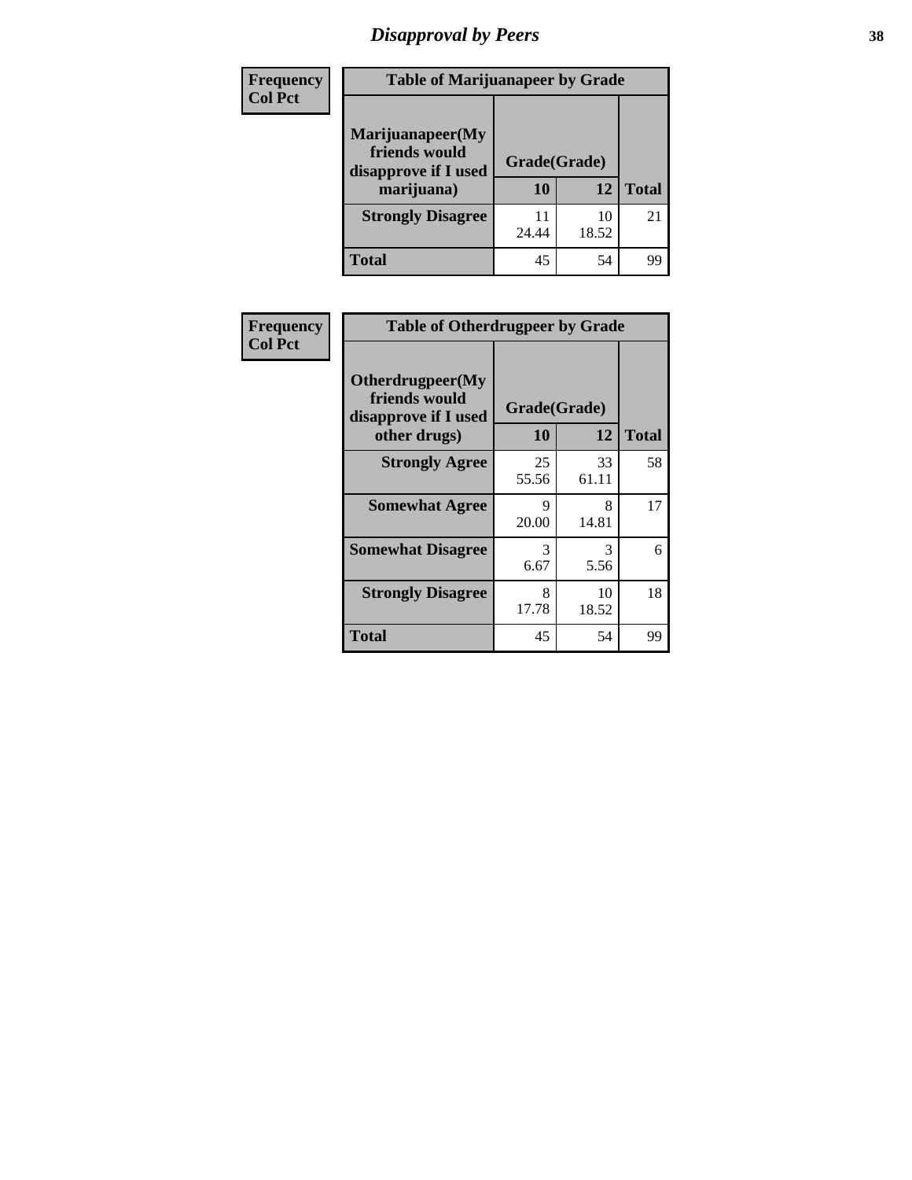# Disapproval by Peers

Frequency
Col Pct

| Table of Marijuanapeer by Grade | | | |
|---|---|---|---|
| Marijuanapeer(My friends would disapprove if I used marijuana) | Grade(Grade) | | |
| | 10 | 12 | Total |
| **Strongly Disagree** | 11<br>24.44 | 10<br>18.52 | 21 |
| **Total** | 45 | 54 | 99 |

Frequency
Col Pct

| Table of Otherdrugpeer by Grade | | | |
|---|---|---|---|
| Otherdrugpeer(My friends would disapprove if I used other drugs) | Grade(Grade) | | |
| | 10 | 12 | Total |
| **Strongly Agree** | 25<br>55.56 | 33<br>61.11 | 58 |
| **Somewhat Agree** | 9<br>20.00 | 8<br>14.81 | 17 |
| **Somewhat Disagree** | 3<br>6.67 | 3<br>5.56 | 6 |
| **Strongly Disagree** | 8<br>17.78 | 10<br>18.52 | 18 |
| **Total** | 45 | 54 | 99 |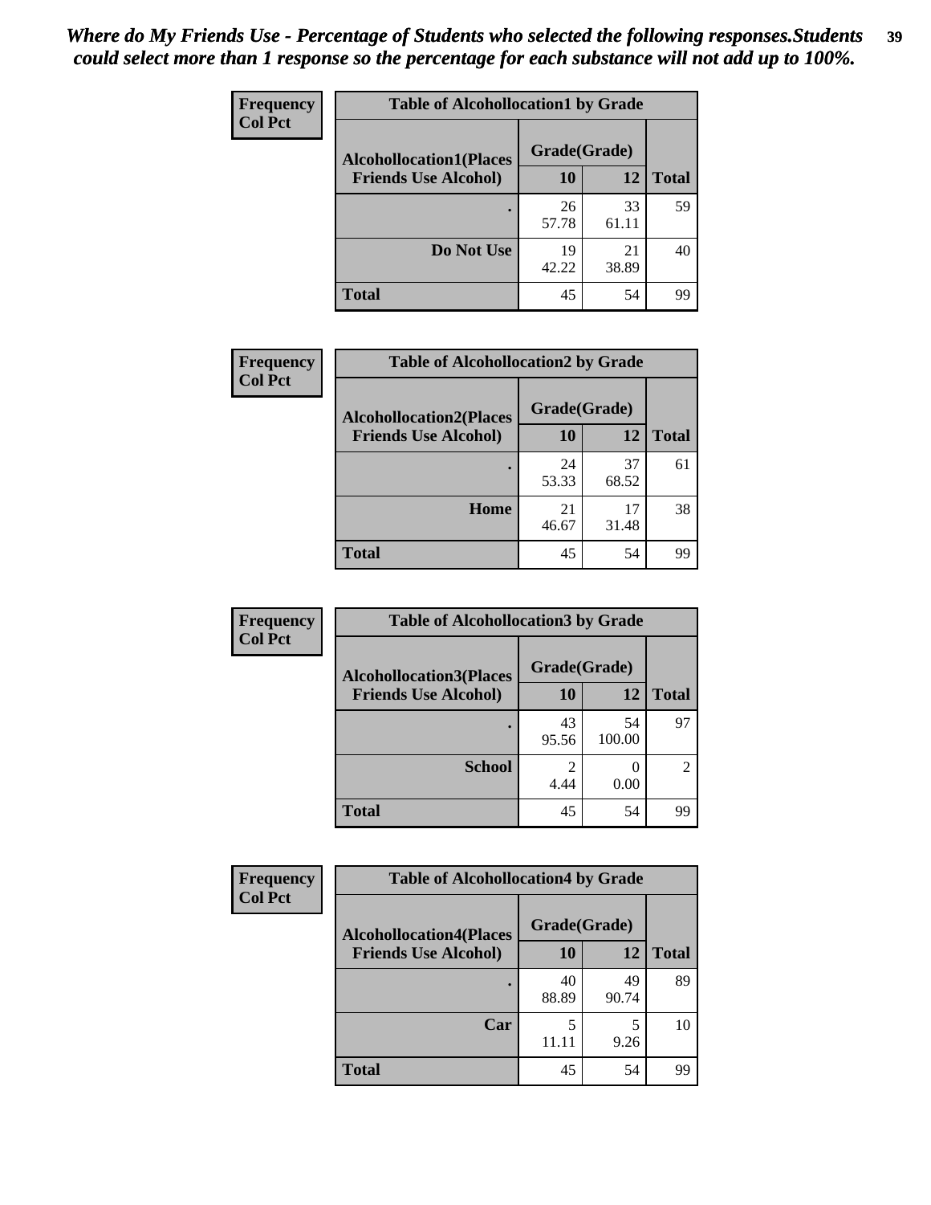*Where do My Friends Use - Percentage of Students who selected the following responses.Students could select more than 1 response so the percentage for each substance will not add up to 100%.*

**Frequency**
**Col Pct**

| Table of Alcohollocation1 by Grade | | | |
|---|---|---|---|
| **Alcohollocation1(Places Friends Use Alcohol)** | **Grade(Grade)** | | **Total** |
| | **10** | **12** | |
| **.** | 26<br>57.78 | 33<br>61.11 | 59 |
| **Do Not Use** | 19<br>42.22 | 21<br>38.89 | 40 |
| **Total** | 45 | 54 | 99 |

**Frequency**
**Col Pct**

| Table of Alcohollocation2 by Grade | | | |
|---|---|---|---|
| **Alcohollocation2(Places Friends Use Alcohol)** | **Grade(Grade)** | | **Total** |
| | **10** | **12** | |
| **.** | 24<br>53.33 | 37<br>68.52 | 61 |
| **Home** | 21<br>46.67 | 17<br>31.48 | 38 |
| **Total** | 45 | 54 | 99 |

**Frequency**
**Col Pct**

| Table of Alcohollocation3 by Grade | | | |
|---|---|---|---|
| **Alcohollocation3(Places Friends Use Alcohol)** | **Grade(Grade)** | | **Total** |
| | **10** | **12** | |
| **.** | 43<br>95.56 | 54<br>100.00 | 97 |
| **School** | 2<br>4.44 | 0<br>0.00 | 2 |
| **Total** | 45 | 54 | 99 |

**Frequency**
**Col Pct**

| Table of Alcohollocation4 by Grade | | | |
|---|---|---|---|
| **Alcohollocation4(Places Friends Use Alcohol)** | **Grade(Grade)** | | **Total** |
| | **10** | **12** | |
| **.** | 40<br>88.89 | 49<br>90.74 | 89 |
| **Car** | 5<br>11.11 | 5<br>9.26 | 10 |
| **Total** | 45 | 54 | 99 |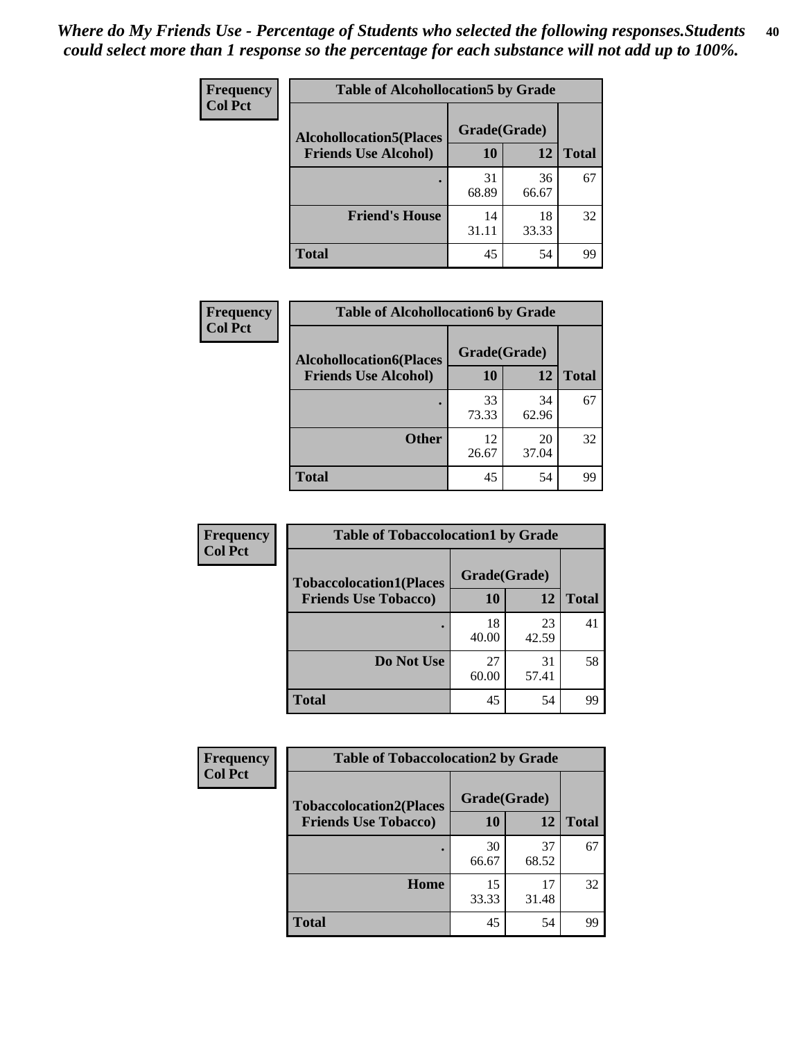*Where do My Friends Use - Percentage of Students who selected the following responses.Students could select more than 1 response so the percentage for each substance will not add up to 100%.*

**Frequency**
**Col Pct**

**Table of Alcohollocation5 by Grade**

| Alcohollocation5(Places Friends Use Alcohol) | Grade(Grade) 10 | 12 | Total |
|---|---|---|---|
| . | 31<br>68.89 | 36<br>66.67 | 67 |
| Friend's House | 14<br>31.11 | 18<br>33.33 | 32 |
| Total | 45 | 54 | 99 |

**Frequency**
**Col Pct**

**Table of Alcohollocation6 by Grade**

| Alcohollocation6(Places Friends Use Alcohol) | Grade(Grade) 10 | 12 | Total |
|---|---|---|---|
| . | 33<br>73.33 | 34<br>62.96 | 67 |
| Other | 12<br>26.67 | 20<br>37.04 | 32 |
| Total | 45 | 54 | 99 |

**Frequency**
**Col Pct**

**Table of Tobaccolocation1 by Grade**

| Tobaccolocation1(Places Friends Use Tobacco) | Grade(Grade) 10 | 12 | Total |
|---|---|---|---|
| . | 18<br>40.00 | 23<br>42.59 | 41 |
| Do Not Use | 27<br>60.00 | 31<br>57.41 | 58 |
| Total | 45 | 54 | 99 |

**Frequency**
**Col Pct**

**Table of Tobaccolocation2 by Grade**

| Tobaccolocation2(Places Friends Use Tobacco) | Grade(Grade) 10 | 12 | Total |
|---|---|---|---|
| . | 30<br>66.67 | 37<br>68.52 | 67 |
| Home | 15<br>33.33 | 17<br>31.48 | 32 |
| Total | 45 | 54 | 99 |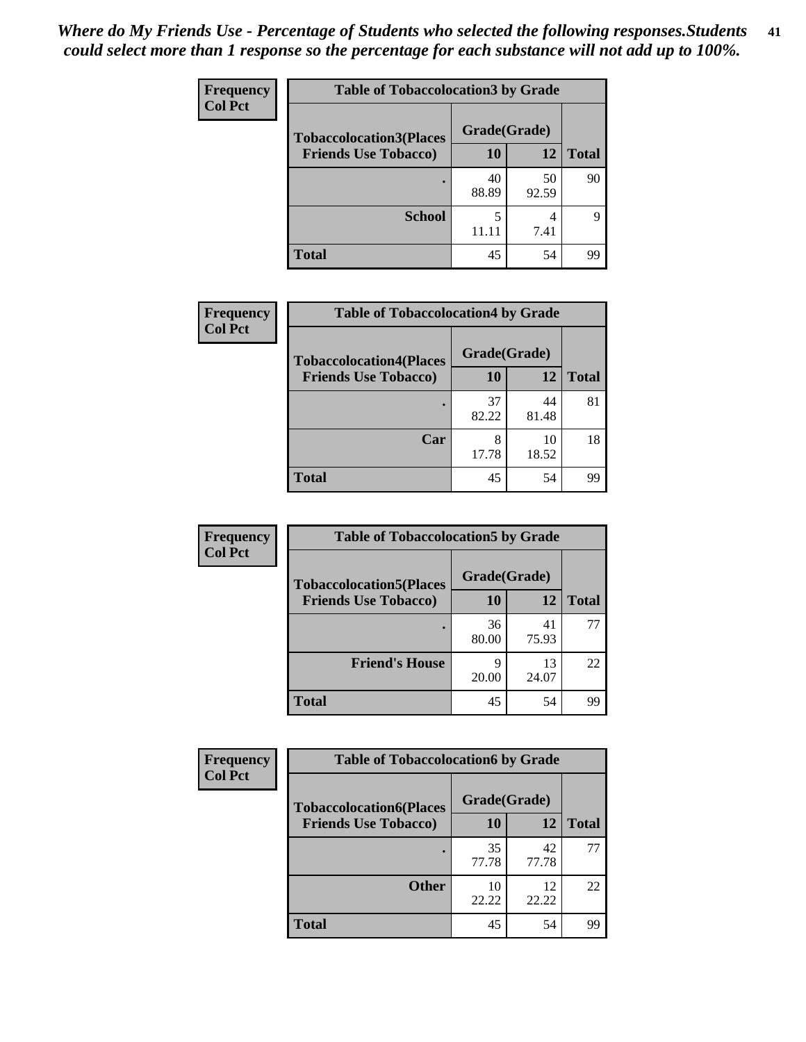*Where do My Friends Use - Percentage of Students who selected the following responses.Students could select more than 1 response so the percentage for each substance will not add up to 100%.*

**Frequency**
**Col Pct**

| Table of Tobaccolocation3 by Grade | | | |
|---|---|---|---|
| **Tobaccolocation3(Places Friends Use Tobacco)** | **Grade(Grade)** | | **Total** |
| | **10** | **12** | |
| . | 40<br>88.89 | 50<br>92.59 | 90 |
| **School** | 5<br>11.11 | 4<br>7.41 | 9 |
| **Total** | 45 | 54 | 99 |

**Frequency**
**Col Pct**

| Table of Tobaccolocation4 by Grade | | | |
|---|---|---|---|
| **Tobaccolocation4(Places Friends Use Tobacco)** | **Grade(Grade)** | | **Total** |
| | **10** | **12** | |
| . | 37<br>82.22 | 44<br>81.48 | 81 |
| **Car** | 8<br>17.78 | 10<br>18.52 | 18 |
| **Total** | 45 | 54 | 99 |

**Frequency**
**Col Pct**

| Table of Tobaccolocation5 by Grade | | | |
|---|---|---|---|
| **Tobaccolocation5(Places Friends Use Tobacco)** | **Grade(Grade)** | | **Total** |
| | **10** | **12** | |
| . | 36<br>80.00 | 41<br>75.93 | 77 |
| **Friend's House** | 9<br>20.00 | 13<br>24.07 | 22 |
| **Total** | 45 | 54 | 99 |

**Frequency**
**Col Pct**

| Table of Tobaccolocation6 by Grade | | | |
|---|---|---|---|
| **Tobaccolocation6(Places Friends Use Tobacco)** | **Grade(Grade)** | | **Total** |
| | **10** | **12** | |
| . | 35<br>77.78 | 42<br>77.78 | 77 |
| **Other** | 10<br>22.22 | 12<br>22.22 | 22 |
| **Total** | 45 | 54 | 99 |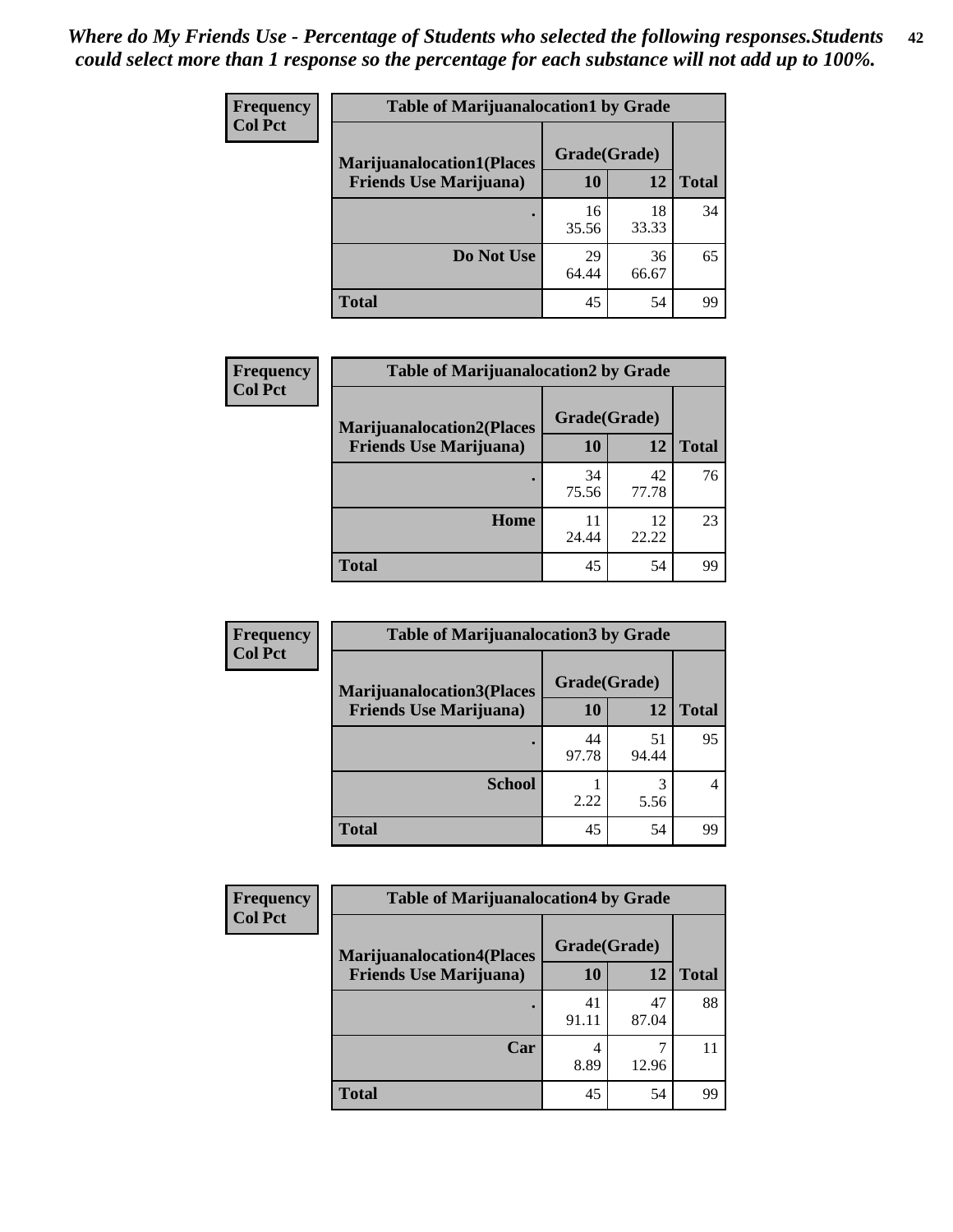*Where do My Friends Use - Percentage of Students who selected the following responses.Students could select more than 1 response so the percentage for each substance will not add up to 100%.*

**Frequency**
**Col Pct**

| Table of Marijuanalocation1 by Grade | | | |
|---|---|---|---|
| **Marijuanalocation1(Places Friends Use Marijuana)** | **Grade(Grade)** | | **Total** |
| | **10** | **12** | |
| . | 16<br>35.56 | 18<br>33.33 | 34 |
| **Do Not Use** | 29<br>64.44 | 36<br>66.67 | 65 |
| **Total** | 45 | 54 | 99 |

**Frequency**
**Col Pct**

| Table of Marijuanalocation2 by Grade | | | |
|---|---|---|---|
| **Marijuanalocation2(Places Friends Use Marijuana)** | **Grade(Grade)** | | **Total** |
| | **10** | **12** | |
| . | 34<br>75.56 | 42<br>77.78 | 76 |
| **Home** | 11<br>24.44 | 12<br>22.22 | 23 |
| **Total** | 45 | 54 | 99 |

**Frequency**
**Col Pct**

| Table of Marijuanalocation3 by Grade | | | |
|---|---|---|---|
| **Marijuanalocation3(Places Friends Use Marijuana)** | **Grade(Grade)** | | **Total** |
| | **10** | **12** | |
| . | 44<br>97.78 | 51<br>94.44 | 95 |
| **School** | 1<br>2.22 | 3<br>5.56 | 4 |
| **Total** | 45 | 54 | 99 |

**Frequency**
**Col Pct**

| Table of Marijuanalocation4 by Grade | | | |
|---|---|---|---|
| **Marijuanalocation4(Places Friends Use Marijuana)** | **Grade(Grade)** | | **Total** |
| | **10** | **12** | |
| . | 41<br>91.11 | 47<br>87.04 | 88 |
| **Car** | 4<br>8.89 | 7<br>12.96 | 11 |
| **Total** | 45 | 54 | 99 |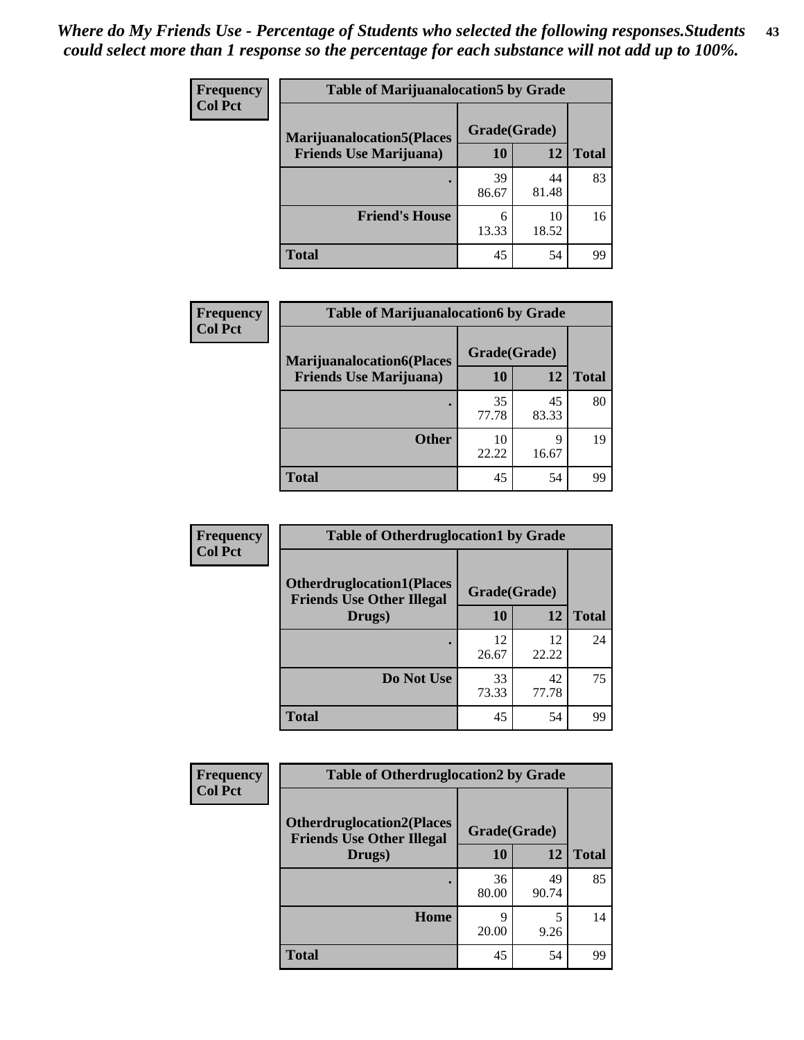*Where do My Friends Use - Percentage of Students who selected the following responses.Students could select more than 1 response so the percentage for each substance will not add up to 100%.*

**Frequency**
**Col Pct**

| Table of Marijuanalocation5 by Grade | | | |
|---|---|---|---|
| **Marijuanalocation5(Places Friends Use Marijuana)** | **Grade(Grade)** | | |
| | **10** | **12** | **Total** |
| . | 39<br>86.67 | 44<br>81.48 | 83 |
| **Friend's House** | 6<br>13.33 | 10<br>18.52 | 16 |
| **Total** | 45 | 54 | 99 |

**Frequency**
**Col Pct**

| Table of Marijuanalocation6 by Grade | | | |
|---|---|---|---|
| **Marijuanalocation6(Places Friends Use Marijuana)** | **Grade(Grade)** | | |
| | **10** | **12** | **Total** |
| . | 35<br>77.78 | 45<br>83.33 | 80 |
| **Other** | 10<br>22.22 | 9<br>16.67 | 19 |
| **Total** | 45 | 54 | 99 |

**Frequency**
**Col Pct**

| Table of Otherdruglocation1 by Grade | | | |
|---|---|---|---|
| **Otherdruglocation1(Places Friends Use Other Illegal Drugs)** | **Grade(Grade)** | | |
| | **10** | **12** | **Total** |
| . | 12<br>26.67 | 12<br>22.22 | 24 |
| **Do Not Use** | 33<br>73.33 | 42<br>77.78 | 75 |
| **Total** | 45 | 54 | 99 |

**Frequency**
**Col Pct**

| Table of Otherdruglocation2 by Grade | | | |
|---|---|---|---|
| **Otherdruglocation2(Places Friends Use Other Illegal Drugs)** | **Grade(Grade)** | | |
| | **10** | **12** | **Total** |
| . | 36<br>80.00 | 49<br>90.74 | 85 |
| **Home** | 9<br>20.00 | 5<br>9.26 | 14 |
| **Total** | 45 | 54 | 99 |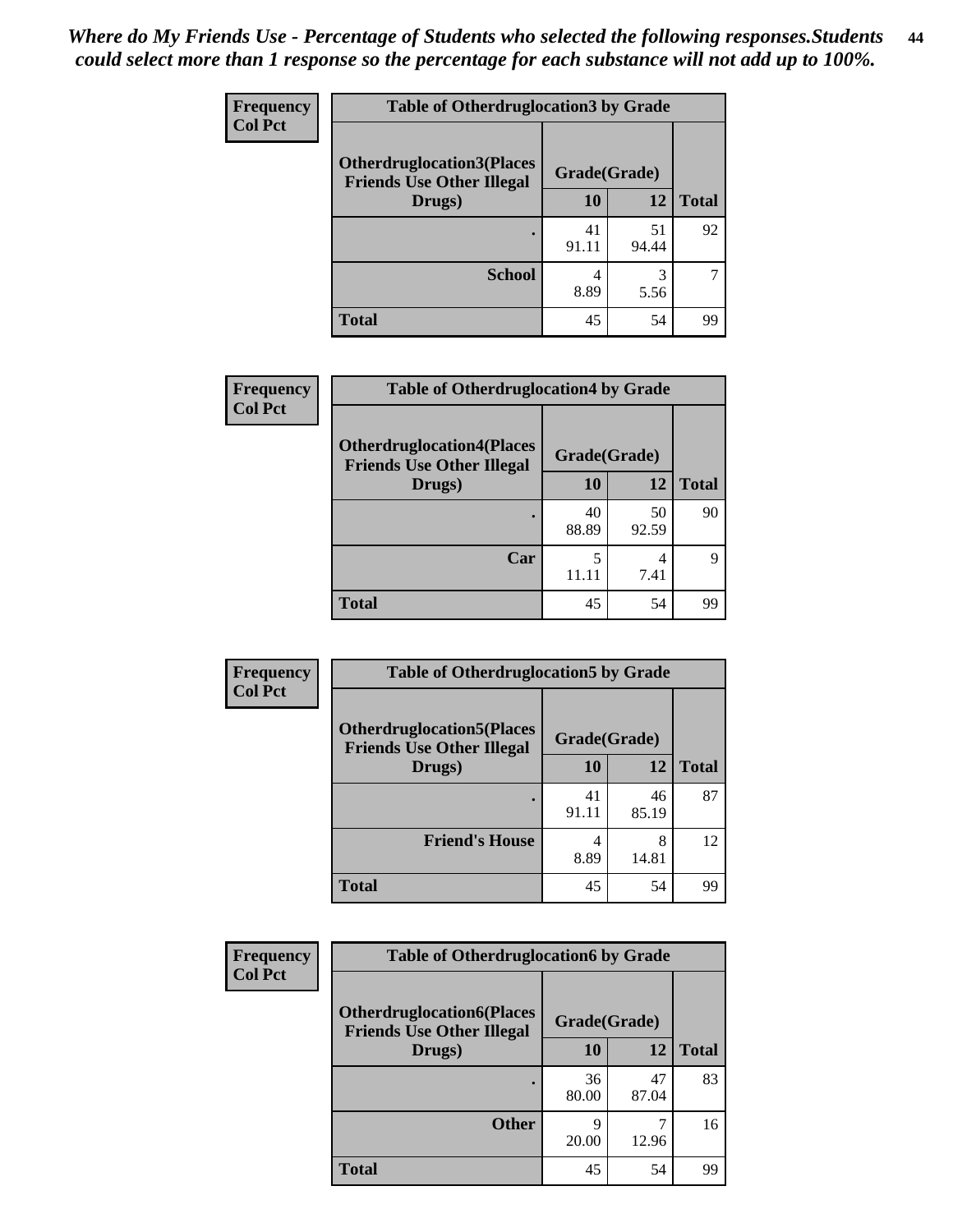*Where do My Friends Use - Percentage of Students who selected the following responses.Students could select more than 1 response so the percentage for each substance will not add up to 100%.*

**Frequency**
**Col Pct**

| Table of Otherdruglocation3 by Grade | | | |
|---|---|---|---|
| **Otherdruglocation3(Places Friends Use Other Illegal Drugs)** | **Grade(Grade)** | | **Total** |
| | **10** | **12** | |
| **.** | 41<br>91.11 | 51<br>94.44 | 92 |
| **School** | 4<br>8.89 | 3<br>5.56 | 7 |
| **Total** | 45 | 54 | 99 |

**Frequency**
**Col Pct**

| Table of Otherdruglocation4 by Grade | | | |
|---|---|---|---|
| **Otherdruglocation4(Places Friends Use Other Illegal Drugs)** | **Grade(Grade)** | | **Total** |
| | **10** | **12** | |
| **.** | 40<br>88.89 | 50<br>92.59 | 90 |
| **Car** | 5<br>11.11 | 4<br>7.41 | 9 |
| **Total** | 45 | 54 | 99 |

**Frequency**
**Col Pct**

| Table of Otherdruglocation5 by Grade | | | |
|---|---|---|---|
| **Otherdruglocation5(Places Friends Use Other Illegal Drugs)** | **Grade(Grade)** | | **Total** |
| | **10** | **12** | |
| **.** | 41<br>91.11 | 46<br>85.19 | 87 |
| **Friend's House** | 4<br>8.89 | 8<br>14.81 | 12 |
| **Total** | 45 | 54 | 99 |

**Frequency**
**Col Pct**

| Table of Otherdruglocation6 by Grade | | | |
|---|---|---|---|
| **Otherdruglocation6(Places Friends Use Other Illegal Drugs)** | **Grade(Grade)** | | **Total** |
| | **10** | **12** | |
| **.** | 36<br>80.00 | 47<br>87.04 | 83 |
| **Other** | 9<br>20.00 | 7<br>12.96 | 16 |
| **Total** | 45 | 54 | 99 |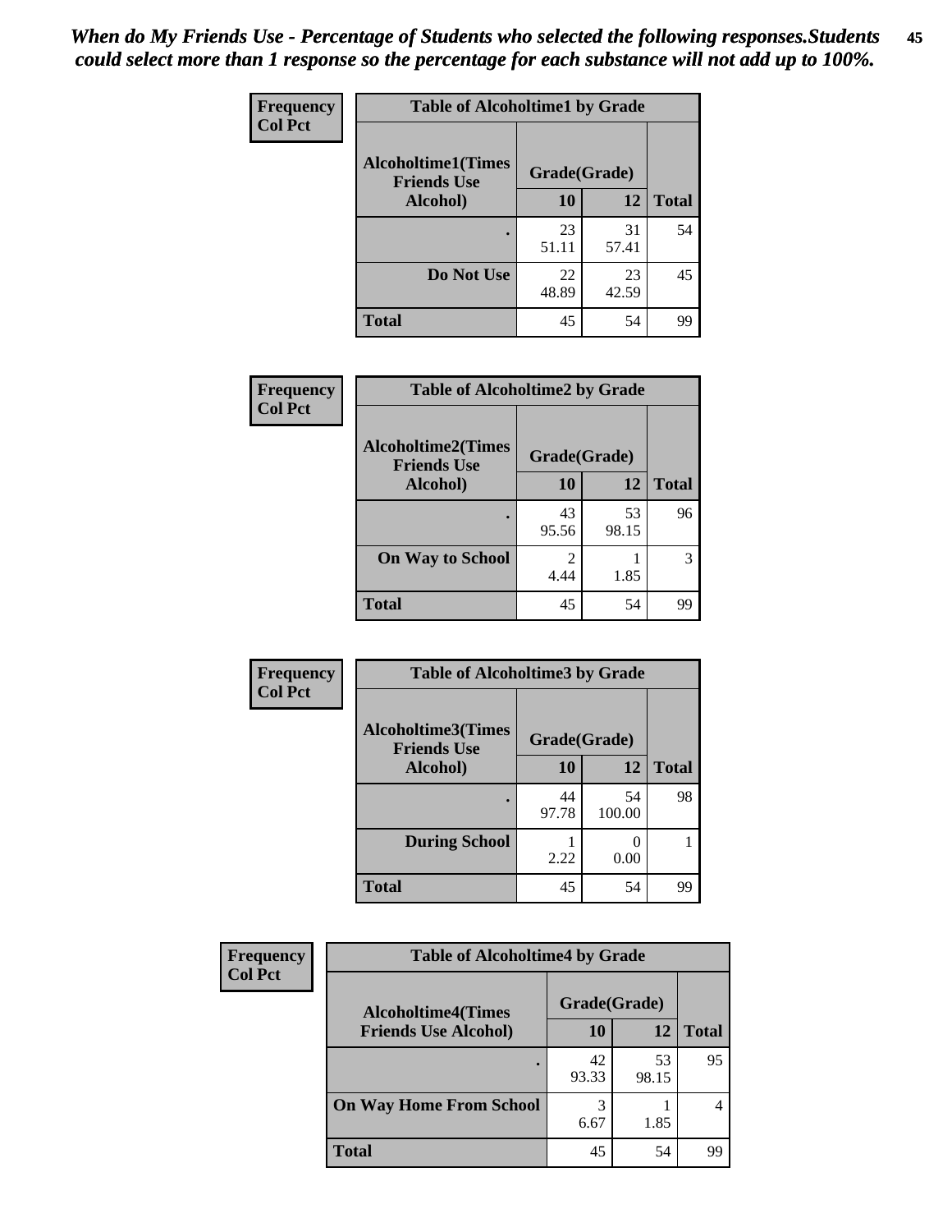*When do My Friends Use - Percentage of Students who selected the following responses.Students could select more than 1 response so the percentage for each substance will not add up to 100%.*

**Frequency**
**Col Pct**

| Table of Alcoholtime1 by Grade | | | |
|---|---|---|---|
| **Alcoholtime1(Times Friends Use Alcohol)** | **Grade(Grade)** | | |
| | **10** | **12** | **Total** |
| **.** | 23<br>51.11 | 31<br>57.41 | 54 |
| **Do Not Use** | 22<br>48.89 | 23<br>42.59 | 45 |
| **Total** | 45 | 54 | 99 |

**Frequency**
**Col Pct**

| Table of Alcoholtime2 by Grade | | | |
|---|---|---|---|
| **Alcoholtime2(Times Friends Use Alcohol)** | **Grade(Grade)** | | |
| | **10** | **12** | **Total** |
| **.** | 43<br>95.56 | 53<br>98.15 | 96 |
| **On Way to School** | 2<br>4.44 | 1<br>1.85 | 3 |
| **Total** | 45 | 54 | 99 |

**Frequency**
**Col Pct**

| Table of Alcoholtime3 by Grade | | | |
|---|---|---|---|
| **Alcoholtime3(Times Friends Use Alcohol)** | **Grade(Grade)** | | |
| | **10** | **12** | **Total** |
| **.** | 44<br>97.78 | 54<br>100.00 | 98 |
| **During School** | 1<br>2.22 | 0<br>0.00 | 1 |
| **Total** | 45 | 54 | 99 |

**Frequency**
**Col Pct**

| Table of Alcoholtime4 by Grade | | | |
|---|---|---|---|
| **Alcoholtime4(Times Friends Use Alcohol)** | **Grade(Grade)** | | |
| | **10** | **12** | **Total** |
| **.** | 42<br>93.33 | 53<br>98.15 | 95 |
| **On Way Home From School** | 3<br>6.67 | 1<br>1.85 | 4 |
| **Total** | 45 | 54 | 99 |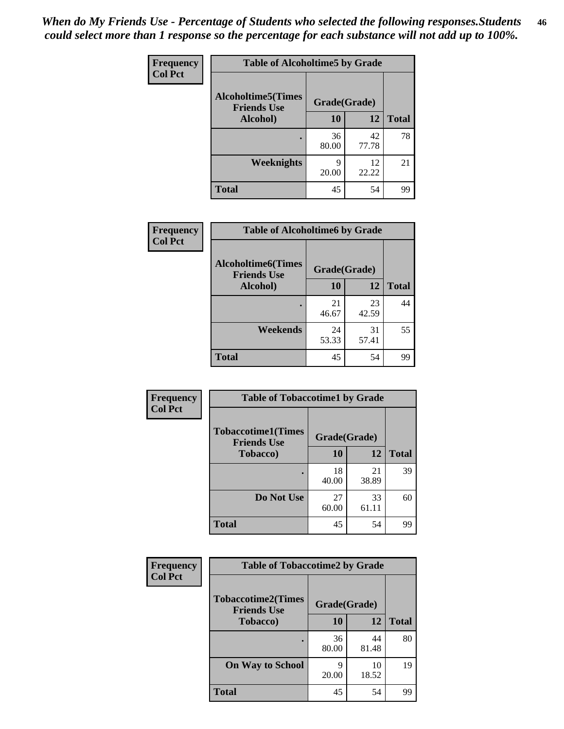*When do My Friends Use - Percentage of Students who selected the following responses.Students could select more than 1 response so the percentage for each substance will not add up to 100%.*

**Frequency**
**Col Pct**

| Table of Alcoholtime5 by Grade | | | |
|---|---|---|---|
| **Alcoholtime5(Times Friends Use Alcohol)** | **Grade(Grade)** | | **Total** |
| | **10** | **12** | |
| **.** | 36<br>80.00 | 42<br>77.78 | 78 |
| **Weeknights** | 9<br>20.00 | 12<br>22.22 | 21 |
| **Total** | 45 | 54 | 99 |

**Frequency**
**Col Pct**

| Table of Alcoholtime6 by Grade | | | |
|---|---|---|---|
| **Alcoholtime6(Times Friends Use Alcohol)** | **Grade(Grade)** | | **Total** |
| | **10** | **12** | |
| **.** | 21<br>46.67 | 23<br>42.59 | 44 |
| **Weekends** | 24<br>53.33 | 31<br>57.41 | 55 |
| **Total** | 45 | 54 | 99 |

**Frequency**
**Col Pct**

| Table of Tobaccotime1 by Grade | | | |
|---|---|---|---|
| **Tobaccotime1(Times Friends Use Tobacco)** | **Grade(Grade)** | | **Total** |
| | **10** | **12** | |
| **.** | 18<br>40.00 | 21<br>38.89 | 39 |
| **Do Not Use** | 27<br>60.00 | 33<br>61.11 | 60 |
| **Total** | 45 | 54 | 99 |

**Frequency**
**Col Pct**

| Table of Tobaccotime2 by Grade | | | |
|---|---|---|---|
| **Tobaccotime2(Times Friends Use Tobacco)** | **Grade(Grade)** | | **Total** |
| | **10** | **12** | |
| **.** | 36<br>80.00 | 44<br>81.48 | 80 |
| **On Way to School** | 9<br>20.00 | 10<br>18.52 | 19 |
| **Total** | 45 | 54 | 99 |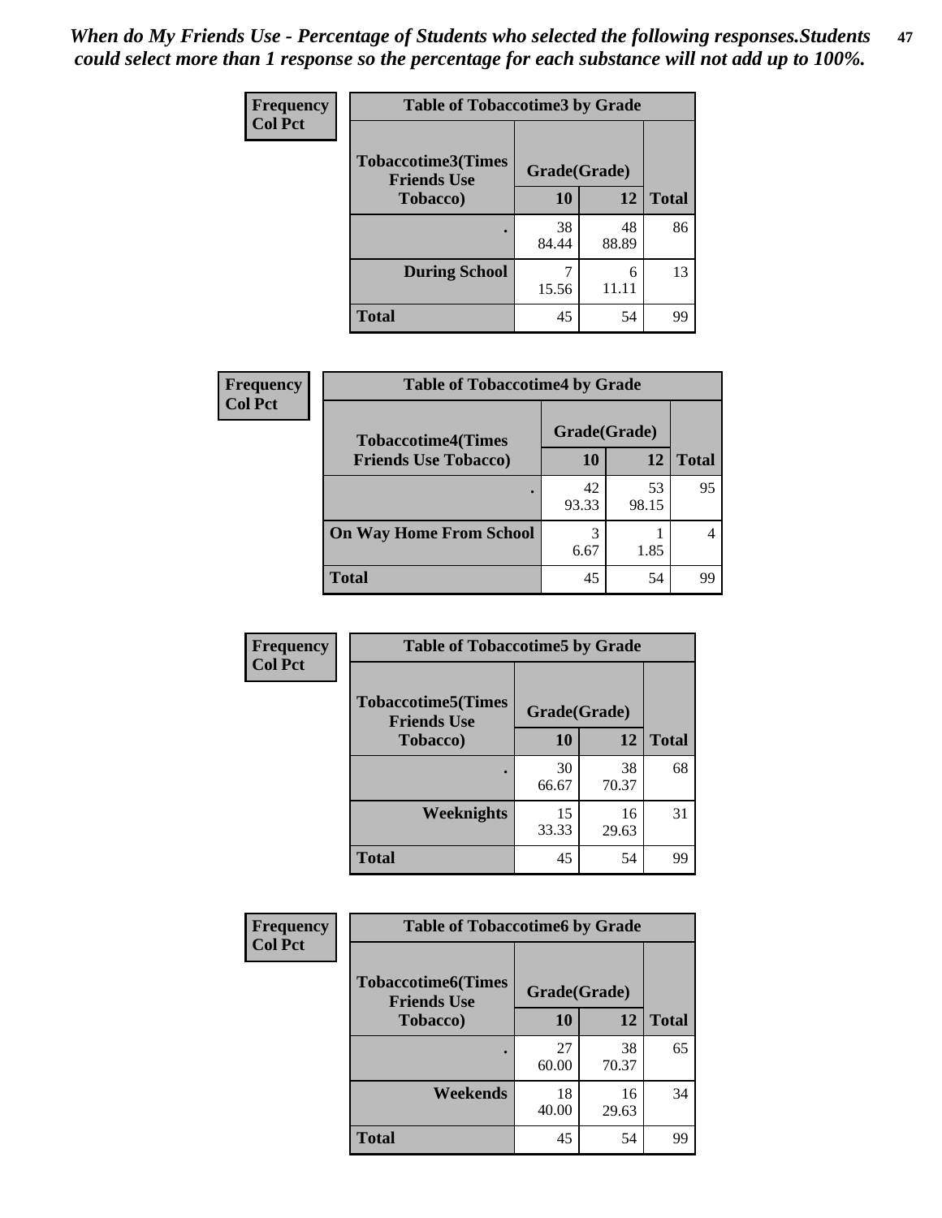*When do My Friends Use - Percentage of Students who selected the following responses.Students could select more than 1 response so the percentage for each substance will not add up to 100%.*

**Frequency**
**Col Pct**

**Table of Tobaccotime3 by Grade**

| Tobaccotime3(Times Friends Use Tobacco) | Grade(Grade) | | Total |
|---|---|---|---|
| | 10 | 12 | |
| . | 38<br>84.44 | 48<br>88.89 | 86 |
| During School | 7<br>15.56 | 6<br>11.11 | 13 |
| Total | 45 | 54 | 99 |

**Frequency**
**Col Pct**

**Table of Tobaccotime4 by Grade**

| Tobaccotime4(Times Friends Use Tobacco) | Grade(Grade) | | Total |
|---|---|---|---|
| | 10 | 12 | |
| . | 42<br>93.33 | 53<br>98.15 | 95 |
| On Way Home From School | 3<br>6.67 | 1<br>1.85 | 4 |
| Total | 45 | 54 | 99 |

**Frequency**
**Col Pct**

**Table of Tobaccotime5 by Grade**

| Tobaccotime5(Times Friends Use Tobacco) | Grade(Grade) | | Total |
|---|---|---|---|
| | 10 | 12 | |
| . | 30<br>66.67 | 38<br>70.37 | 68 |
| Weeknights | 15<br>33.33 | 16<br>29.63 | 31 |
| Total | 45 | 54 | 99 |

**Frequency**
**Col Pct**

**Table of Tobaccotime6 by Grade**

| Tobaccotime6(Times Friends Use Tobacco) | Grade(Grade) | | Total |
|---|---|---|---|
| | 10 | 12 | |
| . | 27<br>60.00 | 38<br>70.37 | 65 |
| Weekends | 18<br>40.00 | 16<br>29.63 | 34 |
| Total | 45 | 54 | 99 |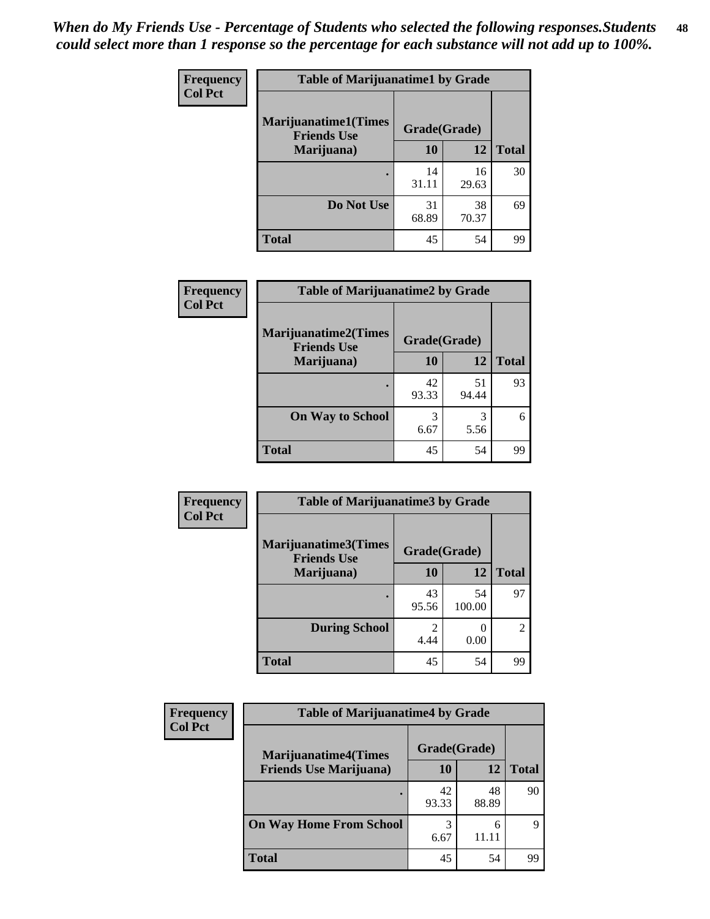*When do My Friends Use - Percentage of Students who selected the following responses.Students could select more than 1 response so the percentage for each substance will not add up to 100%.*

**Frequency**
**Col Pct**

| Table of Marijuanatime1 by Grade | | | |
|---|---|---|---|
| **Marijuanatime1(Times Friends Use Marijuana)** | **Grade(Grade)** | | **Total** |
| | **10** | **12** | |
| **.** | 14<br>31.11 | 16<br>29.63 | 30 |
| **Do Not Use** | 31<br>68.89 | 38<br>70.37 | 69 |
| **Total** | 45 | 54 | 99 |

**Frequency**
**Col Pct**

| Table of Marijuanatime2 by Grade | | | |
|---|---|---|---|
| **Marijuanatime2(Times Friends Use Marijuana)** | **Grade(Grade)** | | **Total** |
| | **10** | **12** | |
| **.** | 42<br>93.33 | 51<br>94.44 | 93 |
| **On Way to School** | 3<br>6.67 | 3<br>5.56 | 6 |
| **Total** | 45 | 54 | 99 |

**Frequency**
**Col Pct**

| Table of Marijuanatime3 by Grade | | | |
|---|---|---|---|
| **Marijuanatime3(Times Friends Use Marijuana)** | **Grade(Grade)** | | **Total** |
| | **10** | **12** | |
| **.** | 43<br>95.56 | 54<br>100.00 | 97 |
| **During School** | 2<br>4.44 | 0<br>0.00 | 2 |
| **Total** | 45 | 54 | 99 |

**Frequency**
**Col Pct**

| Table of Marijuanatime4 by Grade | | | |
|---|---|---|---|
| **Marijuanatime4(Times Friends Use Marijuana)** | **Grade(Grade)** | | **Total** |
| | **10** | **12** | |
| **.** | 42<br>93.33 | 48<br>88.89 | 90 |
| **On Way Home From School** | 3<br>6.67 | 6<br>11.11 | 9 |
| **Total** | 45 | 54 | 99 |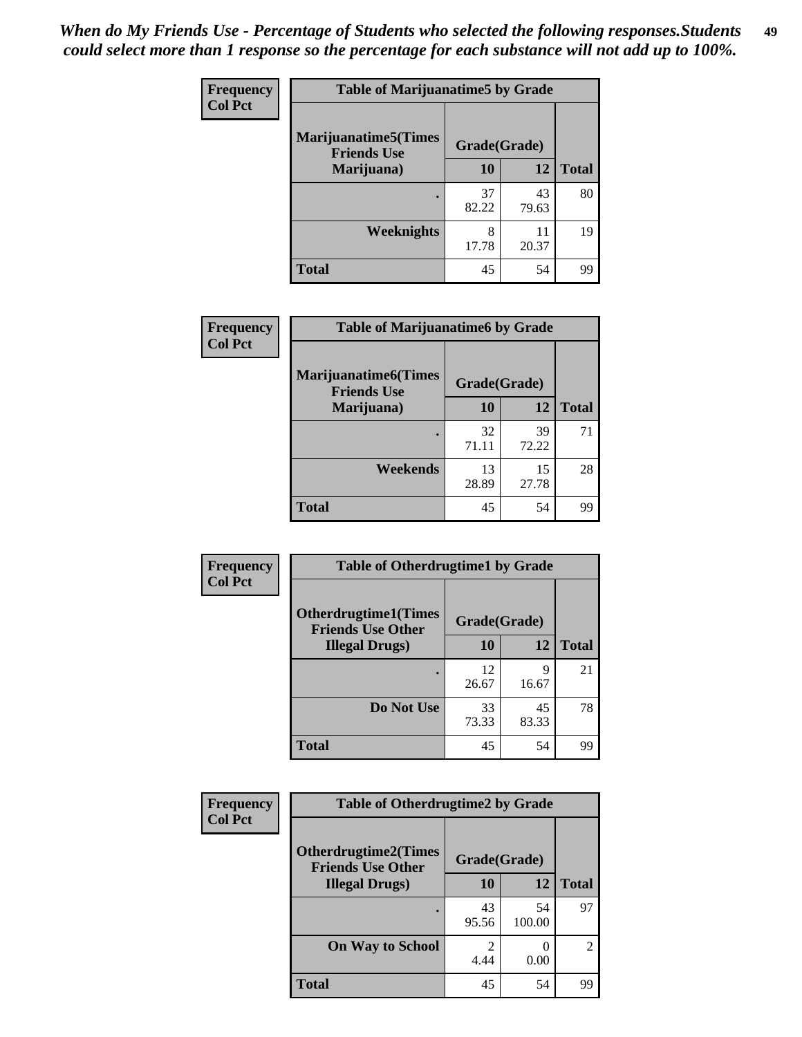*When do My Friends Use - Percentage of Students who selected the following responses.Students could select more than 1 response so the percentage for each substance will not add up to 100%.*

**Frequency**
**Col Pct**

**Table of Marijuanatime5 by Grade**

| Marijuanatime5(Times Friends Use Marijuana) | Grade(Grade) 10 | 12 | Total |
|---|---|---|---|
| . | 37<br>82.22 | 43<br>79.63 | 80 |
| Weeknights | 8<br>17.78 | 11<br>20.37 | 19 |
| Total | 45 | 54 | 99 |

**Frequency**
**Col Pct**

**Table of Marijuanatime6 by Grade**

| Marijuanatime6(Times Friends Use Marijuana) | Grade(Grade) 10 | 12 | Total |
|---|---|---|---|
| . | 32<br>71.11 | 39<br>72.22 | 71 |
| Weekends | 13<br>28.89 | 15<br>27.78 | 28 |
| Total | 45 | 54 | 99 |

**Frequency**
**Col Pct**

**Table of Otherdrugtime1 by Grade**

| Otherdrugtime1(Times Friends Use Other Illegal Drugs) | Grade(Grade) 10 | 12 | Total |
|---|---|---|---|
| . | 12<br>26.67 | 9<br>16.67 | 21 |
| Do Not Use | 33<br>73.33 | 45<br>83.33 | 78 |
| Total | 45 | 54 | 99 |

**Frequency**
**Col Pct**

**Table of Otherdrugtime2 by Grade**

| Otherdrugtime2(Times Friends Use Other Illegal Drugs) | Grade(Grade) 10 | 12 | Total |
|---|---|---|---|
| . | 43<br>95.56 | 54<br>100.00 | 97 |
| On Way to School | 2<br>4.44 | 0<br>0.00 | 2 |
| Total | 45 | 54 | 99 |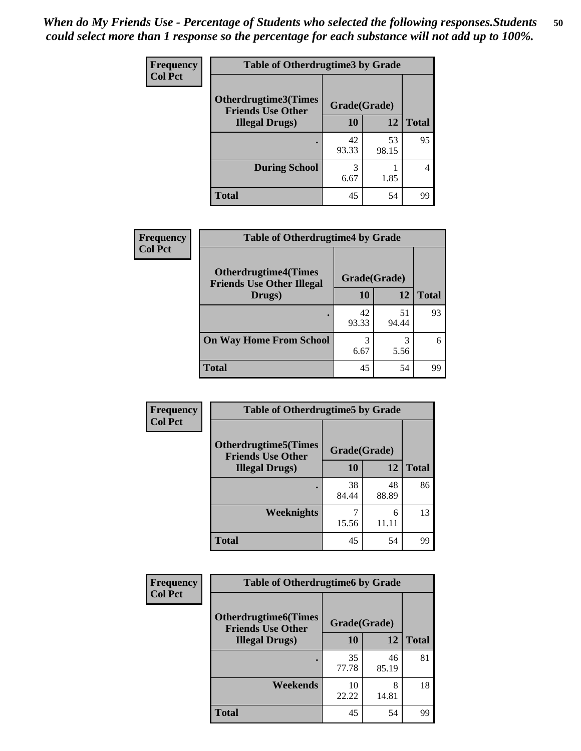*When do My Friends Use - Percentage of Students who selected the following responses.Students could select more than 1 response so the percentage for each substance will not add up to 100%.*

**Frequency**
**Col Pct**

| Table of Otherdrugtime3 by Grade | | | |
|---|---|---|---|
| **Otherdrugtime3(Times Friends Use Other Illegal Drugs)** | **Grade(Grade)** | | |
| | **10** | **12** | **Total** |
| . | 42<br>93.33 | 53<br>98.15 | 95 |
| **During School** | 3<br>6.67 | 1<br>1.85 | 4 |
| **Total** | 45 | 54 | 99 |

**Frequency**
**Col Pct**

| Table of Otherdrugtime4 by Grade | | | |
|---|---|---|---|
| **Otherdrugtime4(Times Friends Use Other Illegal Drugs)** | **Grade(Grade)** | | |
| | **10** | **12** | **Total** |
| . | 42<br>93.33 | 51<br>94.44 | 93 |
| **On Way Home From School** | 3<br>6.67 | 3<br>5.56 | 6 |
| **Total** | 45 | 54 | 99 |

**Frequency**
**Col Pct**

| Table of Otherdrugtime5 by Grade | | | |
|---|---|---|---|
| **Otherdrugtime5(Times Friends Use Other Illegal Drugs)** | **Grade(Grade)** | | |
| | **10** | **12** | **Total** |
| . | 38<br>84.44 | 48<br>88.89 | 86 |
| **Weeknights** | 7<br>15.56 | 6<br>11.11 | 13 |
| **Total** | 45 | 54 | 99 |

**Frequency**
**Col Pct**

| Table of Otherdrugtime6 by Grade | | | |
|---|---|---|---|
| **Otherdrugtime6(Times Friends Use Other Illegal Drugs)** | **Grade(Grade)** | | |
| | **10** | **12** | **Total** |
| . | 35<br>77.78 | 46<br>85.19 | 81 |
| **Weekends** | 10<br>22.22 | 8<br>14.81 | 18 |
| **Total** | 45 | 54 | 99 |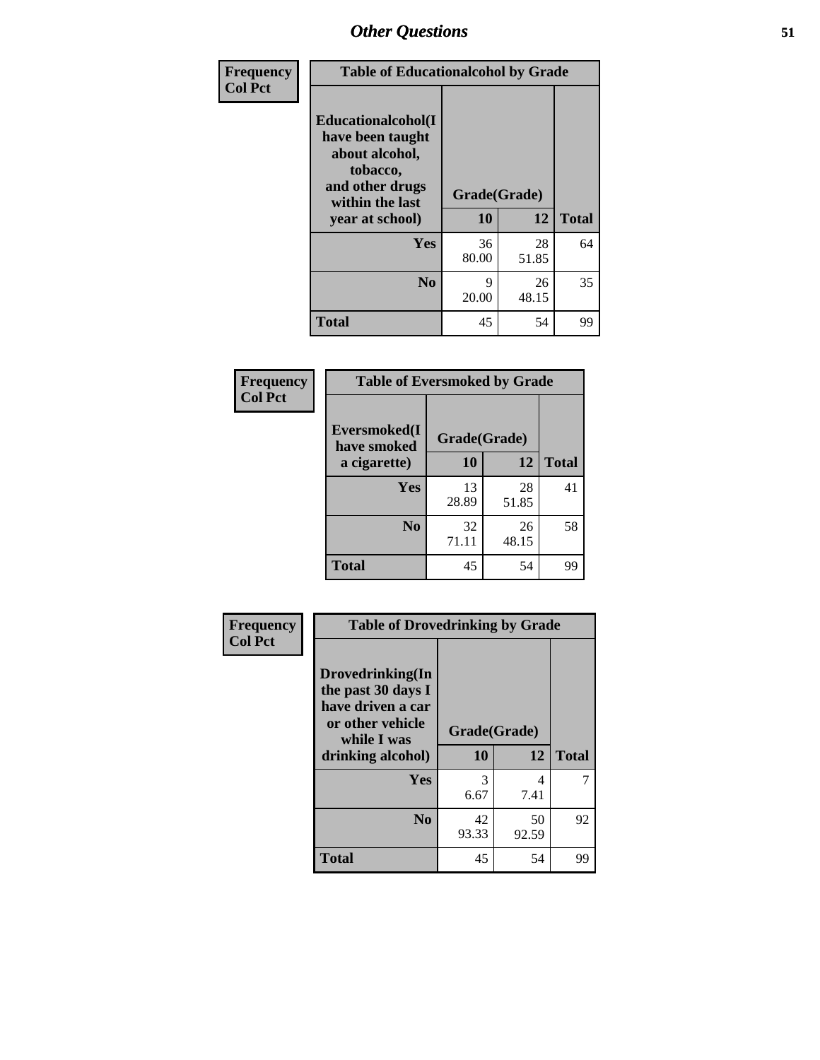| Frequency<br>Col Pct | Table of Educationalcohol by Grade | | |
|---|---|---|---|
| Educationalcohol(I have been taught about alcohol, tobacco, and other drugs within the last year at school) | Grade(Grade) | | |
| | 10 | 12 | Total |
| Yes | 36<br>80.00 | 28<br>51.85 | 64 |
| No | 9<br>20.00 | 26<br>48.15 | 35 |
| Total | 45 | 54 | 99 |

| Frequency<br>Col Pct | Table of Eversmoked by Grade | | |
|---|---|---|---|
| Eversmoked(I have smoked a cigarette) | Grade(Grade) | | |
| | 10 | 12 | Total |
| Yes | 13<br>28.89 | 28<br>51.85 | 41 |
| No | 32<br>71.11 | 26<br>48.15 | 58 |
| Total | 45 | 54 | 99 |

| Frequency<br>Col Pct | Table of Drovedrinking by Grade | | |
|---|---|---|---|
| Drovedrinking(In the past 30 days I have driven a car or other vehicle while I was drinking alcohol) | Grade(Grade) | | |
| | 10 | 12 | Total |
| Yes | 3<br>6.67 | 4<br>7.41 | 7 |
| No | 42<br>93.33 | 50<br>92.59 | 92 |
| Total | 45 | 54 | 99 |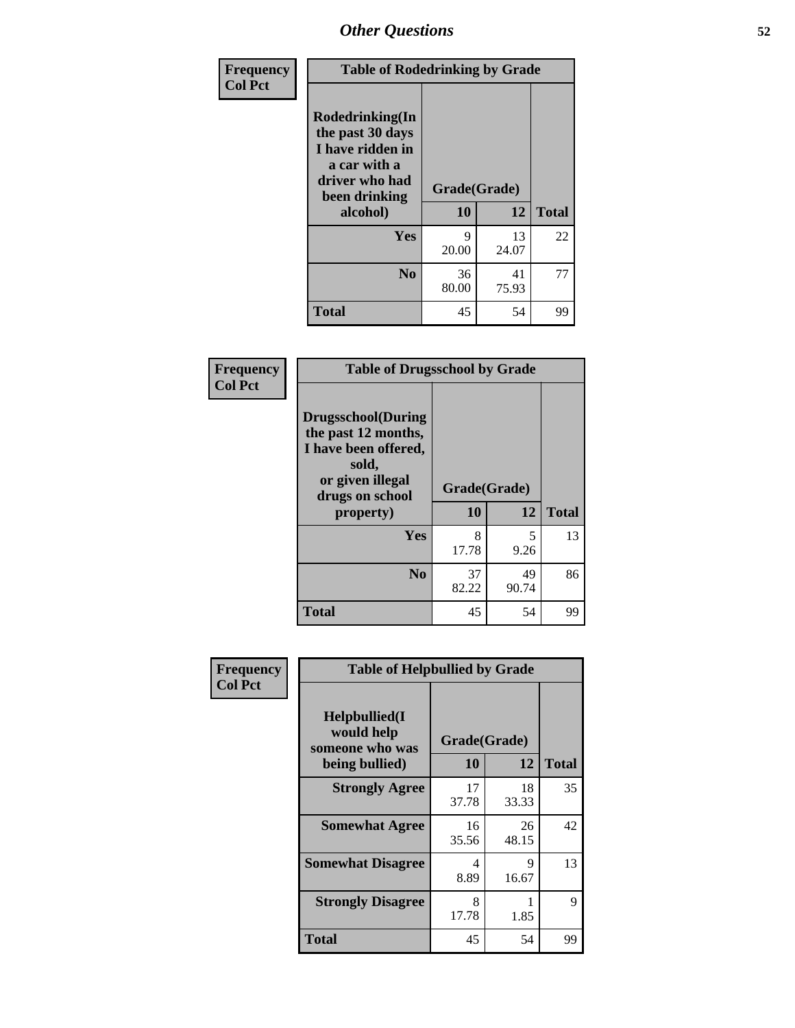## Other Questions

**Frequency / Col Pct**

| Table of Rodedrinking by Grade | | | |
|---|---|---|---|
| Rodedrinking(In the past 30 days I have ridden in a car with a driver who had been drinking alcohol) | Grade(Grade) | | |
| | 10 | 12 | Total |
| **Yes** | 9<br>20.00 | 13<br>24.07 | 22 |
| **No** | 36<br>80.00 | 41<br>75.93 | 77 |
| **Total** | 45 | 54 | 99 |

**Frequency / Col Pct**

| Table of Drugsschool by Grade | | | |
|---|---|---|---|
| Drugsschool(During the past 12 months, I have been offered, sold, or given illegal drugs on school property) | Grade(Grade) | | |
| | 10 | 12 | Total |
| **Yes** | 8<br>17.78 | 5<br>9.26 | 13 |
| **No** | 37<br>82.22 | 49<br>90.74 | 86 |
| **Total** | 45 | 54 | 99 |

**Frequency / Col Pct**

| Table of Helpbullied by Grade | | | |
|---|---|---|---|
| Helpbullied(I would help someone who was being bullied) | Grade(Grade) | | |
| | 10 | 12 | Total |
| **Strongly Agree** | 17<br>37.78 | 18<br>33.33 | 35 |
| **Somewhat Agree** | 16<br>35.56 | 26<br>48.15 | 42 |
| **Somewhat Disagree** | 4<br>8.89 | 9<br>16.67 | 13 |
| **Strongly Disagree** | 8<br>17.78 | 1<br>1.85 | 9 |
| **Total** | 45 | 54 | 99 |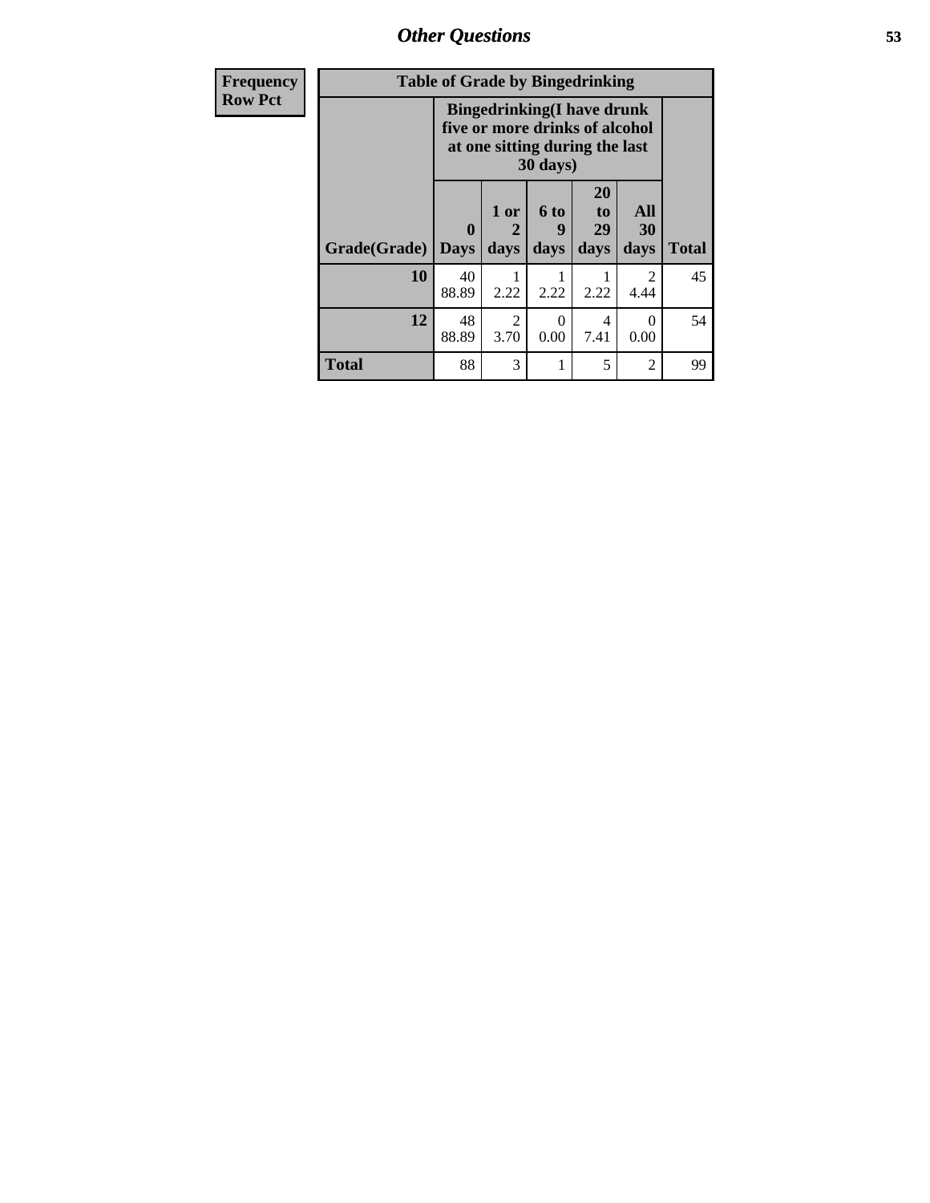| Frequency Row Pct |
|---|

| Table of Grade by Bingedrinking | | | | | | |
|---|---|---|---|---|---|---|
| | Bingedrinking(I have drunk five or more drinks of alcohol at one sitting during the last 30 days) | | | | | |
| Grade(Grade) | 0 Days | 1 or 2 days | 6 to 9 days | 20 to 29 days | All 30 days | Total |
| 10 | 40<br>88.89 | 1<br>2.22 | 1<br>2.22 | 1<br>2.22 | 2<br>4.44 | 45 |
| 12 | 48<br>88.89 | 2<br>3.70 | 0<br>0.00 | 4<br>7.41 | 0<br>0.00 | 54 |
| Total | 88 | 3 | 1 | 5 | 2 | 99 |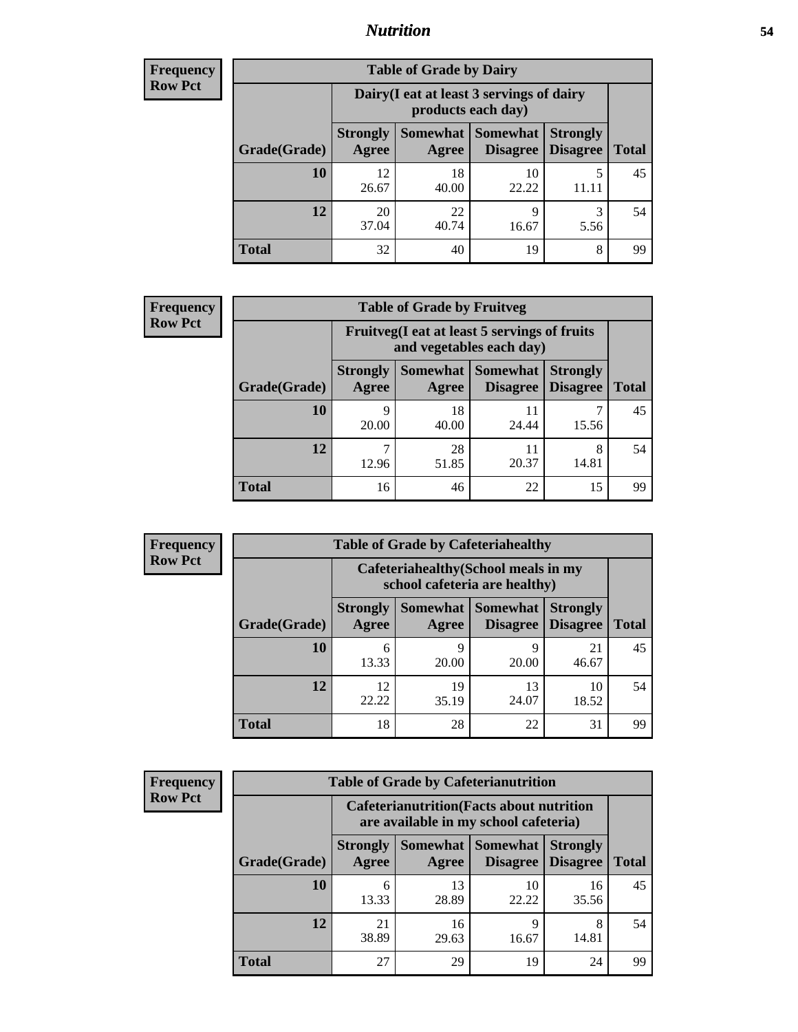## Nutrition

**Frequency**
**Row Pct**

| Table of Grade by Dairy | | | | | |
|---|---|---|---|---|---|
| | Dairy(I eat at least 3 servings of dairy products each day) | | | | |
| Grade(Grade) | Strongly Agree | Somewhat Agree | Somewhat Disagree | Strongly Disagree | Total |
| **10** | 12<br>26.67 | 18<br>40.00 | 10<br>22.22 | 5<br>11.11 | 45 |
| **12** | 20<br>37.04 | 22<br>40.74 | 9<br>16.67 | 3<br>5.56 | 54 |
| **Total** | 32 | 40 | 19 | 8 | 99 |

**Frequency**
**Row Pct**

| Table of Grade by Fruitveg | | | | | |
|---|---|---|---|---|---|
| | Fruitveg(I eat at least 5 servings of fruits and vegetables each day) | | | | |
| Grade(Grade) | Strongly Agree | Somewhat Agree | Somewhat Disagree | Strongly Disagree | Total |
| **10** | 9<br>20.00 | 18<br>40.00 | 11<br>24.44 | 7<br>15.56 | 45 |
| **12** | 7<br>12.96 | 28<br>51.85 | 11<br>20.37 | 8<br>14.81 | 54 |
| **Total** | 16 | 46 | 22 | 15 | 99 |

**Frequency**
**Row Pct**

| Table of Grade by Cafeteriahealthy | | | | | |
|---|---|---|---|---|---|
| | Cafeteriahealthy(School meals in my school cafeteria are healthy) | | | | |
| Grade(Grade) | Strongly Agree | Somewhat Agree | Somewhat Disagree | Strongly Disagree | Total |
| **10** | 6<br>13.33 | 9<br>20.00 | 9<br>20.00 | 21<br>46.67 | 45 |
| **12** | 12<br>22.22 | 19<br>35.19 | 13<br>24.07 | 10<br>18.52 | 54 |
| **Total** | 18 | 28 | 22 | 31 | 99 |

**Frequency**
**Row Pct**

| Table of Grade by Cafeterianutrition | | | | | |
|---|---|---|---|---|---|
| | Cafeterianutrition(Facts about nutrition are available in my school cafeteria) | | | | |
| Grade(Grade) | Strongly Agree | Somewhat Agree | Somewhat Disagree | Strongly Disagree | Total |
| **10** | 6<br>13.33 | 13<br>28.89 | 10<br>22.22 | 16<br>35.56 | 45 |
| **12** | 21<br>38.89 | 16<br>29.63 | 9<br>16.67 | 8<br>14.81 | 54 |
| **Total** | 27 | 29 | 19 | 24 | 99 |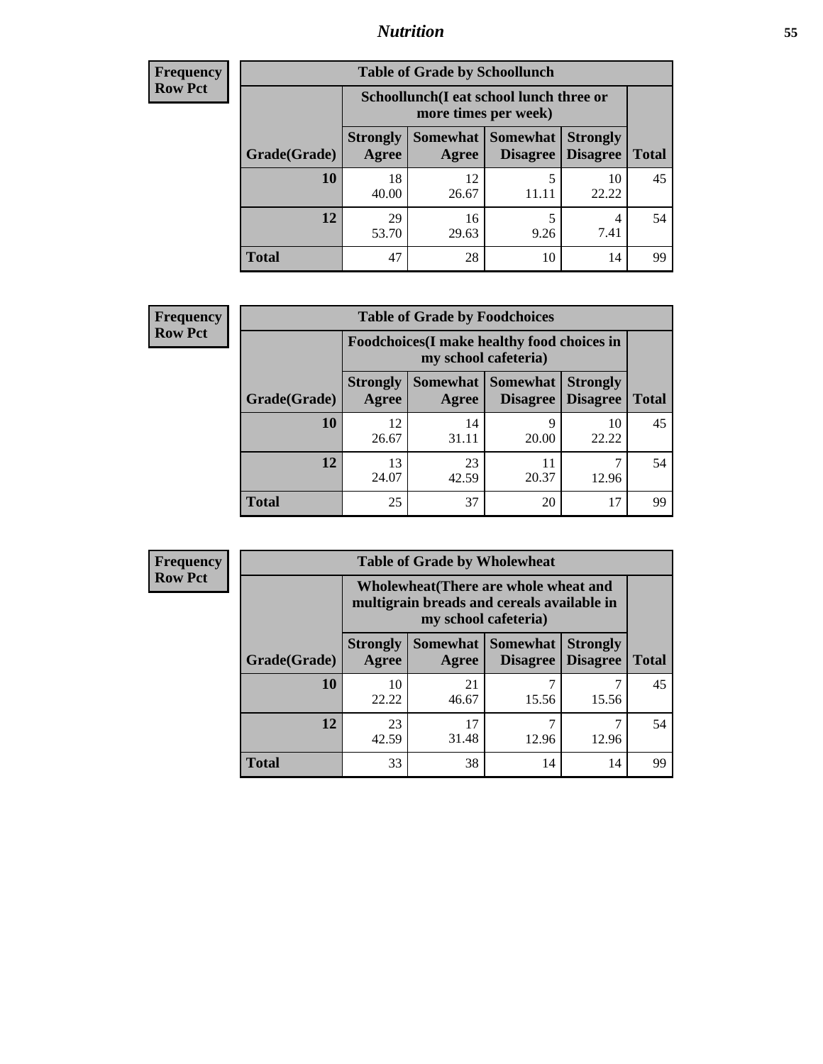| Frequency |
|---|
| Row Pct |

**Table of Grade by Schoollunch**

| | Schoollunch(I eat school lunch three or more times per week) | | | | |
|---|---|---|---|---|---|
| **Grade(Grade)** | **Strongly Agree** | **Somewhat Agree** | **Somewhat Disagree** | **Strongly Disagree** | **Total** |
| **10** | 18<br>40.00 | 12<br>26.67 | 5<br>11.11 | 10<br>22.22 | 45 |
| **12** | 29<br>53.70 | 16<br>29.63 | 5<br>9.26 | 4<br>7.41 | 54 |
| **Total** | 47 | 28 | 10 | 14 | 99 |

| Frequency |
|---|
| Row Pct |

**Table of Grade by Foodchoices**

| | Foodchoices(I make healthy food choices in my school cafeteria) | | | | |
|---|---|---|---|---|---|
| **Grade(Grade)** | **Strongly Agree** | **Somewhat Agree** | **Somewhat Disagree** | **Strongly Disagree** | **Total** |
| **10** | 12<br>26.67 | 14<br>31.11 | 9<br>20.00 | 10<br>22.22 | 45 |
| **12** | 13<br>24.07 | 23<br>42.59 | 11<br>20.37 | 7<br>12.96 | 54 |
| **Total** | 25 | 37 | 20 | 17 | 99 |

| Frequency |
|---|
| Row Pct |

**Table of Grade by Wholewheat**

| | Wholewheat(There are whole wheat and multigrain breads and cereals available in my school cafeteria) | | | | |
|---|---|---|---|---|---|
| **Grade(Grade)** | **Strongly Agree** | **Somewhat Agree** | **Somewhat Disagree** | **Strongly Disagree** | **Total** |
| **10** | 10<br>22.22 | 21<br>46.67 | 7<br>15.56 | 7<br>15.56 | 45 |
| **12** | 23<br>42.59 | 17<br>31.48 | 7<br>12.96 | 7<br>12.96 | 54 |
| **Total** | 33 | 38 | 14 | 14 | 99 |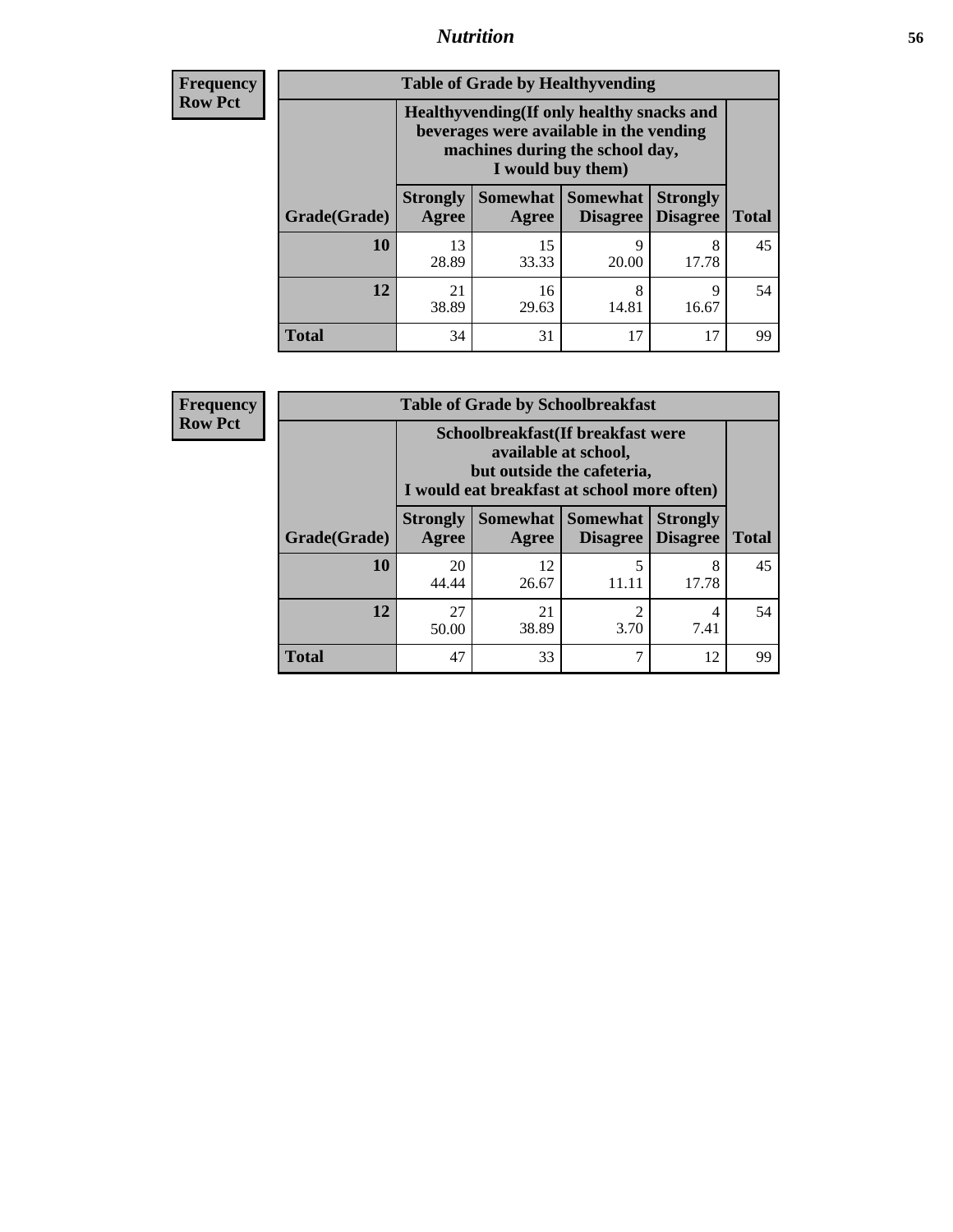## Nutrition

**Frequency**
**Row Pct**

| Table of Grade by Healthyvending | | | | | |
|---|---|---|---|---|---|
| | Healthyvending(If only healthy snacks and beverages were available in the vending machines during the school day, I would buy them) | | | | |
| Grade(Grade) | Strongly Agree | Somewhat Agree | Somewhat Disagree | Strongly Disagree | Total |
| **10** | 13<br>28.89 | 15<br>33.33 | 9<br>20.00 | 8<br>17.78 | 45 |
| **12** | 21<br>38.89 | 16<br>29.63 | 8<br>14.81 | 9<br>16.67 | 54 |
| **Total** | 34 | 31 | 17 | 17 | 99 |

**Frequency**
**Row Pct**

| Table of Grade by Schoolbreakfast | | | | | |
|---|---|---|---|---|---|
| | Schoolbreakfast(If breakfast were available at school, but outside the cafeteria, I would eat breakfast at school more often) | | | | |
| Grade(Grade) | Strongly Agree | Somewhat Agree | Somewhat Disagree | Strongly Disagree | Total |
| **10** | 20<br>44.44 | 12<br>26.67 | 5<br>11.11 | 8<br>17.78 | 45 |
| **12** | 27<br>50.00 | 21<br>38.89 | 2<br>3.70 | 4<br>7.41 | 54 |
| **Total** | 47 | 33 | 7 | 12 | 99 |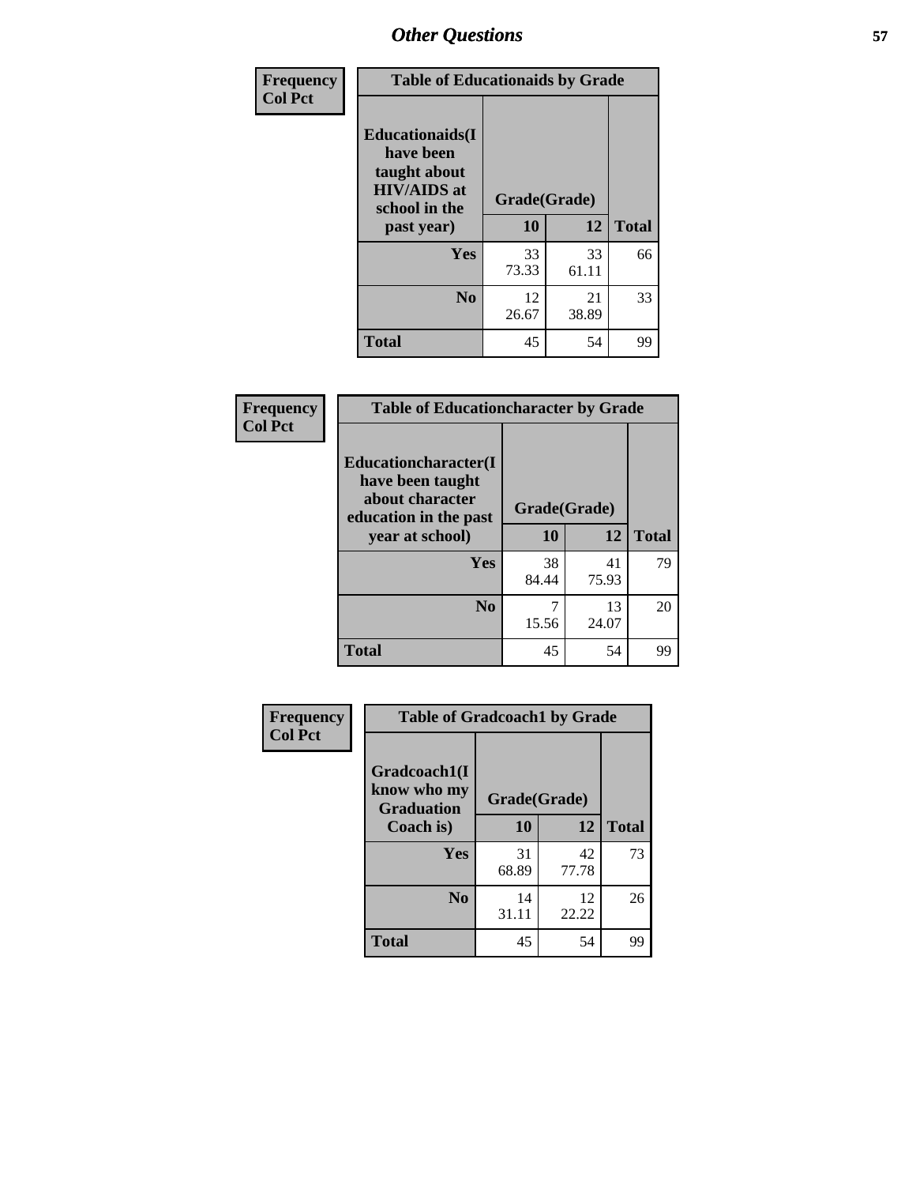# Other Questions

**Frequency**
**Col Pct**

| Table of Educationaids by Grade | | | |
|---|---|---|---|
| **Educationaids(I have been taught about HIV/AIDS at school in the past year)** | **Grade(Grade)** | | |
| | **10** | **12** | **Total** |
| **Yes** | 33<br>73.33 | 33<br>61.11 | 66 |
| **No** | 12<br>26.67 | 21<br>38.89 | 33 |
| **Total** | 45 | 54 | 99 |

**Frequency**
**Col Pct**

| Table of Educationcharacter by Grade | | | |
|---|---|---|---|
| **Educationcharacter(I have been taught about character education in the past year at school)** | **Grade(Grade)** | | |
| | **10** | **12** | **Total** |
| **Yes** | 38<br>84.44 | 41<br>75.93 | 79 |
| **No** | 7<br>15.56 | 13<br>24.07 | 20 |
| **Total** | 45 | 54 | 99 |

**Frequency**
**Col Pct**

| Table of Gradcoach1 by Grade | | | |
|---|---|---|---|
| **Gradcoach1(I know who my Graduation Coach is)** | **Grade(Grade)** | | |
| | **10** | **12** | **Total** |
| **Yes** | 31<br>68.89 | 42<br>77.78 | 73 |
| **No** | 14<br>31.11 | 12<br>22.22 | 26 |
| **Total** | 45 | 54 | 99 |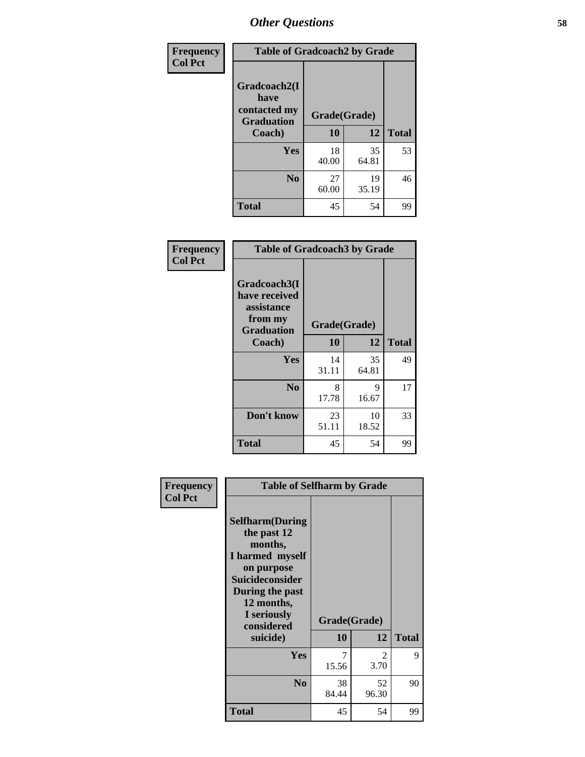## Other Questions

**Frequency**
**Col Pct**

| Table of Gradcoach2 by Grade | | | |
|---|---|---|---|
| **Gradcoach2(I have contacted my Graduation Coach)** | **Grade(Grade)** | | |
| | **10** | **12** | **Total** |
| **Yes** | 18<br>40.00 | 35<br>64.81 | 53 |
| **No** | 27<br>60.00 | 19<br>35.19 | 46 |
| **Total** | 45 | 54 | 99 |

**Frequency**
**Col Pct**

| Table of Gradcoach3 by Grade | | | |
|---|---|---|---|
| **Gradcoach3(I have received assistance from my Graduation Coach)** | **Grade(Grade)** | | |
| | **10** | **12** | **Total** |
| **Yes** | 14<br>31.11 | 35<br>64.81 | 49 |
| **No** | 8<br>17.78 | 9<br>16.67 | 17 |
| **Don't know** | 23<br>51.11 | 10<br>18.52 | 33 |
| **Total** | 45 | 54 | 99 |

**Frequency**
**Col Pct**

| Table of Selfharm by Grade | | | |
|---|---|---|---|
| **Selfharm(During the past 12 months, I harmed myself on purpose Suicideconsider During the past 12 months, I seriously considered suicide)** | **Grade(Grade)** | | |
| | **10** | **12** | **Total** |
| **Yes** | 7<br>15.56 | 2<br>3.70 | 9 |
| **No** | 38<br>84.44 | 52<br>96.30 | 90 |
| **Total** | 45 | 54 | 99 |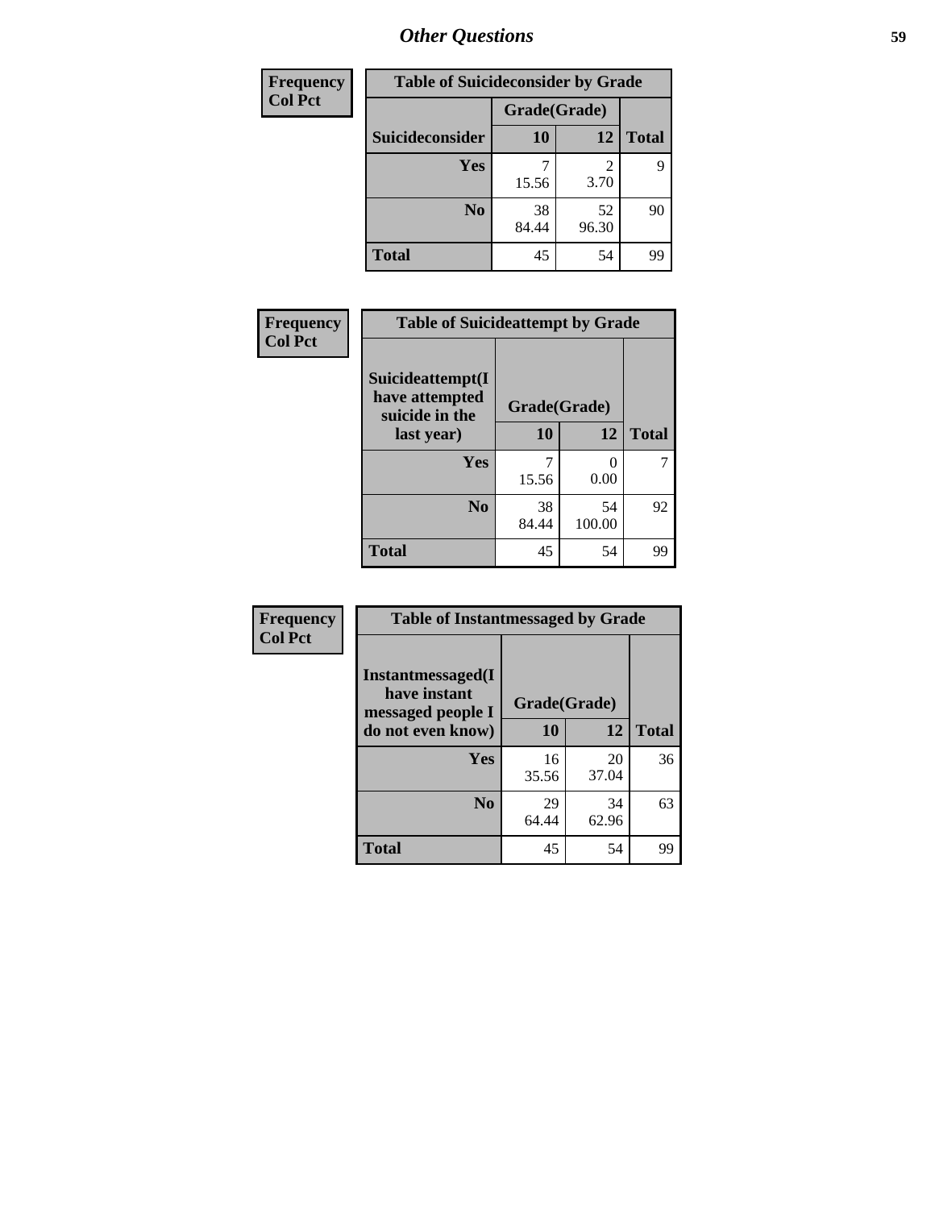| Frequency<br>Col Pct |
|---|

| Table of Suicideconsider by Grade | | | |
|---|---|---|---|
| | Grade(Grade) | | |
| Suicideconsider | 10 | 12 | Total |
| Yes | 7<br>15.56 | 2<br>3.70 | 9 |
| No | 38<br>84.44 | 52<br>96.30 | 90 |
| Total | 45 | 54 | 99 |

| Frequency<br>Col Pct |
|---|

| Table of Suicideattempt by Grade | | | |
|---|---|---|---|
| Suicideattempt(I have attempted suicide in the last year) | Grade(Grade) | | |
| | 10 | 12 | Total |
| Yes | 7<br>15.56 | 0<br>0.00 | 7 |
| No | 38<br>84.44 | 54<br>100.00 | 92 |
| Total | 45 | 54 | 99 |

| Frequency<br>Col Pct |
|---|

| Table of Instantmessaged by Grade | | | |
|---|---|---|---|
| Instantmessaged(I have instant messaged people I do not even know) | Grade(Grade) | | |
| | 10 | 12 | Total |
| Yes | 16<br>35.56 | 20<br>37.04 | 36 |
| No | 29<br>64.44 | 34<br>62.96 | 63 |
| Total | 45 | 54 | 99 |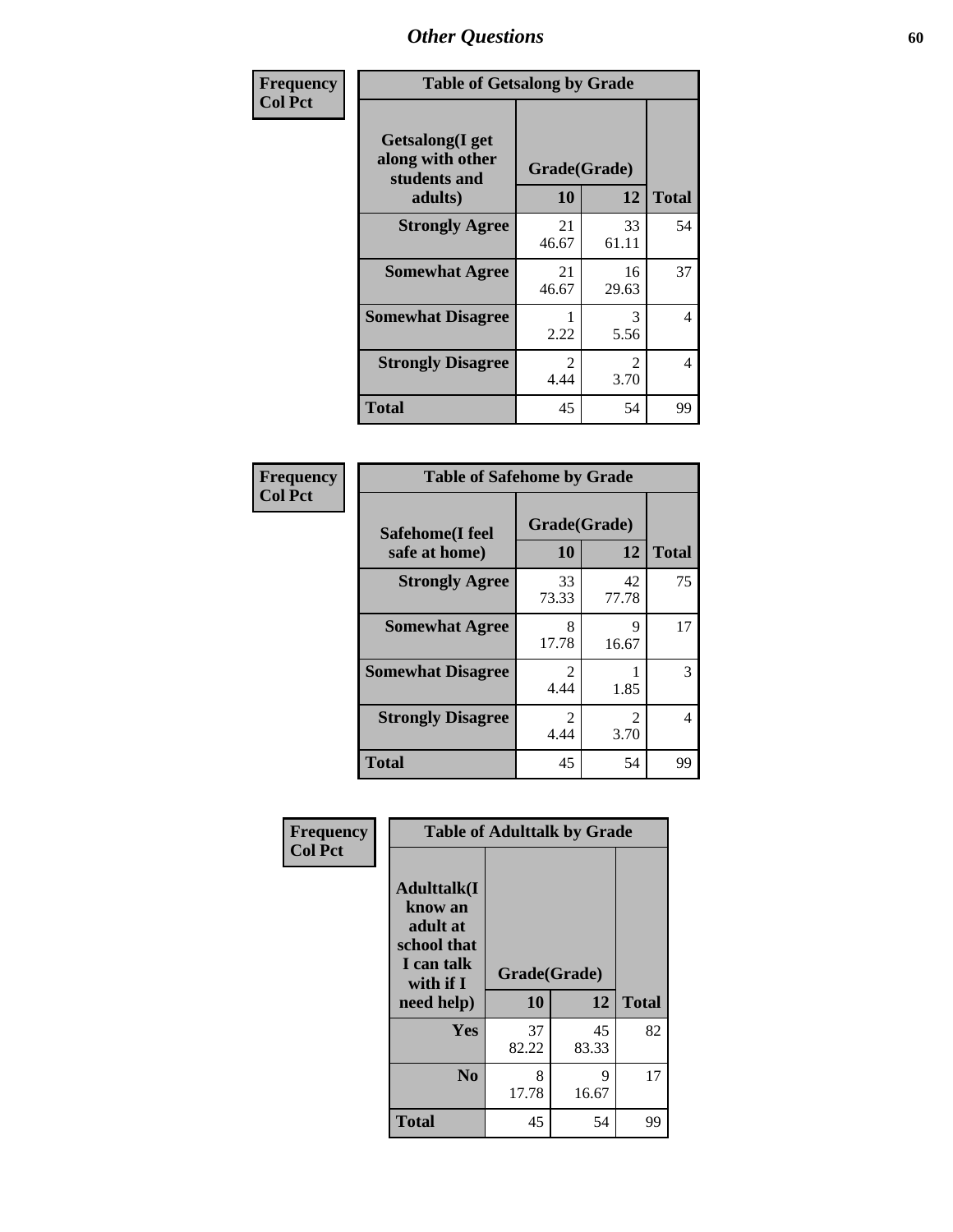## Other Questions

**Frequency**
**Col Pct**

| Table of Getsalong by Grade | | | |
|---|---|---|---|
| **Getsalong(I get along with other students and adults)** | **Grade(Grade)** | | |
| | **10** | **12** | **Total** |
| **Strongly Agree** | 21<br>46.67 | 33<br>61.11 | 54 |
| **Somewhat Agree** | 21<br>46.67 | 16<br>29.63 | 37 |
| **Somewhat Disagree** | 1<br>2.22 | 3<br>5.56 | 4 |
| **Strongly Disagree** | 2<br>4.44 | 2<br>3.70 | 4 |
| **Total** | 45 | 54 | 99 |

**Frequency**
**Col Pct**

| Table of Safehome by Grade | | | |
|---|---|---|---|
| **Safehome(I feel safe at home)** | **Grade(Grade)** | | |
| | **10** | **12** | **Total** |
| **Strongly Agree** | 33<br>73.33 | 42<br>77.78 | 75 |
| **Somewhat Agree** | 8<br>17.78 | 9<br>16.67 | 17 |
| **Somewhat Disagree** | 2<br>4.44 | 1<br>1.85 | 3 |
| **Strongly Disagree** | 2<br>4.44 | 2<br>3.70 | 4 |
| **Total** | 45 | 54 | 99 |

**Frequency**
**Col Pct**

| Table of Adulttalk by Grade | | | |
|---|---|---|---|
| **Adulttalk(I know an adult at school that I can talk with if I need help)** | **Grade(Grade)** | | |
| | **10** | **12** | **Total** |
| **Yes** | 37<br>82.22 | 45<br>83.33 | 82 |
| **No** | 8<br>17.78 | 9<br>16.67 | 17 |
| **Total** | 45 | 54 | 99 |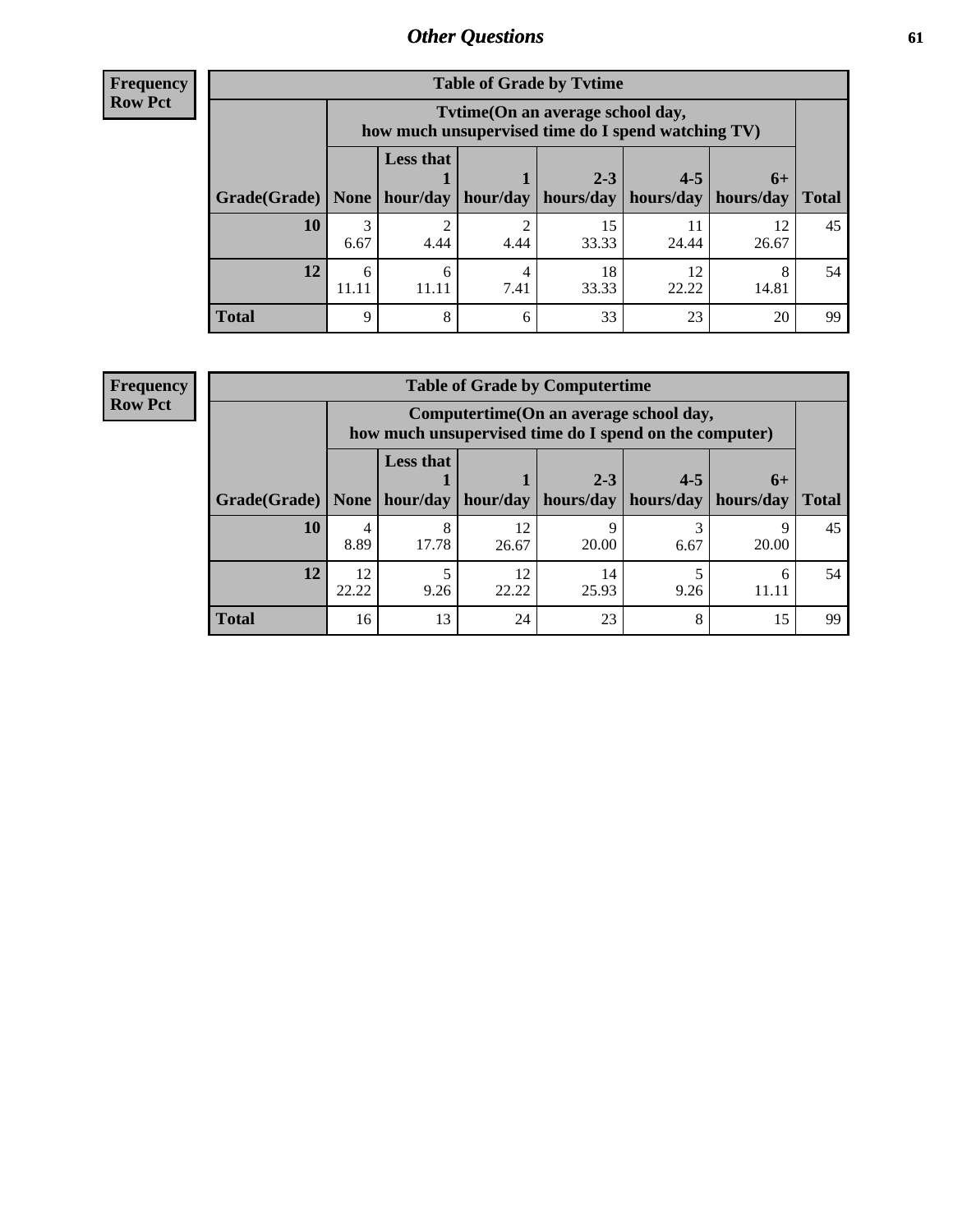**Frequency**
**Row Pct**

| Table of Grade by Tvtime | | | | | | | |
|---|---|---|---|---|---|---|---|
| | Tvtime(On an average school day, how much unsupervised time do I spend watching TV) | | | | | | |
| Grade(Grade) | None | Less that 1 hour/day | 1 hour/day | 2-3 hours/day | 4-5 hours/day | 6+ hours/day | Total |
| **10** | 3<br>6.67 | 2<br>4.44 | 2<br>4.44 | 15<br>33.33 | 11<br>24.44 | 12<br>26.67 | 45 |
| **12** | 6<br>11.11 | 6<br>11.11 | 4<br>7.41 | 18<br>33.33 | 12<br>22.22 | 8<br>14.81 | 54 |
| **Total** | 9 | 8 | 6 | 33 | 23 | 20 | 99 |

**Frequency**
**Row Pct**

| Table of Grade by Computertime | | | | | | | |
|---|---|---|---|---|---|---|---|
| | Computertime(On an average school day, how much unsupervised time do I spend on the computer) | | | | | | |
| Grade(Grade) | None | Less that 1 hour/day | 1 hour/day | 2-3 hours/day | 4-5 hours/day | 6+ hours/day | Total |
| **10** | 4<br>8.89 | 8<br>17.78 | 12<br>26.67 | 9<br>20.00 | 3<br>6.67 | 9<br>20.00 | 45 |
| **12** | 12<br>22.22 | 5<br>9.26 | 12<br>22.22 | 14<br>25.93 | 5<br>9.26 | 6<br>11.11 | 54 |
| **Total** | 16 | 13 | 24 | 23 | 8 | 15 | 99 |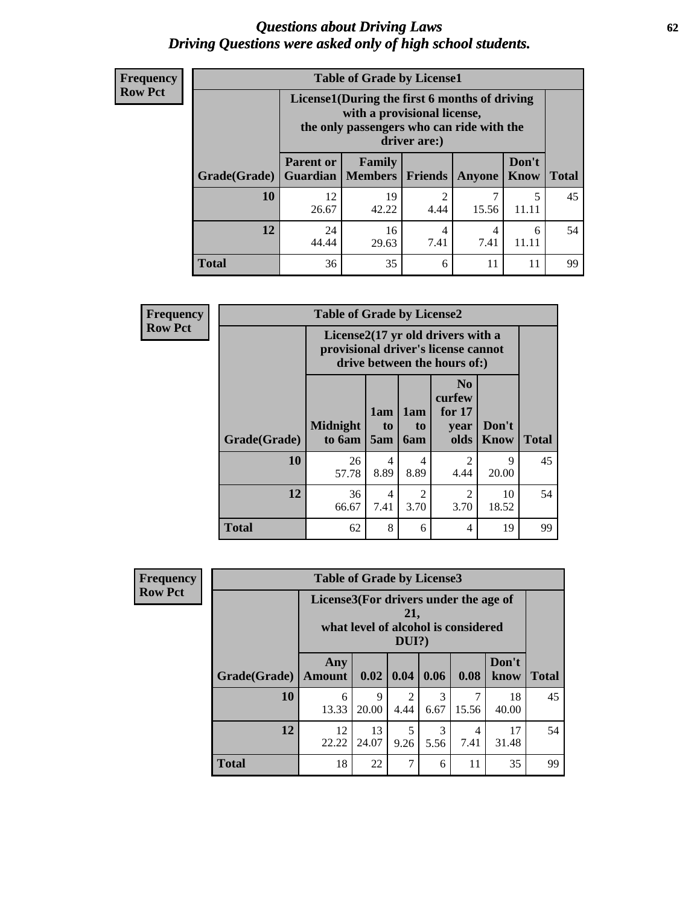# *Questions about Driving Laws*
# *Driving Questions were asked only of high school students.*

**Frequency**
**Row Pct**

**Table of Grade by License1**

| Grade(Grade) | License1(During the first 6 months of driving with a provisional license, the only passengers who can ride with the driver are:) | | | | | Total |
|---|---|---|---|---|---|---|
| | Parent or Guardian | Family Members | Friends | Anyone | Don't Know | |
| 10 | 12<br>26.67 | 19<br>42.22 | 2<br>4.44 | 7<br>15.56 | 5<br>11.11 | 45 |
| 12 | 24<br>44.44 | 16<br>29.63 | 4<br>7.41 | 4<br>7.41 | 6<br>11.11 | 54 |
| Total | 36 | 35 | 6 | 11 | 11 | 99 |

**Frequency**
**Row Pct**

**Table of Grade by License2**

| Grade(Grade) | License2(17 yr old drivers with a provisional driver's license cannot drive between the hours of:) | | | | | Total |
|---|---|---|---|---|---|---|
| | Midnight to 6am | 1am to 5am | 1am to 6am | No curfew for 17 year olds | Don't Know | |
| 10 | 26<br>57.78 | 4<br>8.89 | 4<br>8.89 | 2<br>4.44 | 9<br>20.00 | 45 |
| 12 | 36<br>66.67 | 4<br>7.41 | 2<br>3.70 | 2<br>3.70 | 10<br>18.52 | 54 |
| Total | 62 | 8 | 6 | 4 | 19 | 99 |

**Frequency**
**Row Pct**

**Table of Grade by License3**

| Grade(Grade) | License3(For drivers under the age of 21, what level of alcohol is considered DUI?) | | | | | | Total |
|---|---|---|---|---|---|---|---|
| | Any Amount | 0.02 | 0.04 | 0.06 | 0.08 | Don't know | |
| 10 | 6<br>13.33 | 9<br>20.00 | 2<br>4.44 | 3<br>6.67 | 7<br>15.56 | 18<br>40.00 | 45 |
| 12 | 12<br>22.22 | 13<br>24.07 | 5<br>9.26 | 3<br>5.56 | 4<br>7.41 | 17<br>31.48 | 54 |
| Total | 18 | 22 | 7 | 6 | 11 | 35 | 99 |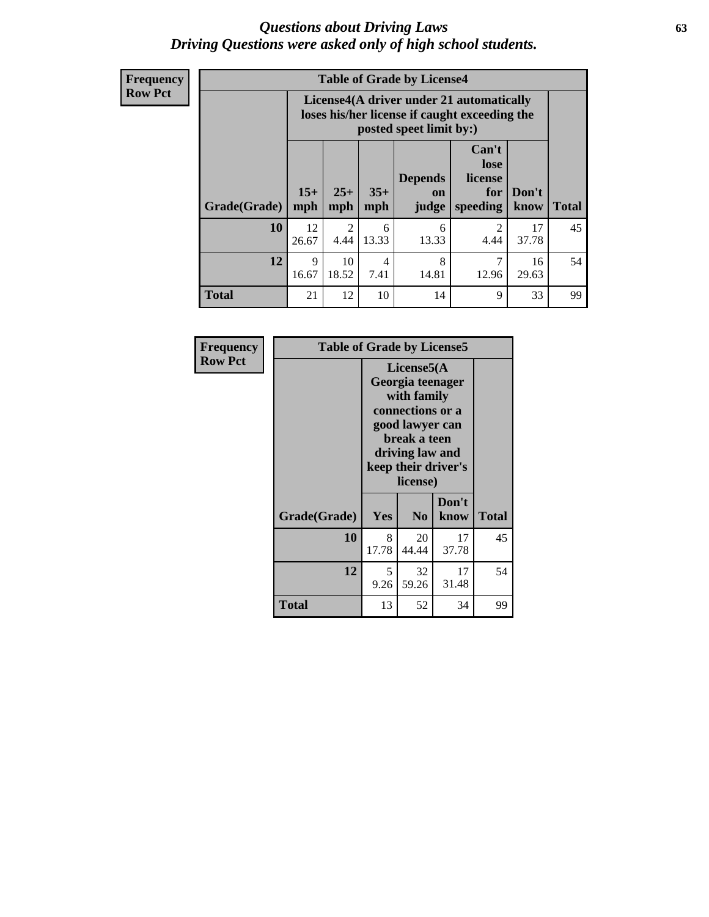# *Questions about Driving Laws*
# *Driving Questions were asked only of high school students.*

**Frequency**
**Row Pct**

**Table of Grade by License4**

| | License4(A driver under 21 automatically loses his/her license if caught exceeding the posted speet limit by:) | | | | | | |
|---|---|---|---|---|---|---|---|
| **Grade(Grade)** | **15+ mph** | **25+ mph** | **35+ mph** | **Depends on judge** | **Can't lose license for speeding** | **Don't know** | **Total** |
| **10** | 12<br>26.67 | 2<br>4.44 | 6<br>13.33 | 6<br>13.33 | 2<br>4.44 | 17<br>37.78 | 45 |
| **12** | 9<br>16.67 | 10<br>18.52 | 4<br>7.41 | 8<br>14.81 | 7<br>12.96 | 16<br>29.63 | 54 |
| **Total** | 21 | 12 | 10 | 14 | 9 | 33 | 99 |

**Frequency**
**Row Pct**

**Table of Grade by License5**

| | License5(A Georgia teenager with family connections or a good lawyer can break a teen driving law and keep their driver's license) | | | |
|---|---|---|---|---|
| **Grade(Grade)** | **Yes** | **No** | **Don't know** | **Total** |
| **10** | 8<br>17.78 | 20<br>44.44 | 17<br>37.78 | 45 |
| **12** | 5<br>9.26 | 32<br>59.26 | 17<br>31.48 | 54 |
| **Total** | 13 | 52 | 34 | 99 |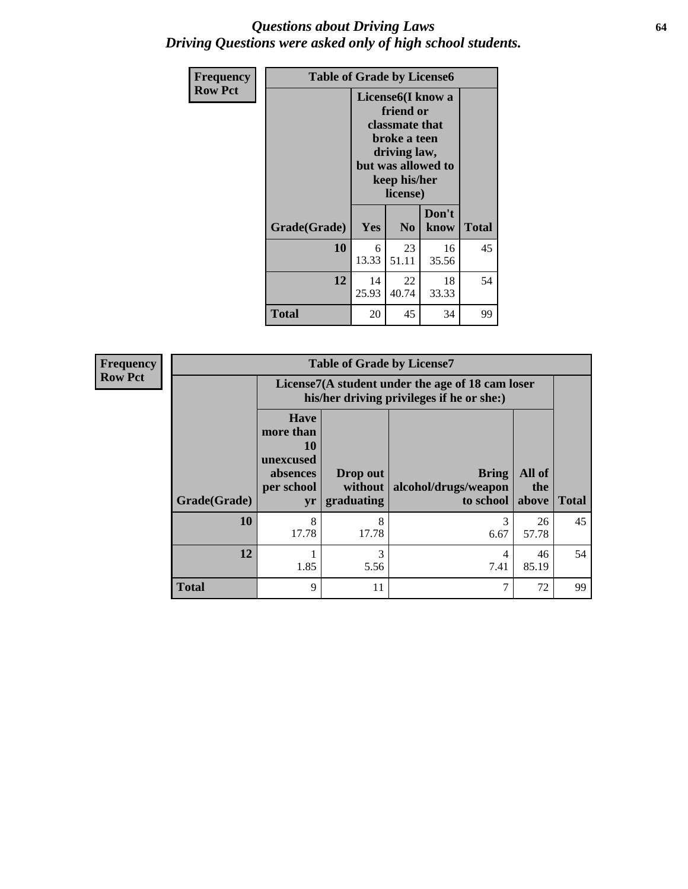# *Questions about Driving Laws*
## *Driving Questions were asked only of high school students.*

**Frequency**
**Row Pct**

| Table of Grade by License6 | | | | |
|---|---|---|---|---|
| | License6(I know a friend or classmate that broke a teen driving law, but was allowed to keep his/her license) | | | |
| Grade(Grade) | Yes | No | Don't know | Total |
| 10 | 6<br>13.33 | 23<br>51.11 | 16<br>35.56 | 45 |
| 12 | 14<br>25.93 | 22<br>40.74 | 18<br>33.33 | 54 |
| Total | 20 | 45 | 34 | 99 |

**Frequency**
**Row Pct**

| Table of Grade by License7 | | | | | |
|---|---|---|---|---|---|
| | License7(A student under the age of 18 cam loser his/her driving privileges if he or she:) | | | | |
| Grade(Grade) | Have more than 10 unexcused absences per school yr | Drop out without graduating | Bring alcohol/drugs/weapon to school | All of the above | Total |
| 10 | 8<br>17.78 | 8<br>17.78 | 3<br>6.67 | 26<br>57.78 | 45 |
| 12 | 1<br>1.85 | 3<br>5.56 | 4<br>7.41 | 46<br>85.19 | 54 |
| Total | 9 | 11 | 7 | 72 | 99 |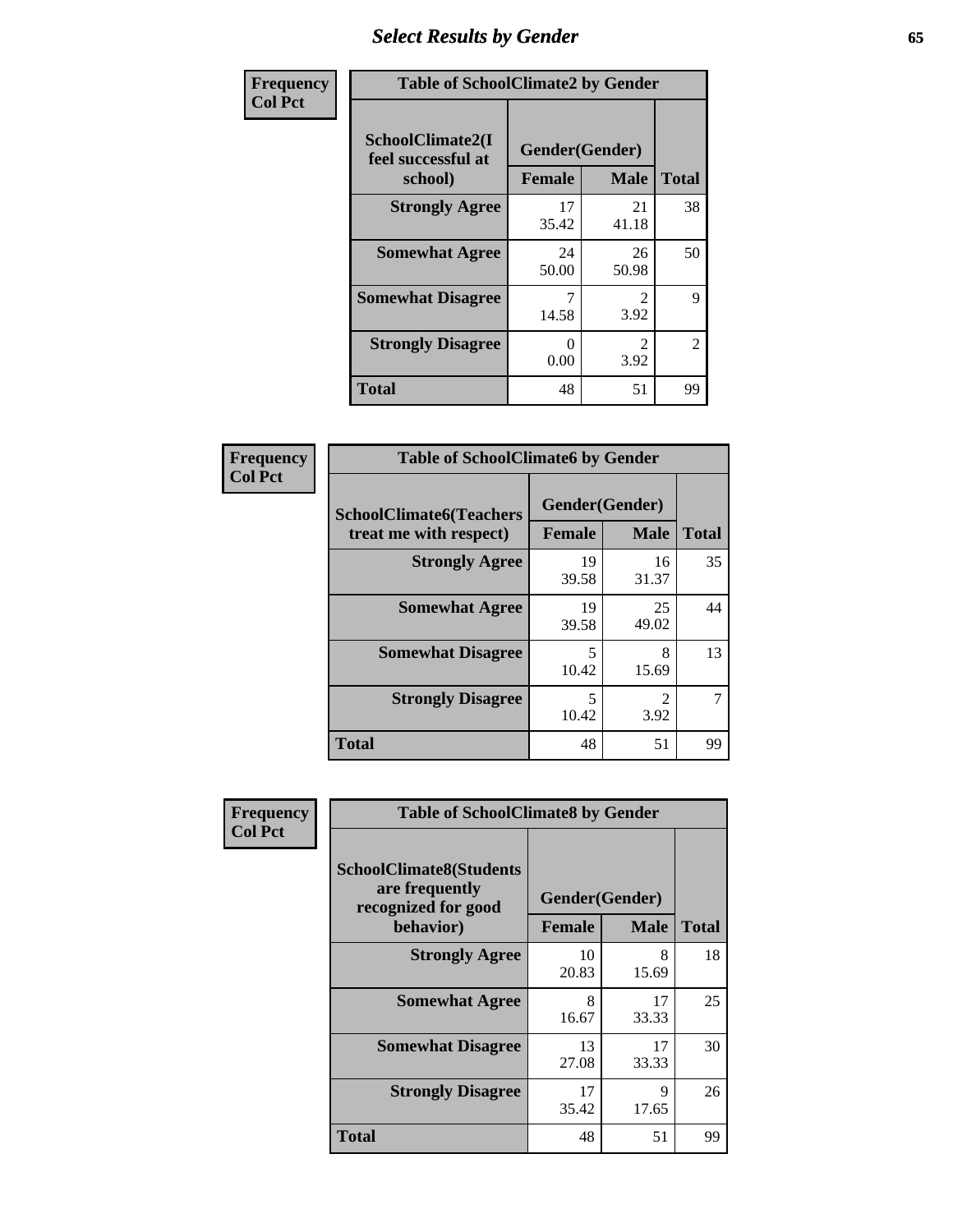# Select Results by Gender

**Frequency**
**Col Pct**

| Table of SchoolClimate2 by Gender | | | |
|---|---|---|---|
| SchoolClimate2(I feel successful at school) | Gender(Gender) | | |
| | Female | Male | Total |
| Strongly Agree | 17<br>35.42 | 21<br>41.18 | 38 |
| Somewhat Agree | 24<br>50.00 | 26<br>50.98 | 50 |
| Somewhat Disagree | 7<br>14.58 | 2<br>3.92 | 9 |
| Strongly Disagree | 0<br>0.00 | 2<br>3.92 | 2 |
| Total | 48 | 51 | 99 |

**Frequency**
**Col Pct**

| Table of SchoolClimate6 by Gender | | | |
|---|---|---|---|
| SchoolClimate6(Teachers treat me with respect) | Gender(Gender) | | |
| | Female | Male | Total |
| Strongly Agree | 19<br>39.58 | 16<br>31.37 | 35 |
| Somewhat Agree | 19<br>39.58 | 25<br>49.02 | 44 |
| Somewhat Disagree | 5<br>10.42 | 8<br>15.69 | 13 |
| Strongly Disagree | 5<br>10.42 | 2<br>3.92 | 7 |
| Total | 48 | 51 | 99 |

**Frequency**
**Col Pct**

| Table of SchoolClimate8 by Gender | | | |
|---|---|---|---|
| SchoolClimate8(Students are frequently recognized for good behavior) | Gender(Gender) | | |
| | Female | Male | Total |
| Strongly Agree | 10<br>20.83 | 8<br>15.69 | 18 |
| Somewhat Agree | 8<br>16.67 | 17<br>33.33 | 25 |
| Somewhat Disagree | 13<br>27.08 | 17<br>33.33 | 30 |
| Strongly Disagree | 17<br>35.42 | 9<br>17.65 | 26 |
| Total | 48 | 51 | 99 |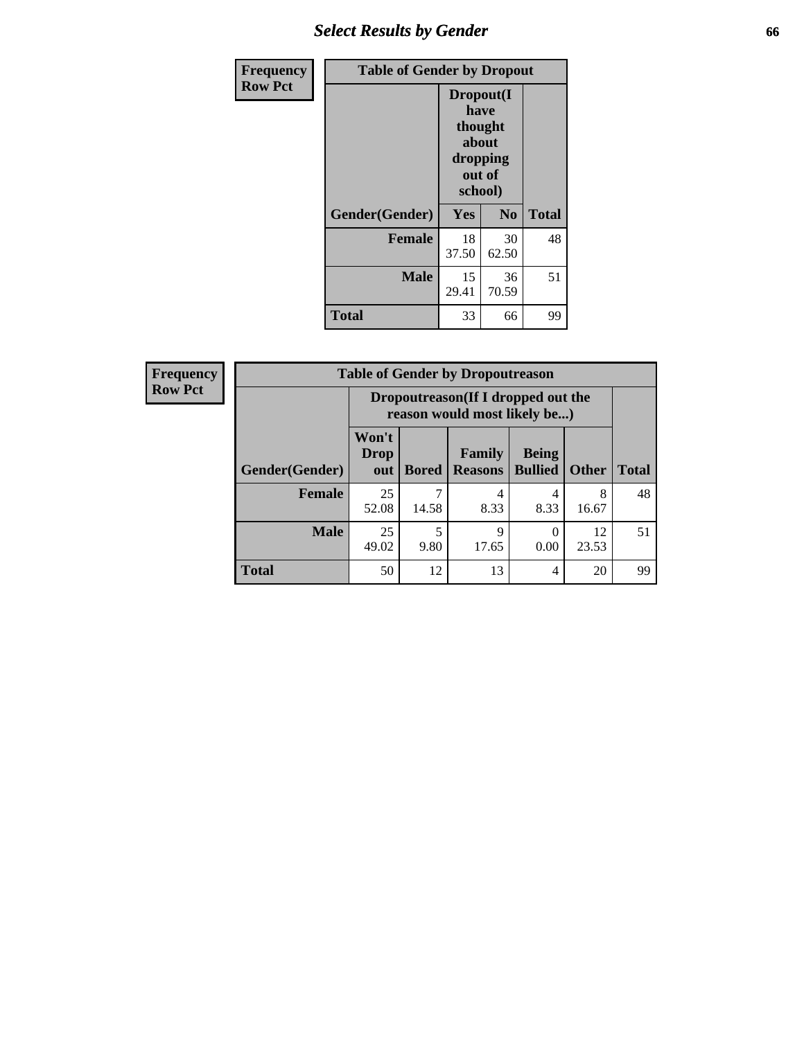| Frequency Row Pct | Table of Gender by Dropout | | |
|---|---|---|---|
| | Dropout(I have thought about dropping out of school) | | |
| Gender(Gender) | Yes | No | Total |
| Female | 18<br>37.50 | 30<br>62.50 | 48 |
| Male | 15<br>29.41 | 36<br>70.59 | 51 |
| Total | 33 | 66 | 99 |

| Frequency Row Pct | Table of Gender by Dropoutreason | | | | | |
|---|---|---|---|---|---|---|
| | Dropoutreason(If I dropped out the reason would most likely be...) | | | | | |
| Gender(Gender) | Won't Drop out | Bored | Family Reasons | Being Bullied | Other | Total |
| Female | 25<br>52.08 | 7<br>14.58 | 4<br>8.33 | 4<br>8.33 | 8<br>16.67 | 48 |
| Male | 25<br>49.02 | 5<br>9.80 | 9<br>17.65 | 0<br>0.00 | 12<br>23.53 | 51 |
| Total | 50 | 12 | 13 | 4 | 20 | 99 |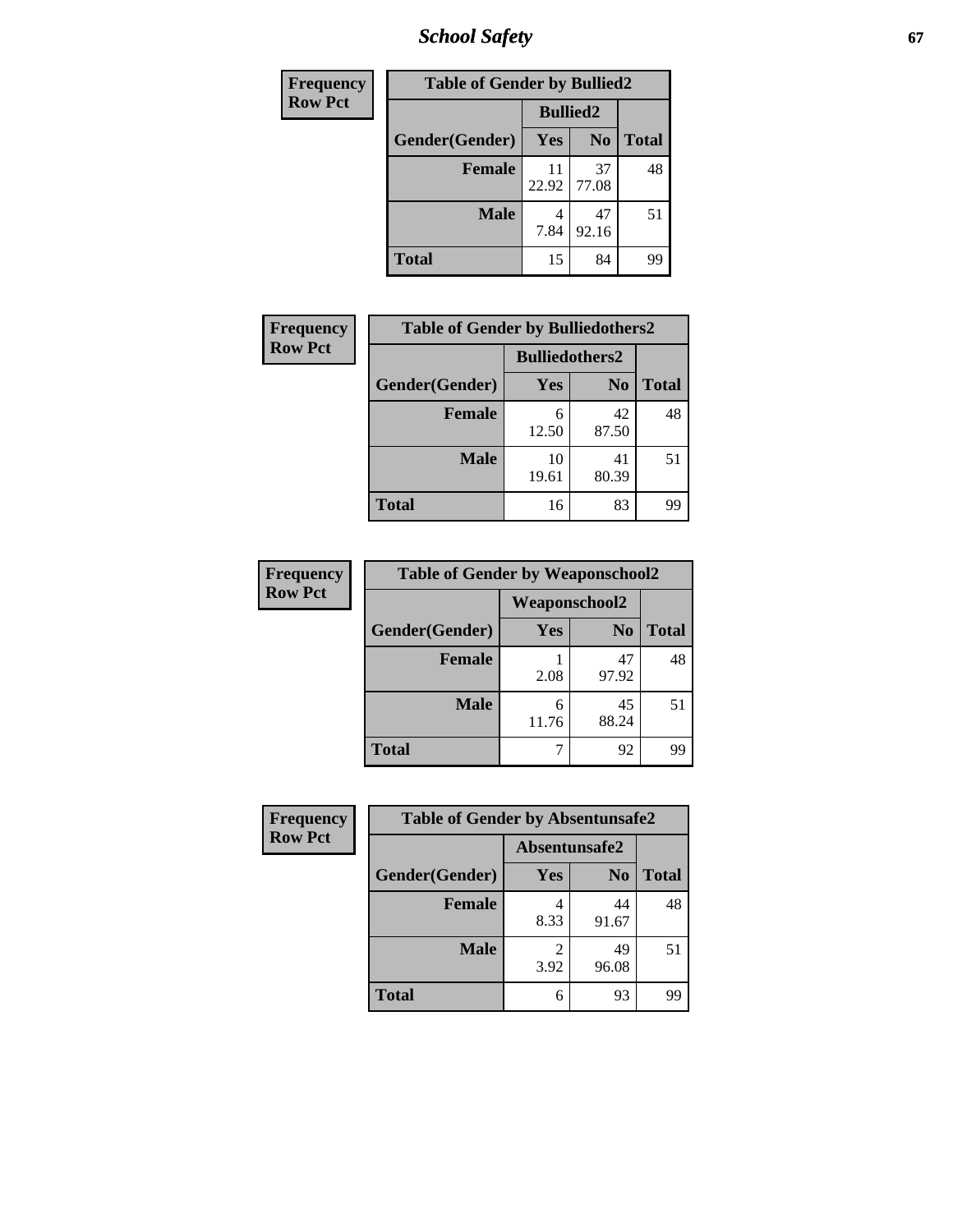| Frequency<br>Row Pct | Table of Gender by Bullied2 | | |
|---|---|---|---|
| | Bullied2 | | |
| Gender(Gender) | Yes | No | Total |
| Female | 11<br>22.92 | 37<br>77.08 | 48 |
| Male | 4<br>7.84 | 47<br>92.16 | 51 |
| Total | 15 | 84 | 99 |

| Frequency<br>Row Pct | Table of Gender by Bulliedothers2 | | |
|---|---|---|---|
| | Bulliedothers2 | | |
| Gender(Gender) | Yes | No | Total |
| Female | 6<br>12.50 | 42<br>87.50 | 48 |
| Male | 10<br>19.61 | 41<br>80.39 | 51 |
| Total | 16 | 83 | 99 |

| Frequency<br>Row Pct | Table of Gender by Weaponschool2 | | |
|---|---|---|---|
| | Weaponschool2 | | |
| Gender(Gender) | Yes | No | Total |
| Female | 1<br>2.08 | 47<br>97.92 | 48 |
| Male | 6<br>11.76 | 45<br>88.24 | 51 |
| Total | 7 | 92 | 99 |

| Frequency<br>Row Pct | Table of Gender by Absentunsafe2 | | |
|---|---|---|---|
| | Absentunsafe2 | | |
| Gender(Gender) | Yes | No | Total |
| Female | 4<br>8.33 | 44<br>91.67 | 48 |
| Male | 2<br>3.92 | 49<br>96.08 | 51 |
| Total | 6 | 93 | 99 |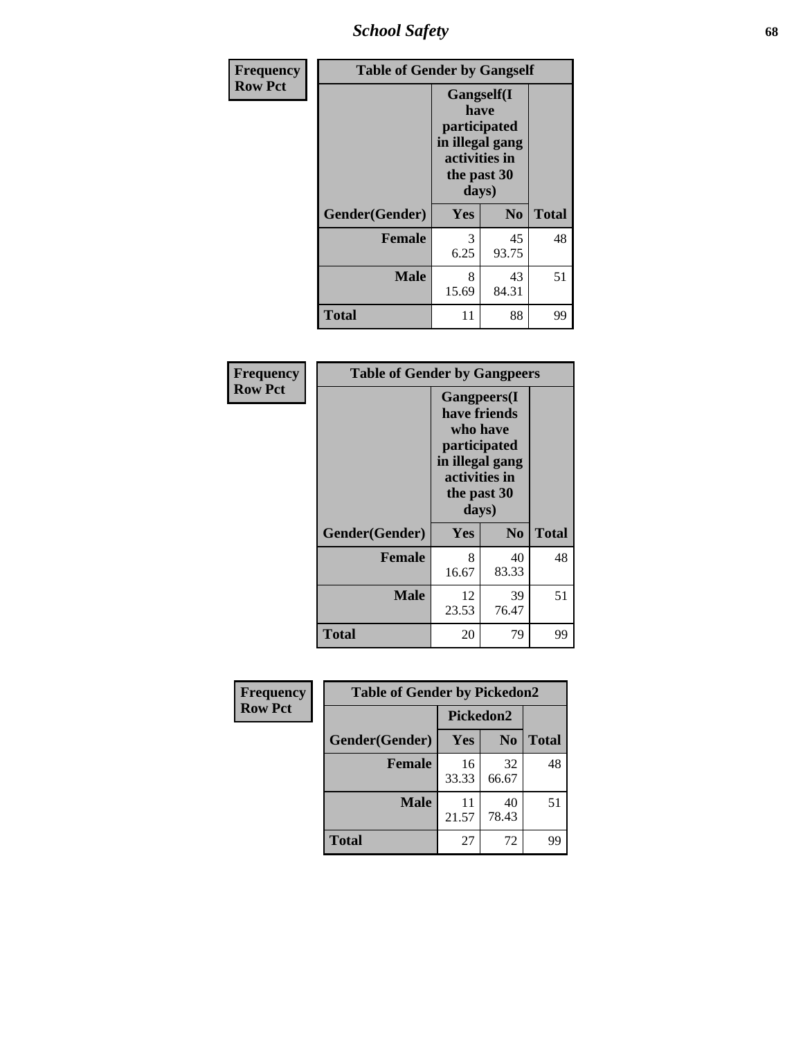| Frequency<br>Row Pct | Table of Gender by Gangself | | |
|---|---|---|---|
| | Gangself(I have participated in illegal gang activities in the past 30 days) | | |
| Gender(Gender) | Yes | No | Total |
| Female | 3<br>6.25 | 45<br>93.75 | 48 |
| Male | 8<br>15.69 | 43<br>84.31 | 51 |
| Total | 11 | 88 | 99 |

| Frequency<br>Row Pct | Table of Gender by Gangpeers | | |
|---|---|---|---|
| | Gangpeers(I have friends who have participated in illegal gang activities in the past 30 days) | | |
| Gender(Gender) | Yes | No | Total |
| Female | 8<br>16.67 | 40<br>83.33 | 48 |
| Male | 12<br>23.53 | 39<br>76.47 | 51 |
| Total | 20 | 79 | 99 |

| Frequency<br>Row Pct | Table of Gender by Pickedon2 | | |
|---|---|---|---|
| | Pickedon2 | | |
| Gender(Gender) | Yes | No | Total |
| Female | 16<br>33.33 | 32<br>66.67 | 48 |
| Male | 11<br>21.57 | 40<br>78.43 | 51 |
| Total | 27 | 72 | 99 |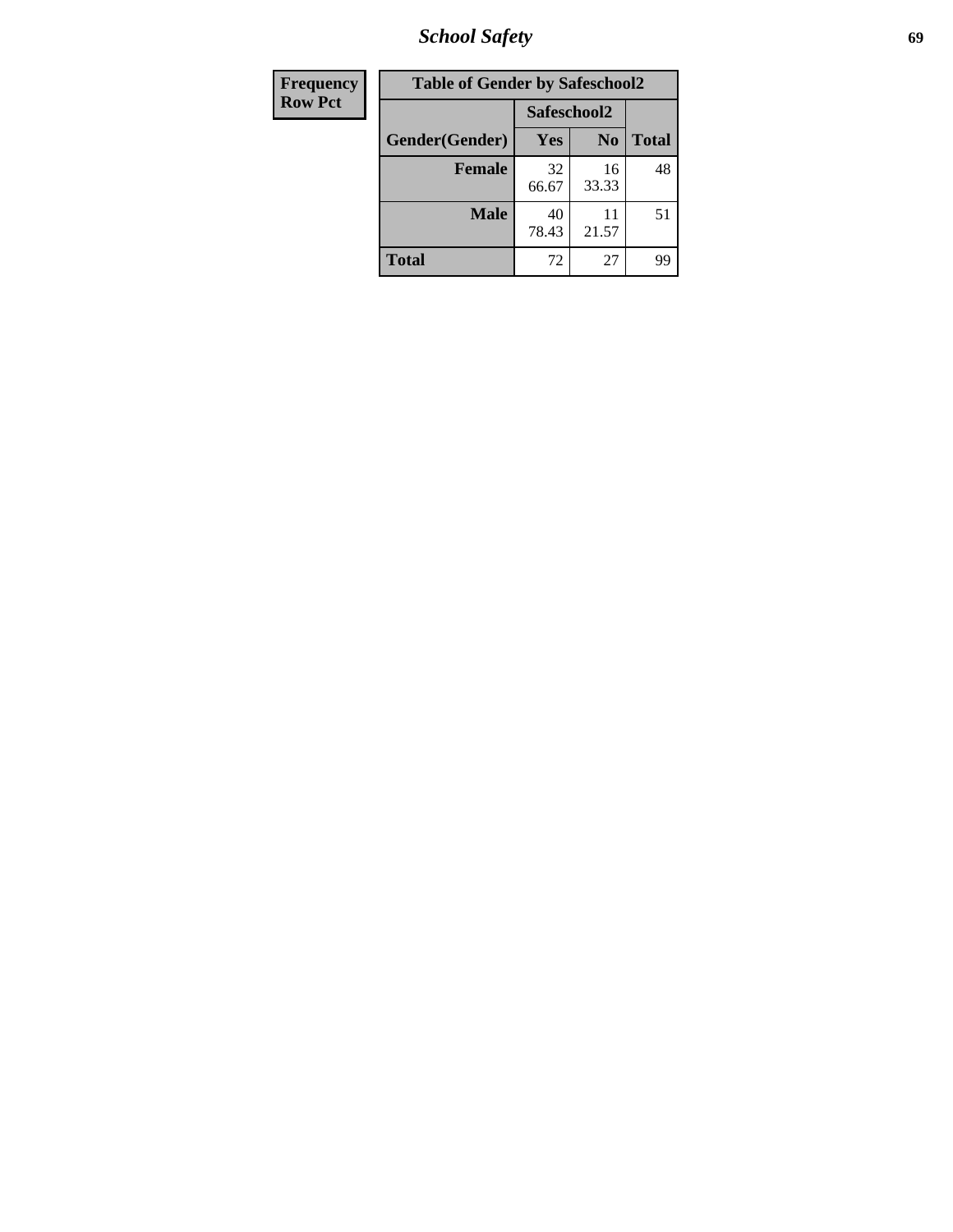| Frequency Row Pct |
|---|

**Table of Gender by Safeschool2**

| Gender(Gender) | Safeschool2 | | Total |
|---|---|---|---|
| | Yes | No | |
| Female | 32<br>66.67 | 16<br>33.33 | 48 |
| Male | 40<br>78.43 | 11<br>21.57 | 51 |
| Total | 72 | 27 | 99 |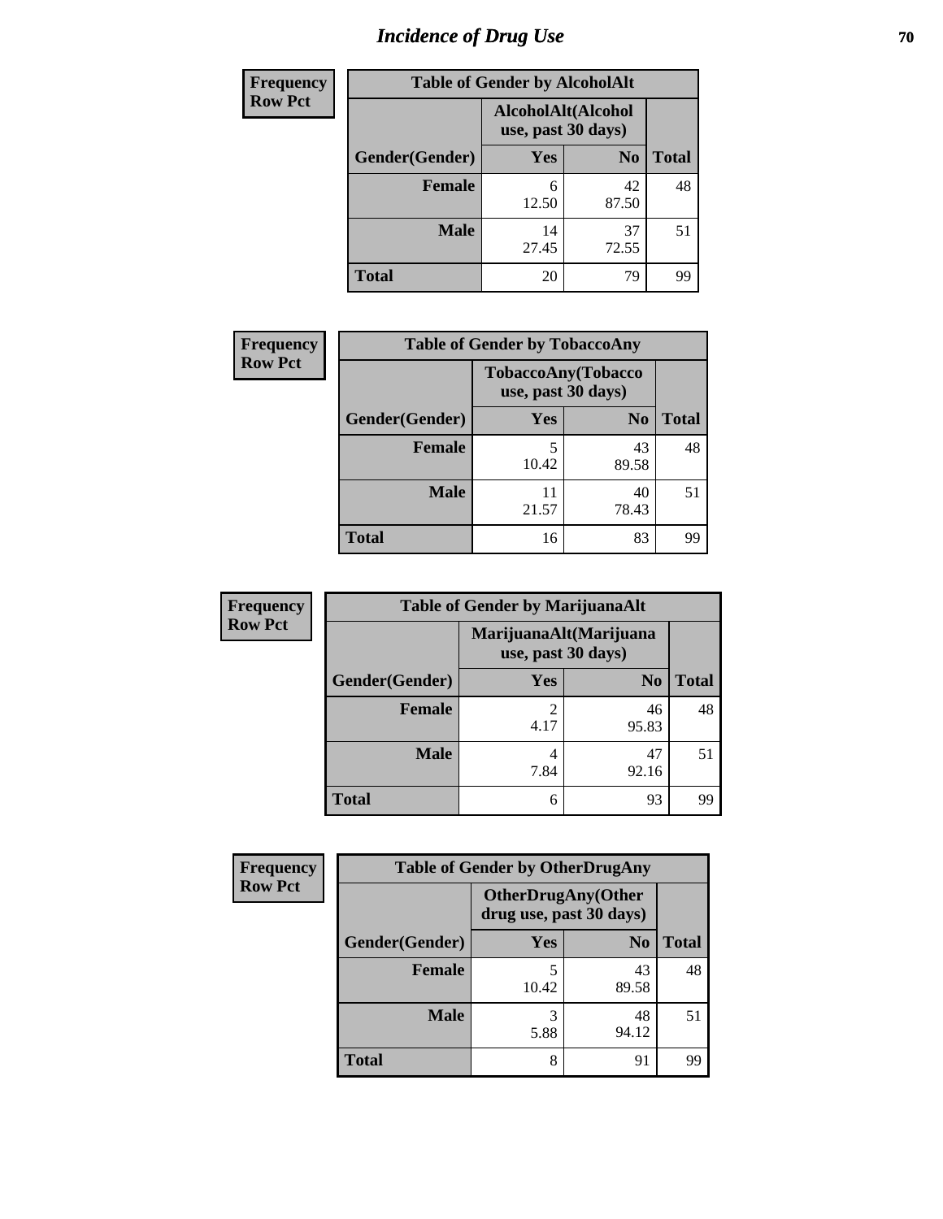# Incidence of Drug Use

**Frequency**
**Row Pct**

| Table of Gender by AlcoholAlt | | | |
|---|---|---|---|
| | AlcoholAlt(Alcohol use, past 30 days) | | |
| Gender(Gender) | Yes | No | Total |
| Female | 6<br>12.50 | 42<br>87.50 | 48 |
| Male | 14<br>27.45 | 37<br>72.55 | 51 |
| Total | 20 | 79 | 99 |

**Frequency**
**Row Pct**

| Table of Gender by TobaccoAny | | | |
|---|---|---|---|
| | TobaccoAny(Tobacco use, past 30 days) | | |
| Gender(Gender) | Yes | No | Total |
| Female | 5<br>10.42 | 43<br>89.58 | 48 |
| Male | 11<br>21.57 | 40<br>78.43 | 51 |
| Total | 16 | 83 | 99 |

**Frequency**
**Row Pct**

| Table of Gender by MarijuanaAlt | | | |
|---|---|---|---|
| | MarijuanaAlt(Marijuana use, past 30 days) | | |
| Gender(Gender) | Yes | No | Total |
| Female | 2<br>4.17 | 46<br>95.83 | 48 |
| Male | 4<br>7.84 | 47<br>92.16 | 51 |
| Total | 6 | 93 | 99 |

**Frequency**
**Row Pct**

| Table of Gender by OtherDrugAny | | | |
|---|---|---|---|
| | OtherDrugAny(Other drug use, past 30 days) | | |
| Gender(Gender) | Yes | No | Total |
| Female | 5<br>10.42 | 43<br>89.58 | 48 |
| Male | 3<br>5.88 | 48<br>94.12 | 51 |
| Total | 8 | 91 | 99 |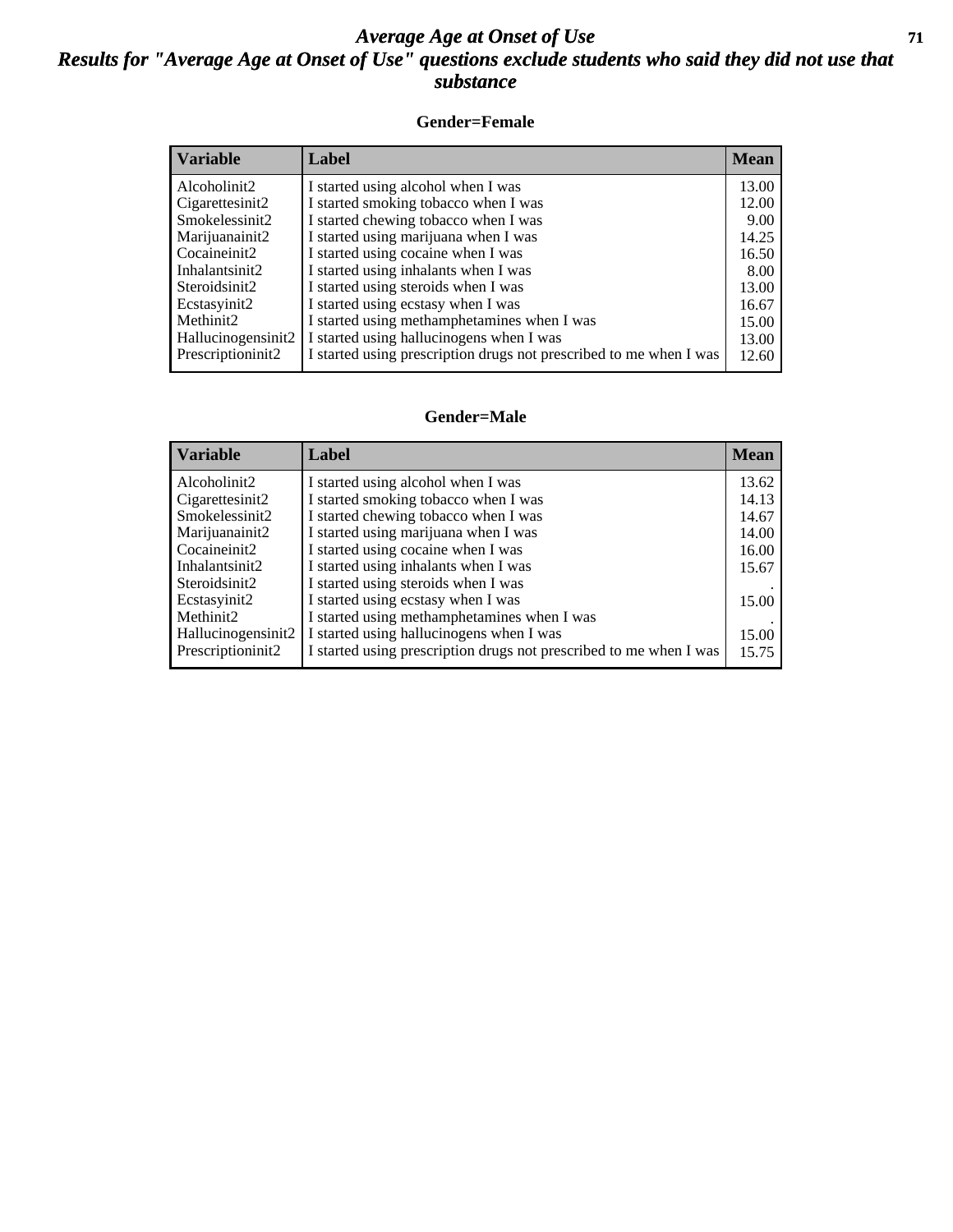# *Average Age at Onset of Use*

## *Results for "Average Age at Onset of Use" questions exclude students who said they did not use that substance*

### Gender=Female

| Variable | Label | Mean |
|---|---|---|
| Alcoholinit2 | I started using alcohol when I was | 13.00 |
| Cigarettesinit2 | I started smoking tobacco when I was | 12.00 |
| Smokelessinit2 | I started chewing tobacco when I was | 9.00 |
| Marijuanainit2 | I started using marijuana when I was | 14.25 |
| Cocaineinit2 | I started using cocaine when I was | 16.50 |
| Inhalantsinit2 | I started using inhalants when I was | 8.00 |
| Steroidsinit2 | I started using steroids when I was | 13.00 |
| Ecstasyinit2 | I started using ecstasy when I was | 16.67 |
| Methinit2 | I started using methamphetamines when I was | 15.00 |
| Hallucinogensinit2 | I started using hallucinogens when I was | 13.00 |
| Prescriptioninit2 | I started using prescription drugs not prescribed to me when I was | 12.60 |

### Gender=Male

| Variable | Label | Mean |
|---|---|---|
| Alcoholinit2 | I started using alcohol when I was | 13.62 |
| Cigarettesinit2 | I started smoking tobacco when I was | 14.13 |
| Smokelessinit2 | I started chewing tobacco when I was | 14.67 |
| Marijuanainit2 | I started using marijuana when I was | 14.00 |
| Cocaineinit2 | I started using cocaine when I was | 16.00 |
| Inhalantsinit2 | I started using inhalants when I was | 15.67 |
| Steroidsinit2 | I started using steroids when I was | . |
| Ecstasyinit2 | I started using ecstasy when I was | 15.00 |
| Methinit2 | I started using methamphetamines when I was | . |
| Hallucinogensinit2 | I started using hallucinogens when I was | 15.00 |
| Prescriptioninit2 | I started using prescription drugs not prescribed to me when I was | 15.75 |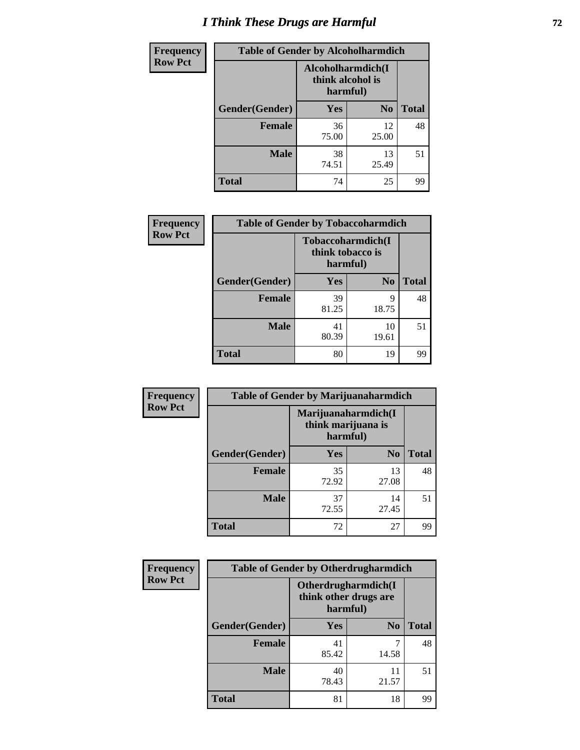# I Think These Drugs are Harmful

| Frequency<br>Row Pct | Table of Gender by Alcoholharmdich | | |
|---|---|---|---|
| | Alcoholharmdich(I think alcohol is harmful) | | |
| Gender(Gender) | Yes | No | Total |
| Female | 36<br>75.00 | 12<br>25.00 | 48 |
| Male | 38<br>74.51 | 13<br>25.49 | 51 |
| Total | 74 | 25 | 99 |

| Frequency<br>Row Pct | Table of Gender by Tobaccoharmdich | | |
|---|---|---|---|
| | Tobaccoharmdich(I think tobacco is harmful) | | |
| Gender(Gender) | Yes | No | Total |
| Female | 39<br>81.25 | 9<br>18.75 | 48 |
| Male | 41<br>80.39 | 10<br>19.61 | 51 |
| Total | 80 | 19 | 99 |

| Frequency<br>Row Pct | Table of Gender by Marijuanaharmdich | | |
|---|---|---|---|
| | Marijuanaharmdich(I think marijuana is harmful) | | |
| Gender(Gender) | Yes | No | Total |
| Female | 35<br>72.92 | 13<br>27.08 | 48 |
| Male | 37<br>72.55 | 14<br>27.45 | 51 |
| Total | 72 | 27 | 99 |

| Frequency<br>Row Pct | Table of Gender by Otherdrugharmdich | | |
|---|---|---|---|
| | Otherdrugharmdich(I think other drugs are harmful) | | |
| Gender(Gender) | Yes | No | Total |
| Female | 41<br>85.42 | 7<br>14.58 | 48 |
| Male | 40<br>78.43 | 11<br>21.57 | 51 |
| Total | 81 | 18 | 99 |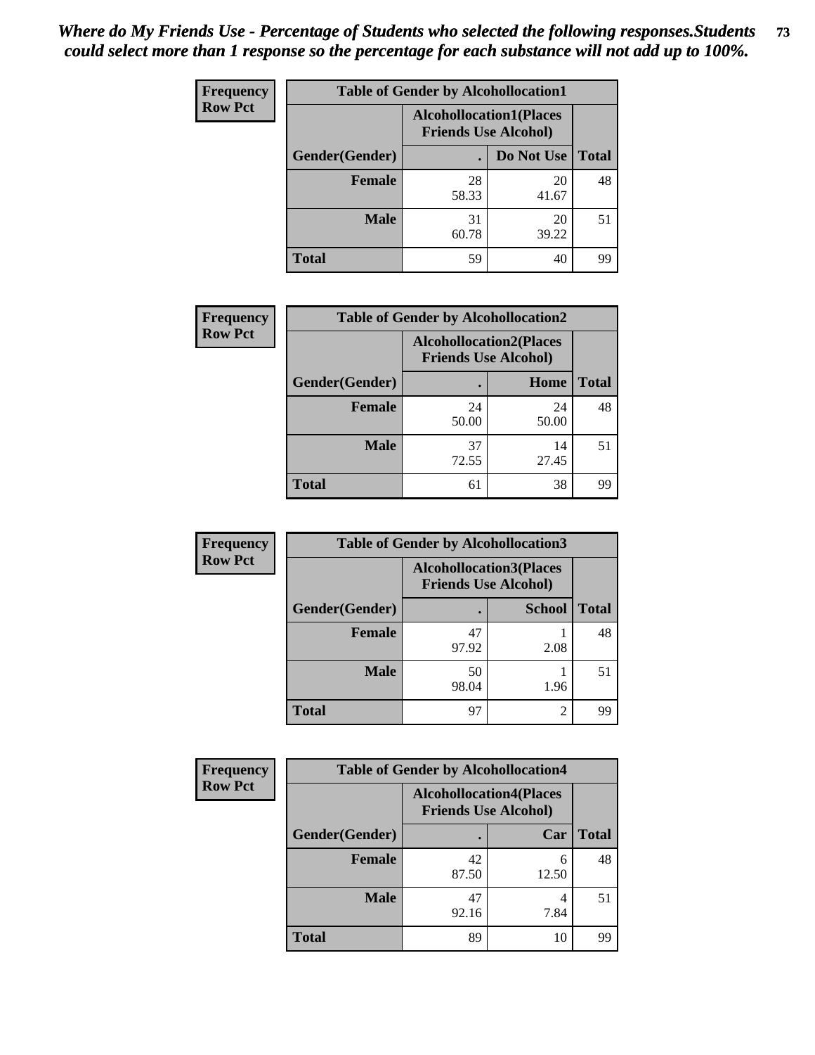*Where do My Friends Use - Percentage of Students who selected the following responses.Students could select more than 1 response so the percentage for each substance will not add up to 100%.*

**Frequency**
**Row Pct**

| Table of Gender by Alcohollocation1 | | | |
|---|---|---|---|
| | Alcohollocation1(Places Friends Use Alcohol) | | |
| Gender(Gender) | . | Do Not Use | Total |
| **Female** | 28<br>58.33 | 20<br>41.67 | 48 |
| **Male** | 31<br>60.78 | 20<br>39.22 | 51 |
| **Total** | 59 | 40 | 99 |

**Frequency**
**Row Pct**

| Table of Gender by Alcohollocation2 | | | |
|---|---|---|---|
| | Alcohollocation2(Places Friends Use Alcohol) | | |
| Gender(Gender) | . | Home | Total |
| **Female** | 24<br>50.00 | 24<br>50.00 | 48 |
| **Male** | 37<br>72.55 | 14<br>27.45 | 51 |
| **Total** | 61 | 38 | 99 |

**Frequency**
**Row Pct**

| Table of Gender by Alcohollocation3 | | | |
|---|---|---|---|
| | Alcohollocation3(Places Friends Use Alcohol) | | |
| Gender(Gender) | . | School | Total |
| **Female** | 47<br>97.92 | 1<br>2.08 | 48 |
| **Male** | 50<br>98.04 | 1<br>1.96 | 51 |
| **Total** | 97 | 2 | 99 |

**Frequency**
**Row Pct**

| Table of Gender by Alcohollocation4 | | | |
|---|---|---|---|
| | Alcohollocation4(Places Friends Use Alcohol) | | |
| Gender(Gender) | . | Car | Total |
| **Female** | 42<br>87.50 | 6<br>12.50 | 48 |
| **Male** | 47<br>92.16 | 4<br>7.84 | 51 |
| **Total** | 89 | 10 | 99 |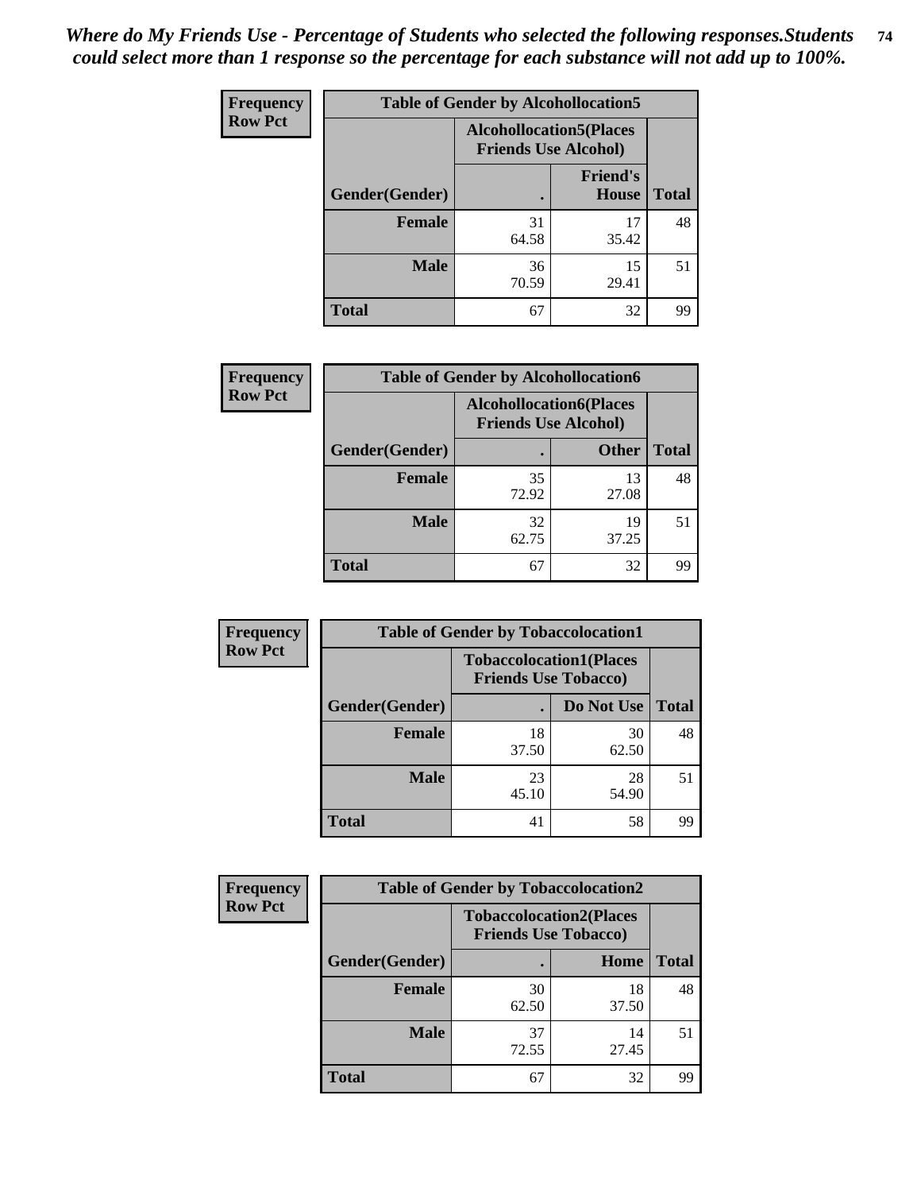***Where do My Friends Use - Percentage of Students who selected the following responses.Students could select more than 1 response so the percentage for each substance will not add up to 100%.***

**Frequency**
**Row Pct**

| Table of Gender by Alcohollocation5 | | | |
|---|---|---|---|
| | Alcohollocation5(Places Friends Use Alcohol) | | |
| Gender(Gender) | . | Friend's House | Total |
| **Female** | 31<br>64.58 | 17<br>35.42 | 48 |
| **Male** | 36<br>70.59 | 15<br>29.41 | 51 |
| **Total** | 67 | 32 | 99 |

**Frequency**
**Row Pct**

| Table of Gender by Alcohollocation6 | | | |
|---|---|---|---|
| | Alcohollocation6(Places Friends Use Alcohol) | | |
| Gender(Gender) | . | Other | Total |
| **Female** | 35<br>72.92 | 13<br>27.08 | 48 |
| **Male** | 32<br>62.75 | 19<br>37.25 | 51 |
| **Total** | 67 | 32 | 99 |

**Frequency**
**Row Pct**

| Table of Gender by Tobaccolocation1 | | | |
|---|---|---|---|
| | Tobaccolocation1(Places Friends Use Tobacco) | | |
| Gender(Gender) | . | Do Not Use | Total |
| **Female** | 18<br>37.50 | 30<br>62.50 | 48 |
| **Male** | 23<br>45.10 | 28<br>54.90 | 51 |
| **Total** | 41 | 58 | 99 |

**Frequency**
**Row Pct**

| Table of Gender by Tobaccolocation2 | | | |
|---|---|---|---|
| | Tobaccolocation2(Places Friends Use Tobacco) | | |
| Gender(Gender) | . | Home | Total |
| **Female** | 30<br>62.50 | 18<br>37.50 | 48 |
| **Male** | 37<br>72.55 | 14<br>27.45 | 51 |
| **Total** | 67 | 32 | 99 |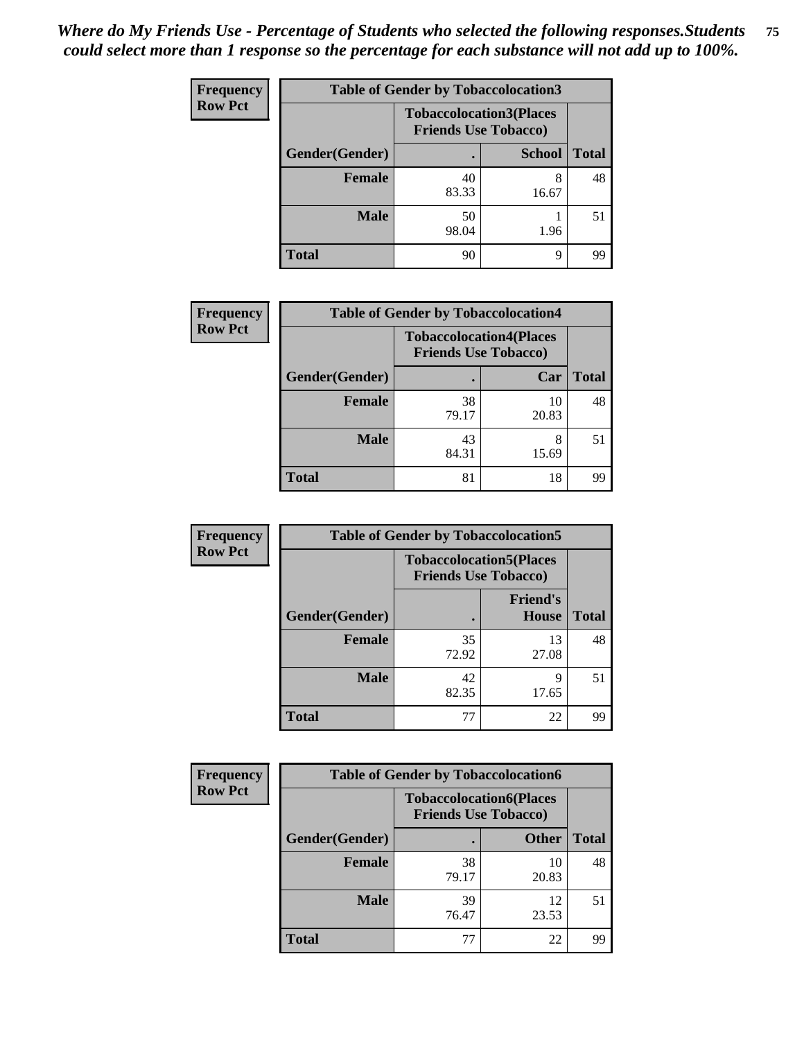*Where do My Friends Use - Percentage of Students who selected the following responses.Students could select more than 1 response so the percentage for each substance will not add up to 100%.*

**Frequency / Row Pct**

| Table of Gender by Tobaccolocation3 | | | |
|---|---|---|---|
| | Tobaccolocation3(Places Friends Use Tobacco) | | |
| Gender(Gender) | . | School | Total |
| Female | 40<br>83.33 | 8<br>16.67 | 48 |
| Male | 50<br>98.04 | 1<br>1.96 | 51 |
| Total | 90 | 9 | 99 |

**Frequency / Row Pct**

| Table of Gender by Tobaccolocation4 | | | |
|---|---|---|---|
| | Tobaccolocation4(Places Friends Use Tobacco) | | |
| Gender(Gender) | . | Car | Total |
| Female | 38<br>79.17 | 10<br>20.83 | 48 |
| Male | 43<br>84.31 | 8<br>15.69 | 51 |
| Total | 81 | 18 | 99 |

**Frequency / Row Pct**

| Table of Gender by Tobaccolocation5 | | | |
|---|---|---|---|
| | Tobaccolocation5(Places Friends Use Tobacco) | | |
| Gender(Gender) | . | Friend's House | Total |
| Female | 35<br>72.92 | 13<br>27.08 | 48 |
| Male | 42<br>82.35 | 9<br>17.65 | 51 |
| Total | 77 | 22 | 99 |

**Frequency / Row Pct**

| Table of Gender by Tobaccolocation6 | | | |
|---|---|---|---|
| | Tobaccolocation6(Places Friends Use Tobacco) | | |
| Gender(Gender) | . | Other | Total |
| Female | 38<br>79.17 | 10<br>20.83 | 48 |
| Male | 39<br>76.47 | 12<br>23.53 | 51 |
| Total | 77 | 22 | 99 |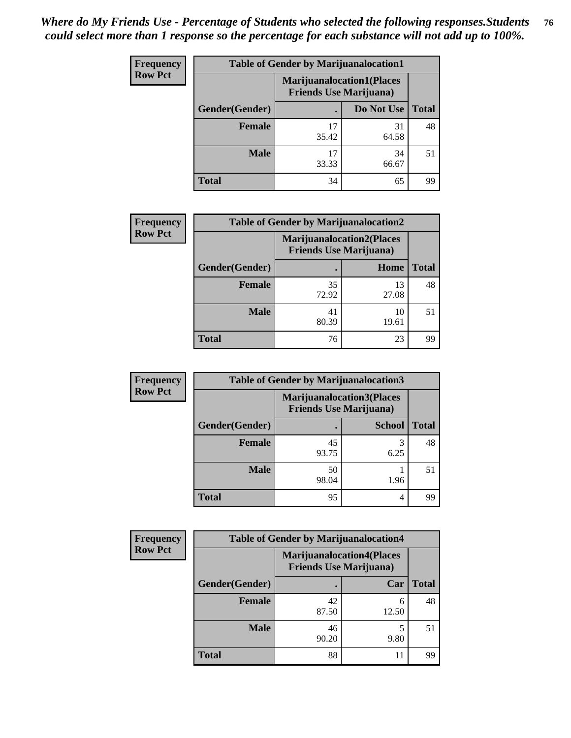***Where do My Friends Use - Percentage of Students who selected the following responses.Students could select more than 1 response so the percentage for each substance will not add up to 100%.***

**Frequency**
**Row Pct**

| Table of Gender by Marijuanalocation1 | | | |
|---|---|---|---|
| | Marijuanalocation1(Places Friends Use Marijuana) | | |
| Gender(Gender) | . | Do Not Use | Total |
| **Female** | 17<br>35.42 | 31<br>64.58 | 48 |
| **Male** | 17<br>33.33 | 34<br>66.67 | 51 |
| **Total** | 34 | 65 | 99 |

**Frequency**
**Row Pct**

| Table of Gender by Marijuanalocation2 | | | |
|---|---|---|---|
| | Marijuanalocation2(Places Friends Use Marijuana) | | |
| Gender(Gender) | . | Home | Total |
| **Female** | 35<br>72.92 | 13<br>27.08 | 48 |
| **Male** | 41<br>80.39 | 10<br>19.61 | 51 |
| **Total** | 76 | 23 | 99 |

**Frequency**
**Row Pct**

| Table of Gender by Marijuanalocation3 | | | |
|---|---|---|---|
| | Marijuanalocation3(Places Friends Use Marijuana) | | |
| Gender(Gender) | . | School | Total |
| **Female** | 45<br>93.75 | 3<br>6.25 | 48 |
| **Male** | 50<br>98.04 | 1<br>1.96 | 51 |
| **Total** | 95 | 4 | 99 |

**Frequency**
**Row Pct**

| Table of Gender by Marijuanalocation4 | | | |
|---|---|---|---|
| | Marijuanalocation4(Places Friends Use Marijuana) | | |
| Gender(Gender) | . | Car | Total |
| **Female** | 42<br>87.50 | 6<br>12.50 | 48 |
| **Male** | 46<br>90.20 | 5<br>9.80 | 51 |
| **Total** | 88 | 11 | 99 |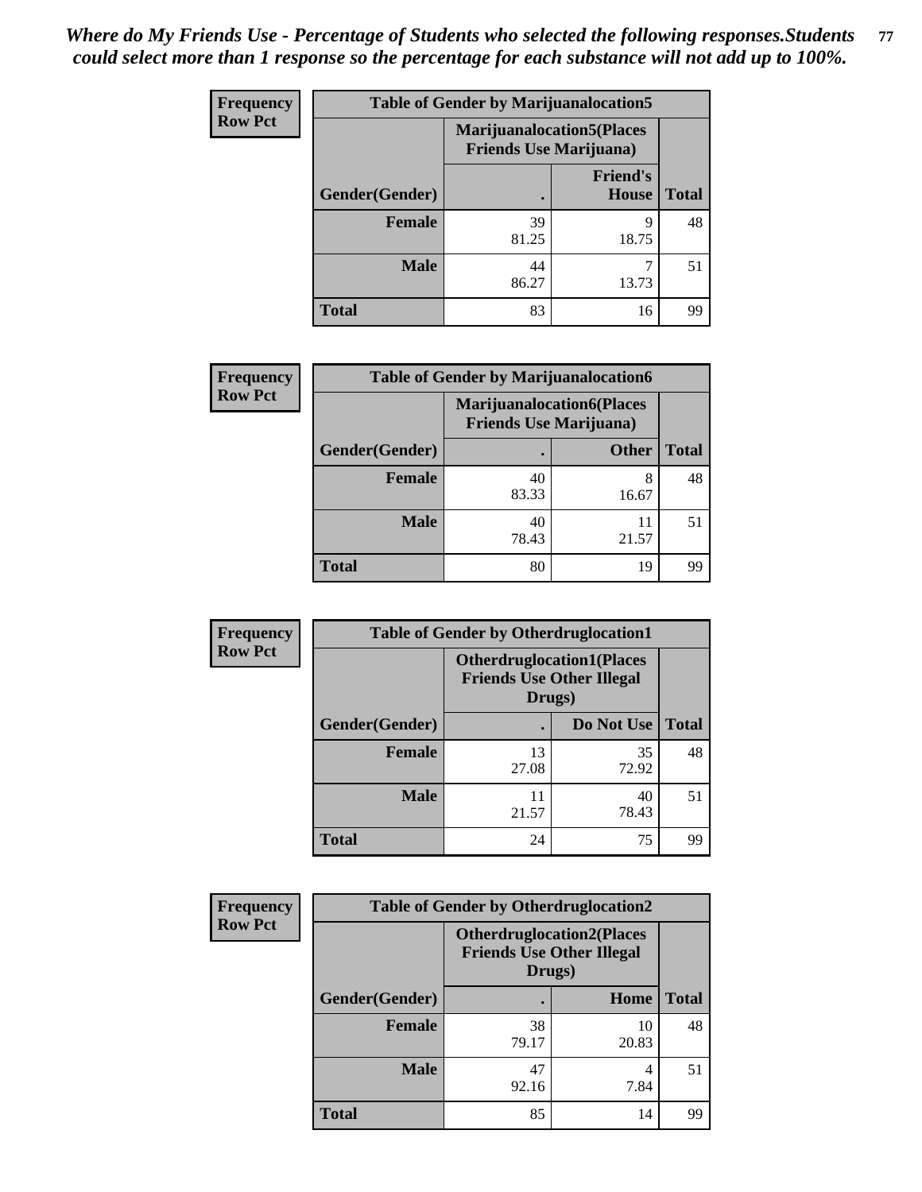*Where do My Friends Use - Percentage of Students who selected the following responses.Students could select more than 1 response so the percentage for each substance will not add up to 100%.*

**Table of Gender by Marijuanalocation5**

| Frequency Row Pct | Marijuanalocation5(Places Friends Use Marijuana) | | |
|---|---|---|---|
| Gender(Gender) | . | Friend's House | Total |
| Female | 39<br>81.25 | 9<br>18.75 | 48 |
| Male | 44<br>86.27 | 7<br>13.73 | 51 |
| Total | 83 | 16 | 99 |

**Table of Gender by Marijuanalocation6**

| Frequency Row Pct | Marijuanalocation6(Places Friends Use Marijuana) | | |
|---|---|---|---|
| Gender(Gender) | . | Other | Total |
| Female | 40<br>83.33 | 8<br>16.67 | 48 |
| Male | 40<br>78.43 | 11<br>21.57 | 51 |
| Total | 80 | 19 | 99 |

**Table of Gender by Otherdruglocation1**

| Frequency Row Pct | Otherdruglocation1(Places Friends Use Other Illegal Drugs) | | |
|---|---|---|---|
| Gender(Gender) | . | Do Not Use | Total |
| Female | 13<br>27.08 | 35<br>72.92 | 48 |
| Male | 11<br>21.57 | 40<br>78.43 | 51 |
| Total | 24 | 75 | 99 |

**Table of Gender by Otherdruglocation2**

| Frequency Row Pct | Otherdruglocation2(Places Friends Use Other Illegal Drugs) | | |
|---|---|---|---|
| Gender(Gender) | . | Home | Total |
| Female | 38<br>79.17 | 10<br>20.83 | 48 |
| Male | 47<br>92.16 | 4<br>7.84 | 51 |
| Total | 85 | 14 | 99 |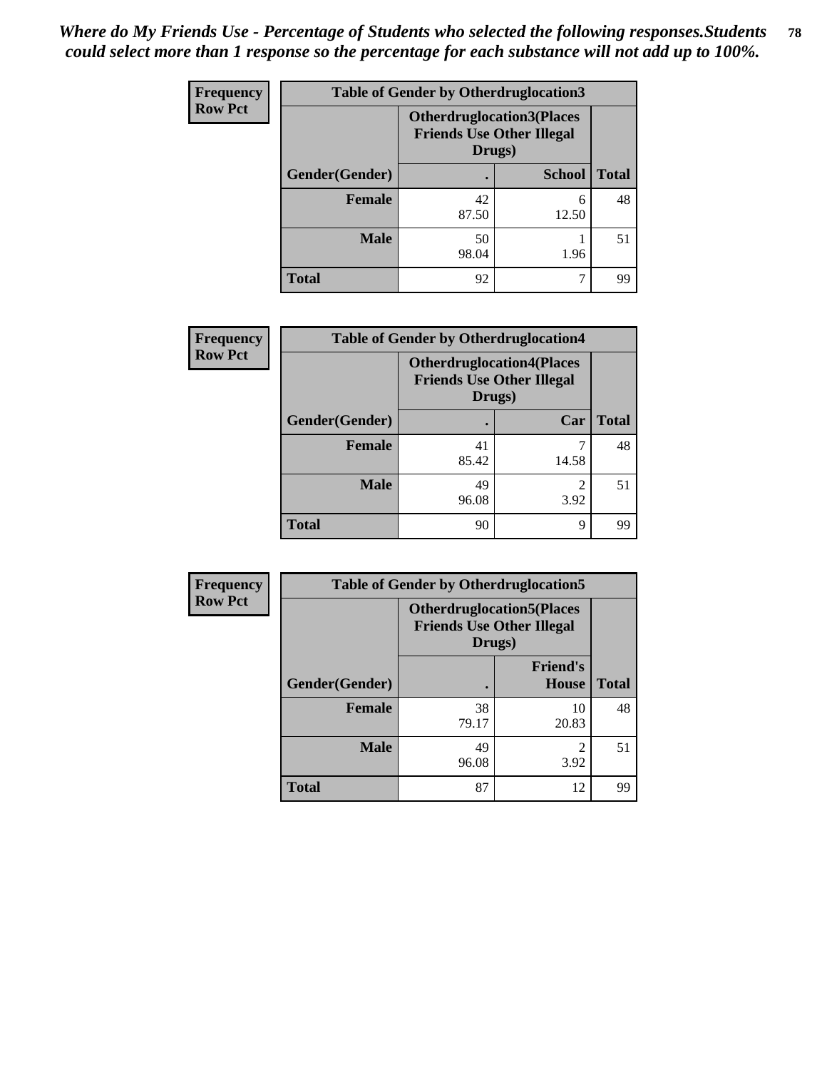*Where do My Friends Use - Percentage of Students who selected the following responses.Students could select more than 1 response so the percentage for each substance will not add up to 100%.*

**Frequency**
**Row Pct**

| Table of Gender by Otherdruglocation3 | | | |
|---|---|---|---|
| | Otherdruglocation3(Places Friends Use Other Illegal Drugs) | | |
| Gender(Gender) | . | School | Total |
| Female | 42<br>87.50 | 6<br>12.50 | 48 |
| Male | 50<br>98.04 | 1<br>1.96 | 51 |
| Total | 92 | 7 | 99 |

**Frequency**
**Row Pct**

| Table of Gender by Otherdruglocation4 | | | |
|---|---|---|---|
| | Otherdruglocation4(Places Friends Use Other Illegal Drugs) | | |
| Gender(Gender) | . | Car | Total |
| Female | 41<br>85.42 | 7<br>14.58 | 48 |
| Male | 49<br>96.08 | 2<br>3.92 | 51 |
| Total | 90 | 9 | 99 |

**Frequency**
**Row Pct**

| Table of Gender by Otherdruglocation5 | | | |
|---|---|---|---|
| | Otherdruglocation5(Places Friends Use Other Illegal Drugs) | | |
| Gender(Gender) | . | Friend's House | Total |
| Female | 38<br>79.17 | 10<br>20.83 | 48 |
| Male | 49<br>96.08 | 2<br>3.92 | 51 |
| Total | 87 | 12 | 99 |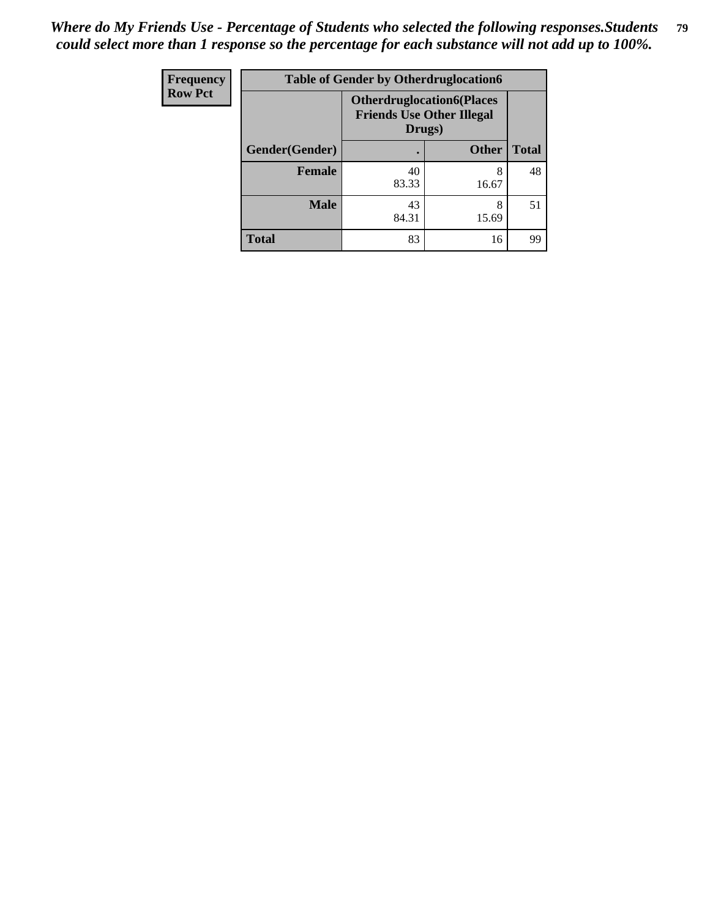*Where do My Friends Use - Percentage of Students who selected the following responses.Students could select more than 1 response so the percentage for each substance will not add up to 100%.*

| Frequency Row Pct | Table of Gender by Otherdruglocation6 | | |
|---|---|---|---|
| | Otherdruglocation6(Places Friends Use Other Illegal Drugs) | | |
| Gender(Gender) | . | Other | Total |
| Female | 40<br>83.33 | 8<br>16.67 | 48 |
| Male | 43<br>84.31 | 8<br>15.69 | 51 |
| Total | 83 | 16 | 99 |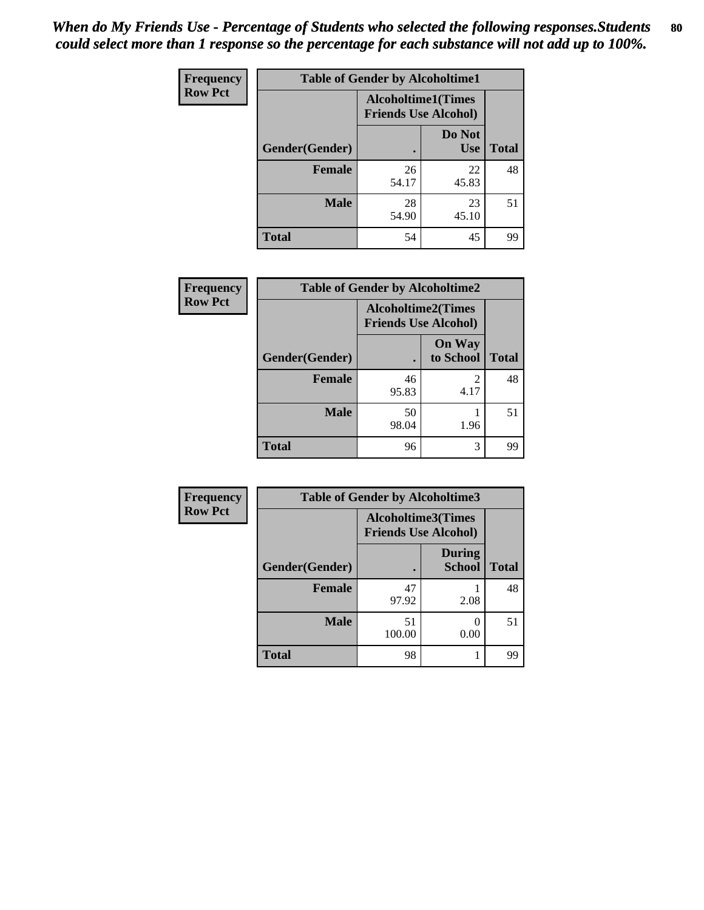*When do My Friends Use - Percentage of Students who selected the following responses.Students could select more than 1 response so the percentage for each substance will not add up to 100%.*

**Frequency**
**Row Pct**

| Table of Gender by Alcoholtime1 | | | |
|---|---|---|---|
| | Alcoholtime1(Times Friends Use Alcohol) | | |
| Gender(Gender) | . | Do Not Use | Total |
| **Female** | 26<br>54.17 | 22<br>45.83 | 48 |
| **Male** | 28<br>54.90 | 23<br>45.10 | 51 |
| **Total** | 54 | 45 | 99 |

**Frequency**
**Row Pct**

| Table of Gender by Alcoholtime2 | | | |
|---|---|---|---|
| | Alcoholtime2(Times Friends Use Alcohol) | | |
| Gender(Gender) | . | On Way to School | Total |
| **Female** | 46<br>95.83 | 2<br>4.17 | 48 |
| **Male** | 50<br>98.04 | 1<br>1.96 | 51 |
| **Total** | 96 | 3 | 99 |

**Frequency**
**Row Pct**

| Table of Gender by Alcoholtime3 | | | |
|---|---|---|---|
| | Alcoholtime3(Times Friends Use Alcohol) | | |
| Gender(Gender) | . | During School | Total |
| **Female** | 47<br>97.92 | 1<br>2.08 | 48 |
| **Male** | 51<br>100.00 | 0<br>0.00 | 51 |
| **Total** | 98 | 1 | 99 |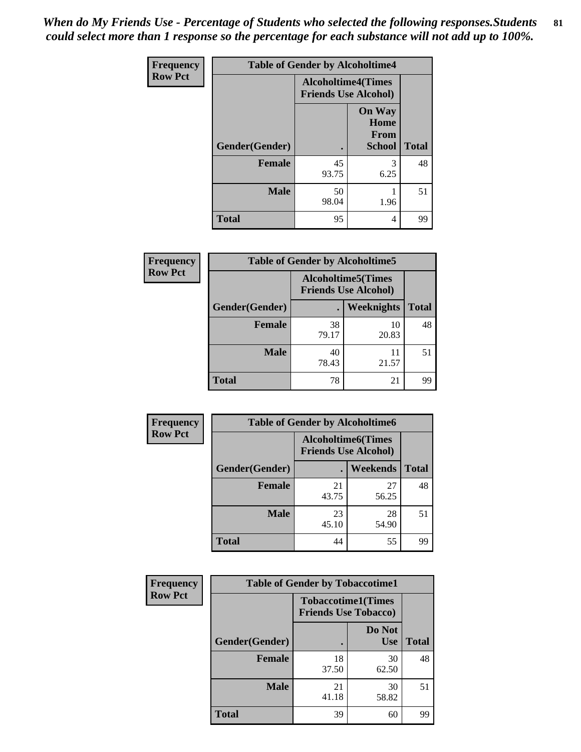*When do My Friends Use - Percentage of Students who selected the following responses.Students could select more than 1 response so the percentage for each substance will not add up to 100%.*

**Frequency**
**Row Pct**

| Table of Gender by Alcoholtime4 | | | |
|---|---|---|---|
| | Alcoholtime4(Times Friends Use Alcohol) | | |
| Gender(Gender) | . | On Way Home From School | Total |
| **Female** | 45<br>93.75 | 3<br>6.25 | 48 |
| **Male** | 50<br>98.04 | 1<br>1.96 | 51 |
| **Total** | 95 | 4 | 99 |

**Frequency**
**Row Pct**

| Table of Gender by Alcoholtime5 | | | |
|---|---|---|---|
| | Alcoholtime5(Times Friends Use Alcohol) | | |
| Gender(Gender) | . | Weeknights | Total |
| **Female** | 38<br>79.17 | 10<br>20.83 | 48 |
| **Male** | 40<br>78.43 | 11<br>21.57 | 51 |
| **Total** | 78 | 21 | 99 |

**Frequency**
**Row Pct**

| Table of Gender by Alcoholtime6 | | | |
|---|---|---|---|
| | Alcoholtime6(Times Friends Use Alcohol) | | |
| Gender(Gender) | . | Weekends | Total |
| **Female** | 21<br>43.75 | 27<br>56.25 | 48 |
| **Male** | 23<br>45.10 | 28<br>54.90 | 51 |
| **Total** | 44 | 55 | 99 |

**Frequency**
**Row Pct**

| Table of Gender by Tobaccotime1 | | | |
|---|---|---|---|
| | Tobaccotime1(Times Friends Use Tobacco) | | |
| Gender(Gender) | . | Do Not Use | Total |
| **Female** | 18<br>37.50 | 30<br>62.50 | 48 |
| **Male** | 21<br>41.18 | 30<br>58.82 | 51 |
| **Total** | 39 | 60 | 99 |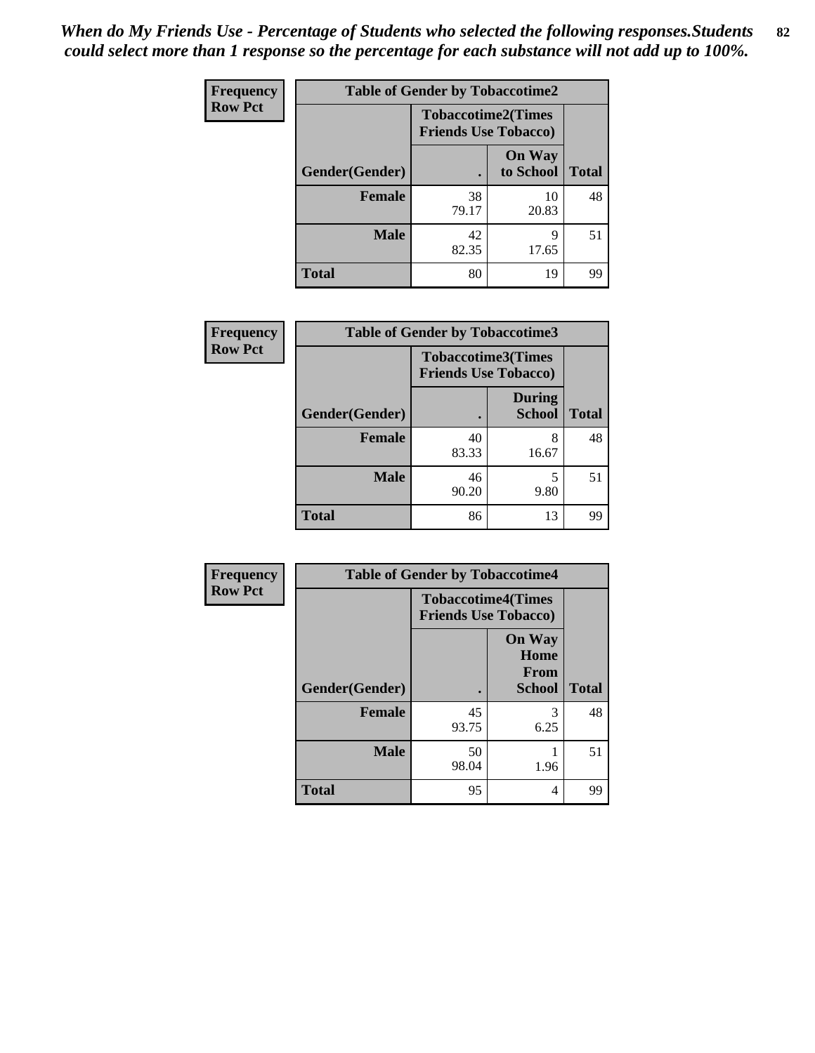*When do My Friends Use - Percentage of Students who selected the following responses.Students could select more than 1 response so the percentage for each substance will not add up to 100%.*

**Frequency**
**Row Pct**

| Table of Gender by Tobaccotime2 | | | |
|---|---|---|---|
| | Tobaccotime2(Times Friends Use Tobacco) | | |
| Gender(Gender) | . | On Way to School | Total |
| Female | 38<br>79.17 | 10<br>20.83 | 48 |
| Male | 42<br>82.35 | 9<br>17.65 | 51 |
| Total | 80 | 19 | 99 |

**Frequency**
**Row Pct**

| Table of Gender by Tobaccotime3 | | | |
|---|---|---|---|
| | Tobaccotime3(Times Friends Use Tobacco) | | |
| Gender(Gender) | . | During School | Total |
| Female | 40<br>83.33 | 8<br>16.67 | 48 |
| Male | 46<br>90.20 | 5<br>9.80 | 51 |
| Total | 86 | 13 | 99 |

**Frequency**
**Row Pct**

| Table of Gender by Tobaccotime4 | | | |
|---|---|---|---|
| | Tobaccotime4(Times Friends Use Tobacco) | | |
| Gender(Gender) | . | On Way Home From School | Total |
| Female | 45<br>93.75 | 3<br>6.25 | 48 |
| Male | 50<br>98.04 | 1<br>1.96 | 51 |
| Total | 95 | 4 | 99 |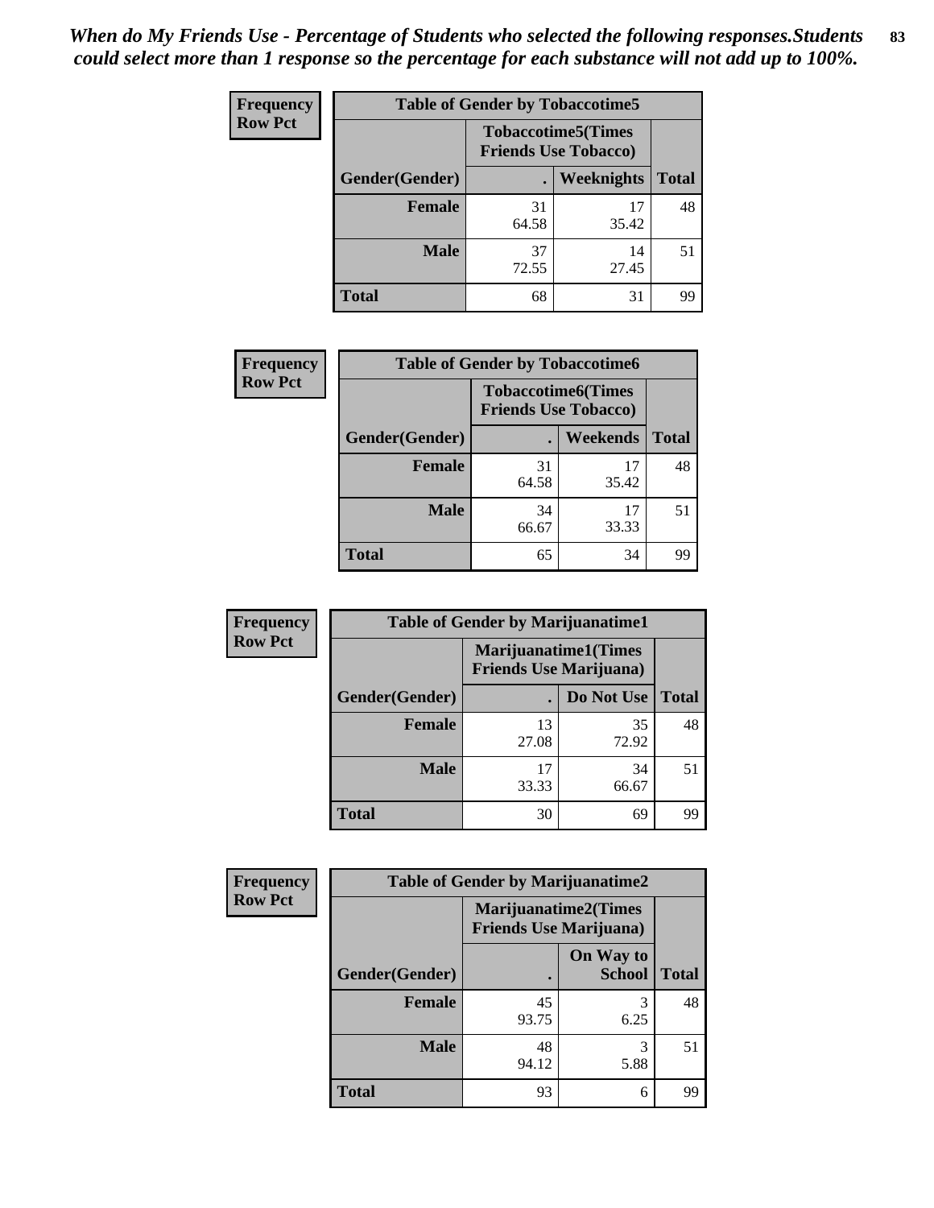*When do My Friends Use - Percentage of Students who selected the following responses.Students could select more than 1 response so the percentage for each substance will not add up to 100%.*

**Frequency**
**Row Pct**

| Table of Gender by Tobaccotime5 | | | |
|---|---|---|---|
| | Tobaccotime5(Times Friends Use Tobacco) | | |
| Gender(Gender) | . | Weeknights | Total |
| **Female** | 31<br>64.58 | 17<br>35.42 | 48 |
| **Male** | 37<br>72.55 | 14<br>27.45 | 51 |
| **Total** | 68 | 31 | 99 |

**Frequency**
**Row Pct**

| Table of Gender by Tobaccotime6 | | | |
|---|---|---|---|
| | Tobaccotime6(Times Friends Use Tobacco) | | |
| Gender(Gender) | . | Weekends | Total |
| **Female** | 31<br>64.58 | 17<br>35.42 | 48 |
| **Male** | 34<br>66.67 | 17<br>33.33 | 51 |
| **Total** | 65 | 34 | 99 |

**Frequency**
**Row Pct**

| Table of Gender by Marijuanatime1 | | | |
|---|---|---|---|
| | Marijuanatime1(Times Friends Use Marijuana) | | |
| Gender(Gender) | . | Do Not Use | Total |
| **Female** | 13<br>27.08 | 35<br>72.92 | 48 |
| **Male** | 17<br>33.33 | 34<br>66.67 | 51 |
| **Total** | 30 | 69 | 99 |

**Frequency**
**Row Pct**

| Table of Gender by Marijuanatime2 | | | |
|---|---|---|---|
| | Marijuanatime2(Times Friends Use Marijuana) | | |
| Gender(Gender) | . | On Way to School | Total |
| **Female** | 45<br>93.75 | 3<br>6.25 | 48 |
| **Male** | 48<br>94.12 | 3<br>5.88 | 51 |
| **Total** | 93 | 6 | 99 |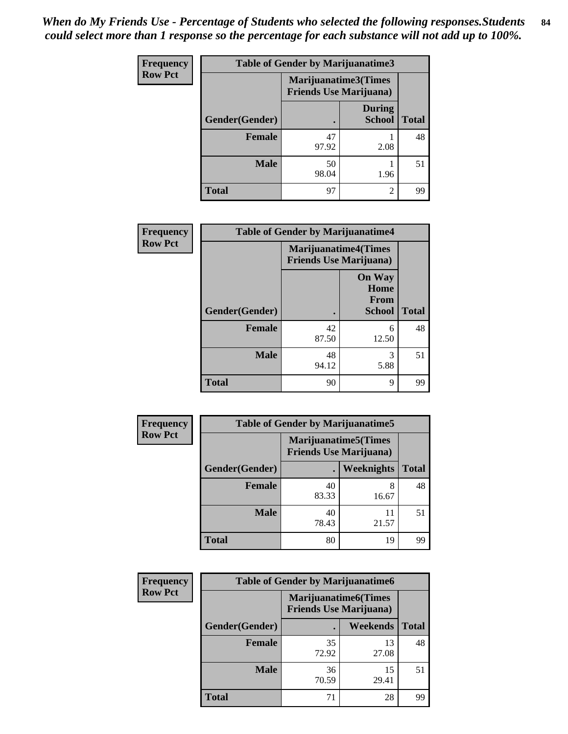*When do My Friends Use - Percentage of Students who selected the following responses.Students could select more than 1 response so the percentage for each substance will not add up to 100%.*

**Frequency**
**Row Pct**

| Table of Gender by Marijuanatime3 | | | |
|---|---|---|---|
| | Marijuanatime3(Times Friends Use Marijuana) | | |
| Gender(Gender) | . | During School | Total |
| Female | 47<br>97.92 | 1<br>2.08 | 48 |
| Male | 50<br>98.04 | 1<br>1.96 | 51 |
| Total | 97 | 2 | 99 |

**Frequency**
**Row Pct**

| Table of Gender by Marijuanatime4 | | | |
|---|---|---|---|
| | Marijuanatime4(Times Friends Use Marijuana) | | |
| Gender(Gender) | . | On Way Home From School | Total |
| Female | 42<br>87.50 | 6<br>12.50 | 48 |
| Male | 48<br>94.12 | 3<br>5.88 | 51 |
| Total | 90 | 9 | 99 |

**Frequency**
**Row Pct**

| Table of Gender by Marijuanatime5 | | | |
|---|---|---|---|
| | Marijuanatime5(Times Friends Use Marijuana) | | |
| Gender(Gender) | . | Weeknights | Total |
| Female | 40<br>83.33 | 8<br>16.67 | 48 |
| Male | 40<br>78.43 | 11<br>21.57 | 51 |
| Total | 80 | 19 | 99 |

**Frequency**
**Row Pct**

| Table of Gender by Marijuanatime6 | | | |
|---|---|---|---|
| | Marijuanatime6(Times Friends Use Marijuana) | | |
| Gender(Gender) | . | Weekends | Total |
| Female | 35<br>72.92 | 13<br>27.08 | 48 |
| Male | 36<br>70.59 | 15<br>29.41 | 51 |
| Total | 71 | 28 | 99 |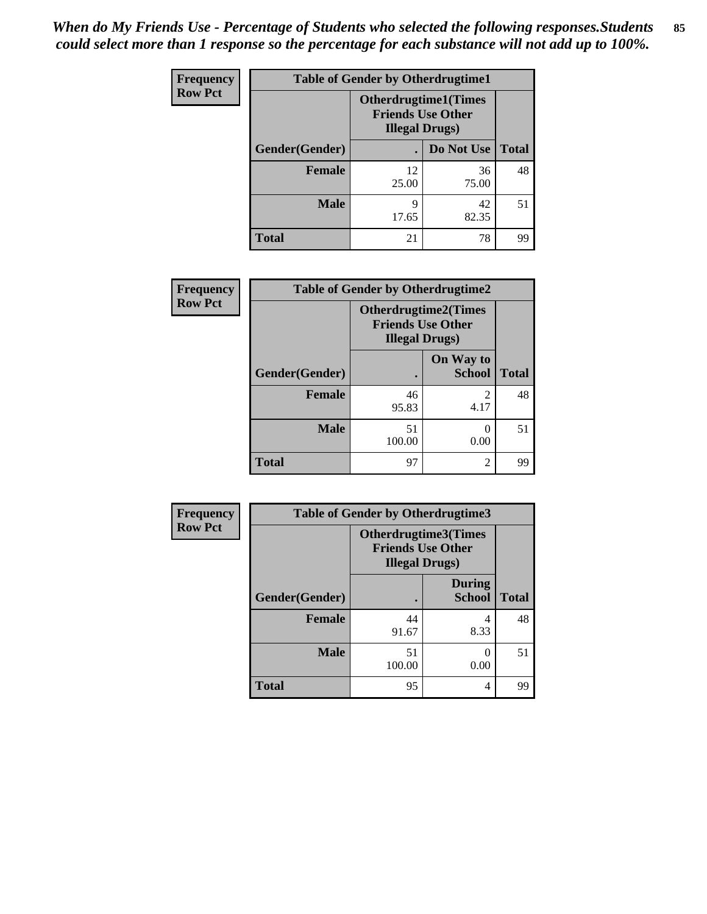*When do My Friends Use - Percentage of Students who selected the following responses.Students could select more than 1 response so the percentage for each substance will not add up to 100%.*

**Frequency**
**Row Pct**

| Table of Gender by Otherdrugtime1 | | | |
|---|---|---|---|
| | Otherdrugtime1(Times Friends Use Other Illegal Drugs) | | |
| Gender(Gender) | . | Do Not Use | Total |
| **Female** | 12<br>25.00 | 36<br>75.00 | 48 |
| **Male** | 9<br>17.65 | 42<br>82.35 | 51 |
| **Total** | 21 | 78 | 99 |

**Frequency**
**Row Pct**

| Table of Gender by Otherdrugtime2 | | | |
|---|---|---|---|
| | Otherdrugtime2(Times Friends Use Other Illegal Drugs) | | |
| Gender(Gender) | . | On Way to School | Total |
| **Female** | 46<br>95.83 | 2<br>4.17 | 48 |
| **Male** | 51<br>100.00 | 0<br>0.00 | 51 |
| **Total** | 97 | 2 | 99 |

**Frequency**
**Row Pct**

| Table of Gender by Otherdrugtime3 | | | |
|---|---|---|---|
| | Otherdrugtime3(Times Friends Use Other Illegal Drugs) | | |
| Gender(Gender) | . | During School | Total |
| **Female** | 44<br>91.67 | 4<br>8.33 | 48 |
| **Male** | 51<br>100.00 | 0<br>0.00 | 51 |
| **Total** | 95 | 4 | 99 |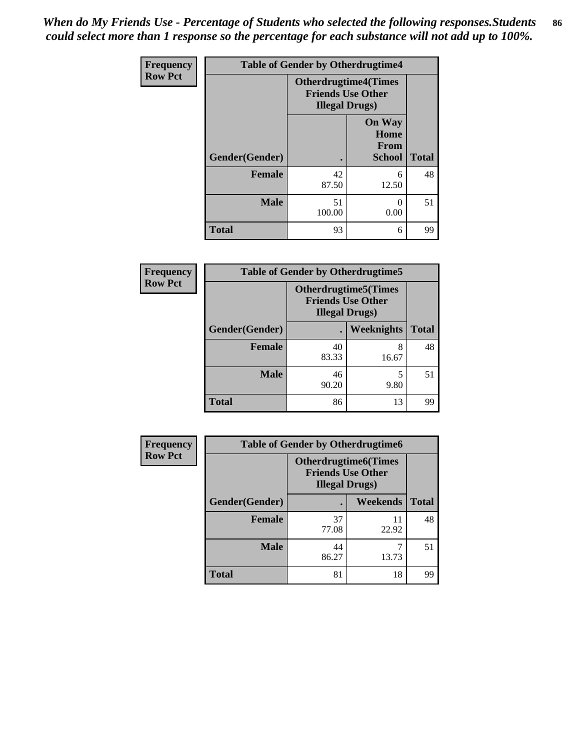*When do My Friends Use - Percentage of Students who selected the following responses.Students could select more than 1 response so the percentage for each substance will not add up to 100%.*

**Frequency**
**Row Pct**

| Table of Gender by Otherdrugtime4 | | | |
|---|---|---|---|
| | Otherdrugtime4(Times Friends Use Other Illegal Drugs) | | |
| Gender(Gender) | . | On Way Home From School | Total |
| Female | 42<br>87.50 | 6<br>12.50 | 48 |
| Male | 51<br>100.00 | 0<br>0.00 | 51 |
| Total | 93 | 6 | 99 |

**Frequency**
**Row Pct**

| Table of Gender by Otherdrugtime5 | | | |
|---|---|---|---|
| | Otherdrugtime5(Times Friends Use Other Illegal Drugs) | | |
| Gender(Gender) | . | Weeknights | Total |
| Female | 40<br>83.33 | 8<br>16.67 | 48 |
| Male | 46<br>90.20 | 5<br>9.80 | 51 |
| Total | 86 | 13 | 99 |

**Frequency**
**Row Pct**

| Table of Gender by Otherdrugtime6 | | | |
|---|---|---|---|
| | Otherdrugtime6(Times Friends Use Other Illegal Drugs) | | |
| Gender(Gender) | . | Weekends | Total |
| Female | 37<br>77.08 | 11<br>22.92 | 48 |
| Male | 44<br>86.27 | 7<br>13.73 | 51 |
| Total | 81 | 18 | 99 |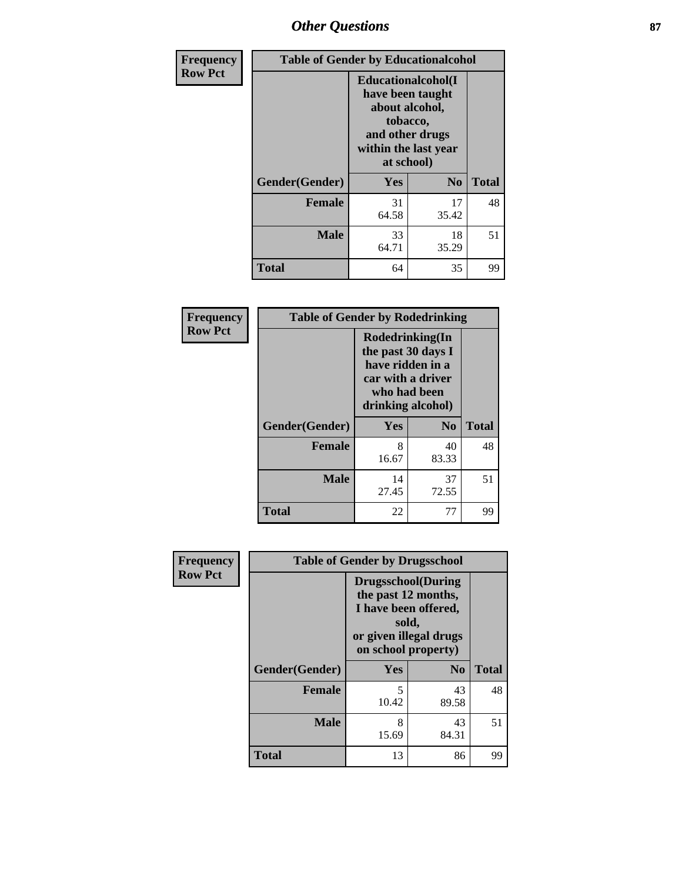| Frequency<br>Row Pct | Table of Gender by Educationalcohol | | |
|---|---|---|---|
| | **Educationalcohol(I have been taught about alcohol, tobacco, and other drugs within the last year at school)** | | |
| **Gender(Gender)** | **Yes** | **No** | **Total** |
| **Female** | 31<br>64.58 | 17<br>35.42 | 48 |
| **Male** | 33<br>64.71 | 18<br>35.29 | 51 |
| **Total** | 64 | 35 | 99 |

| Frequency<br>Row Pct | Table of Gender by Rodedrinking | | |
|---|---|---|---|
| | **Rodedrinking(In the past 30 days I have ridden in a car with a driver who had been drinking alcohol)** | | |
| **Gender(Gender)** | **Yes** | **No** | **Total** |
| **Female** | 8<br>16.67 | 40<br>83.33 | 48 |
| **Male** | 14<br>27.45 | 37<br>72.55 | 51 |
| **Total** | 22 | 77 | 99 |

| Frequency<br>Row Pct | Table of Gender by Drugsschool | | |
|---|---|---|---|
| | **Drugsschool(During the past 12 months, I have been offered, sold, or given illegal drugs on school property)** | | |
| **Gender(Gender)** | **Yes** | **No** | **Total** |
| **Female** | 5<br>10.42 | 43<br>89.58 | 48 |
| **Male** | 8<br>15.69 | 43<br>84.31 | 51 |
| **Total** | 13 | 86 | 99 |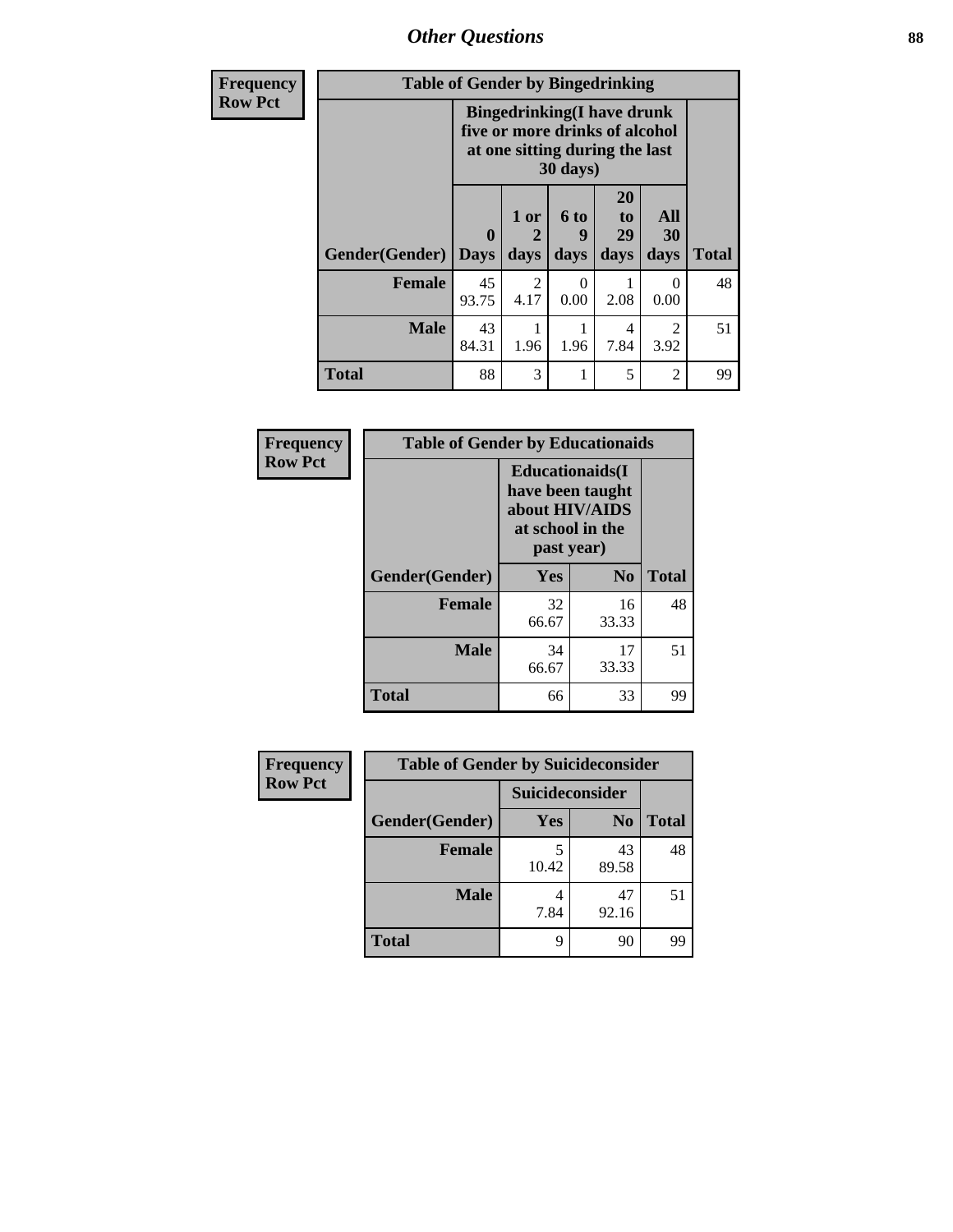## Other Questions

**Frequency**
**Row Pct**

| Table of Gender by Bingedrinking | | | | | | |
|---|---|---|---|---|---|---|
| | Bingedrinking(I have drunk five or more drinks of alcohol at one sitting during the last 30 days) | | | | | |
| Gender(Gender) | 0 Days | 1 or 2 days | 6 to 9 days | 20 to 29 days | All 30 days | Total |
| Female | 45<br>93.75 | 2<br>4.17 | 0<br>0.00 | 1<br>2.08 | 0<br>0.00 | 48 |
| Male | 43<br>84.31 | 1<br>1.96 | 1<br>1.96 | 4<br>7.84 | 2<br>3.92 | 51 |
| Total | 88 | 3 | 1 | 5 | 2 | 99 |

**Frequency**
**Row Pct**

| Table of Gender by Educationaids | | | |
|---|---|---|---|
| | Educationaids(I have been taught about HIV/AIDS at school in the past year) | | |
| Gender(Gender) | Yes | No | Total |
| Female | 32<br>66.67 | 16<br>33.33 | 48 |
| Male | 34<br>66.67 | 17<br>33.33 | 51 |
| Total | 66 | 33 | 99 |

**Frequency**
**Row Pct**

| Table of Gender by Suicideconsider | | | |
|---|---|---|---|
| | Suicideconsider | | |
| Gender(Gender) | Yes | No | Total |
| Female | 5<br>10.42 | 43<br>89.58 | 48 |
| Male | 4<br>7.84 | 47<br>92.16 | 51 |
| Total | 9 | 90 | 99 |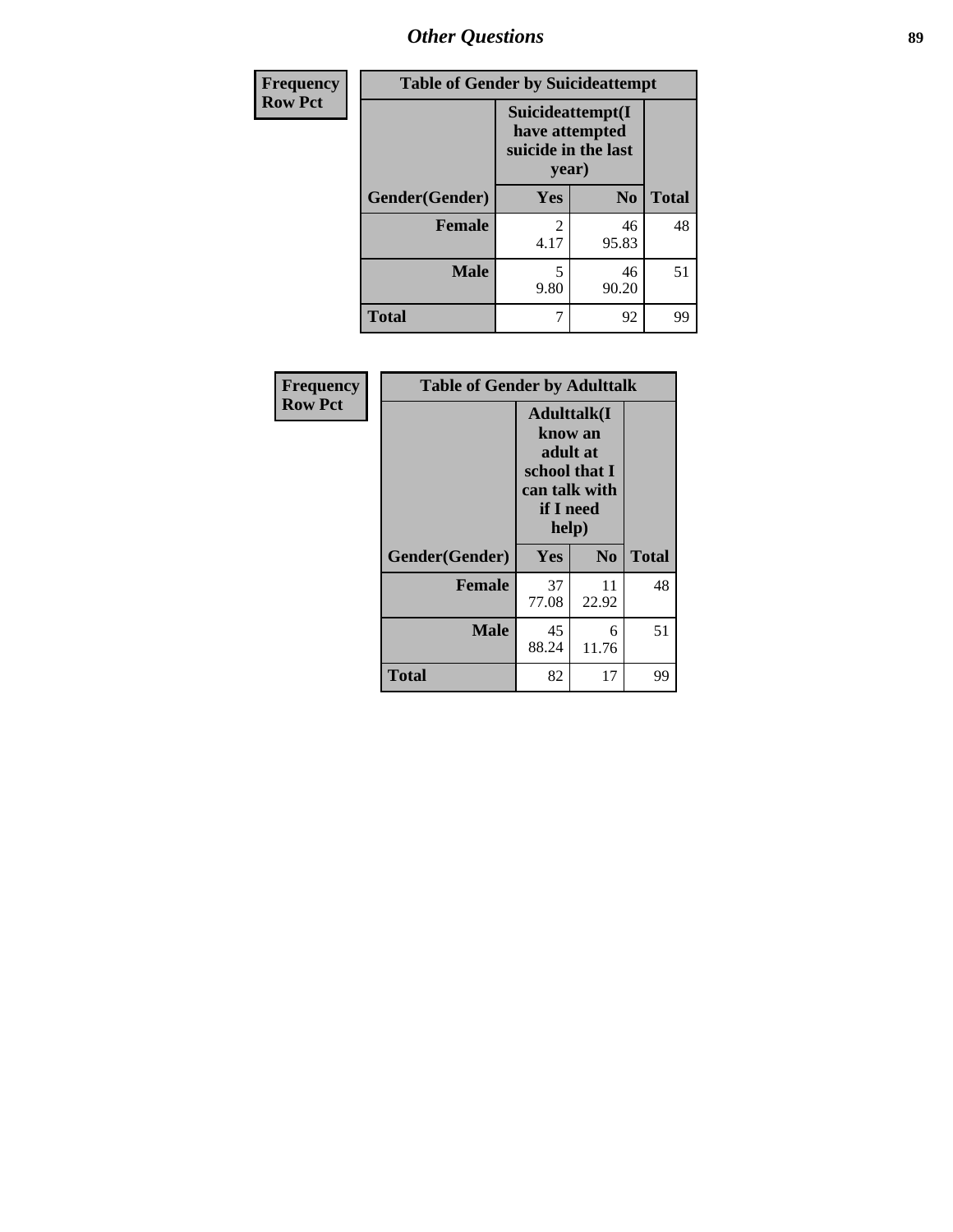| Frequency<br>Row Pct | Table of Gender by Suicideattempt | | |
|---|---|---|---|
| | Suicideattempt(I have attempted suicide in the last year) | | |
| Gender(Gender) | Yes | No | Total |
| Female | 2<br>4.17 | 46<br>95.83 | 48 |
| Male | 5<br>9.80 | 46<br>90.20 | 51 |
| Total | 7 | 92 | 99 |

| Frequency<br>Row Pct | Table of Gender by Adulttalk | | |
|---|---|---|---|
| | Adulttalk(I know an adult at school that I can talk with if I need help) | | |
| Gender(Gender) | Yes | No | Total |
| Female | 37<br>77.08 | 11<br>22.92 | 48 |
| Male | 45<br>88.24 | 6<br>11.76 | 51 |
| Total | 82 | 17 | 99 |